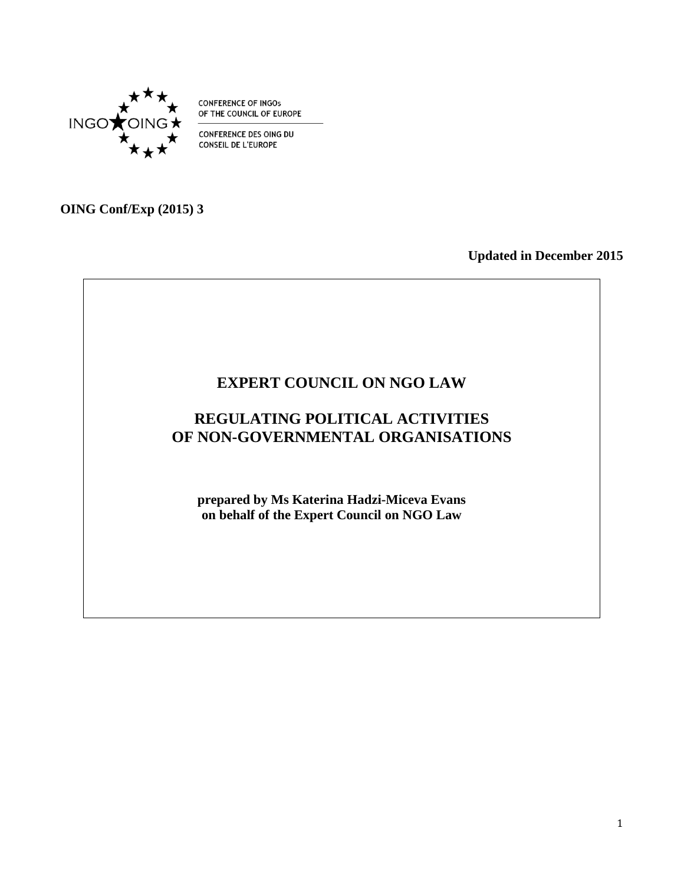CONFERENCE OF INGOs
OF THE COUNCIL OF EUROPE

CONFERENCE DES OING DU
CONSEIL DE L'EUROPE

**OING Conf/Exp (2015) 3**

**Updated in December 2015**

# EXPERT COUNCIL ON NGO LAW

# REGULATING POLITICAL ACTIVITIES OF NON-GOVERNMENTAL ORGANISATIONS

**prepared by Ms Katerina Hadzi-Miceva Evans on behalf of the Expert Council on NGO Law**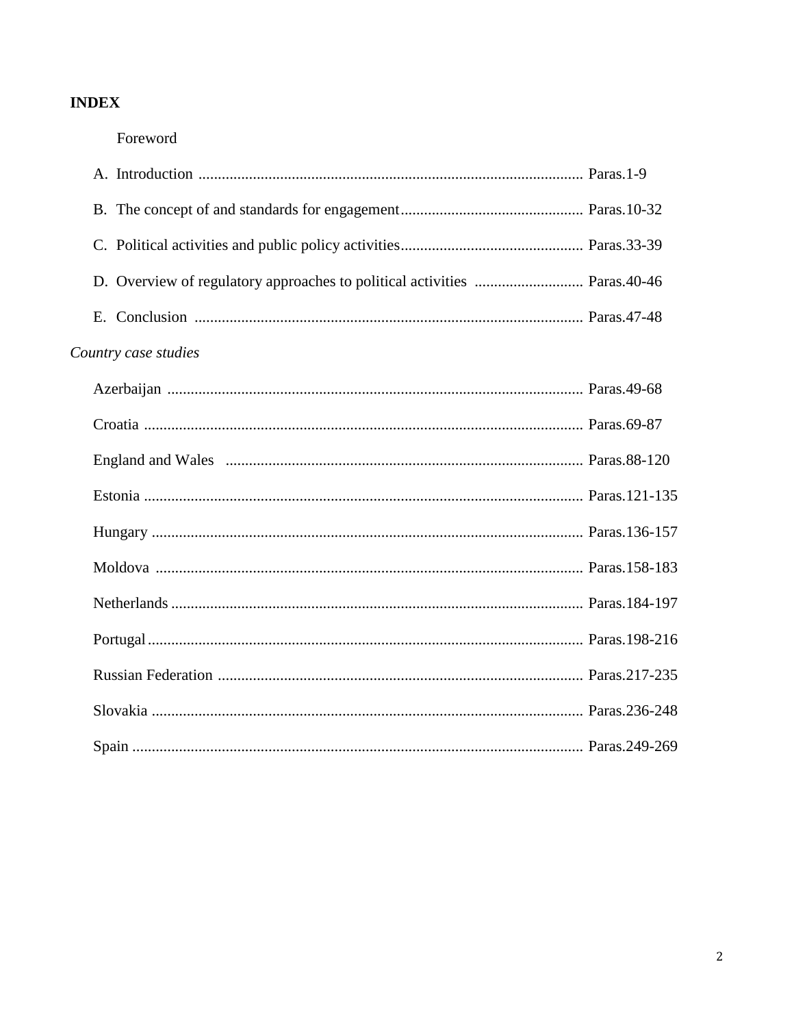**INDEX**

Foreword

A. Introduction ........................................................................................ Paras.1-9

B. The concept of and standards for engagement ............................................... Paras.10-32

C. Political activities and public policy activities ............................................... Paras.33-39

D. Overview of regulatory approaches to political activities ............................ Paras.40-46

E. Conclusion ........................................................................................ Paras.47-48

*Country case studies*

Azerbaijan ........................................................................................ Paras.49-68

Croatia ........................................................................................ Paras.69-87

England and Wales ........................................................................................ Paras.88-120

Estonia ........................................................................................ Paras.121-135

Hungary ........................................................................................ Paras.136-157

Moldova ........................................................................................ Paras.158-183

Netherlands ........................................................................................ Paras.184-197

Portugal ........................................................................................ Paras.198-216

Russian Federation ........................................................................................ Paras.217-235

Slovakia ........................................................................................ Paras.236-248

Spain ........................................................................................ Paras.249-269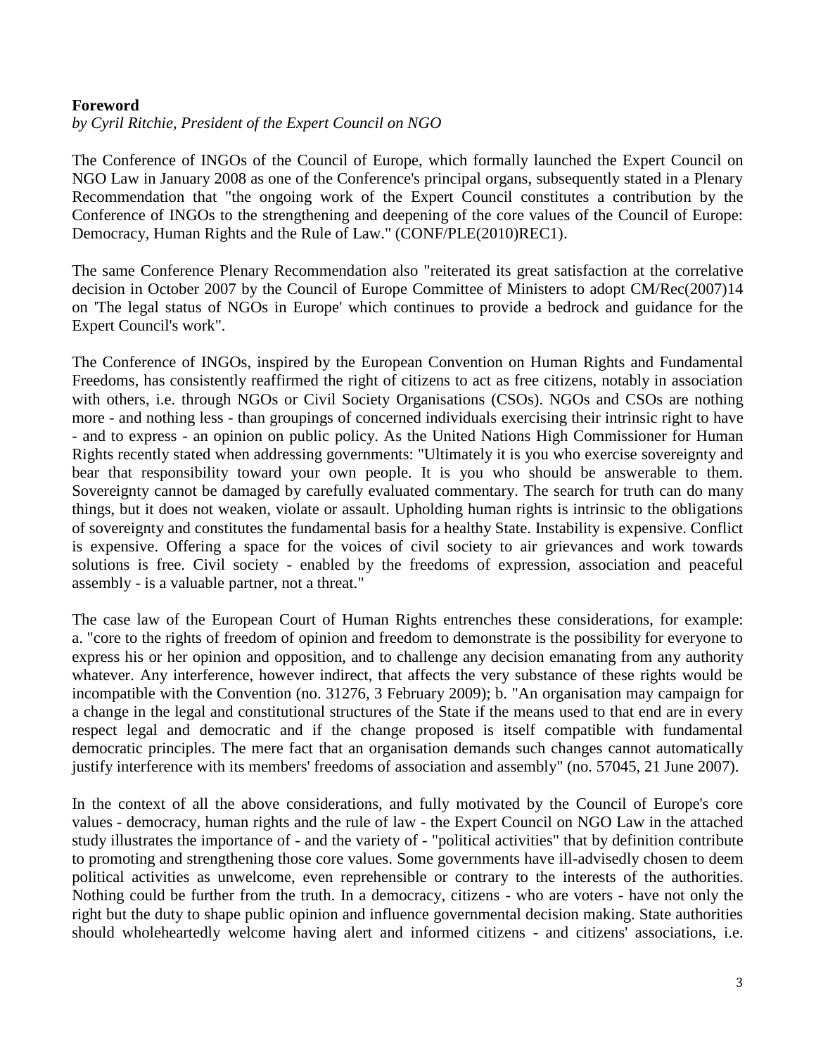**Foreword**

*by Cyril Ritchie, President of the Expert Council on NGO*

The Conference of INGOs of the Council of Europe, which formally launched the Expert Council on NGO Law in January 2008 as one of the Conference's principal organs, subsequently stated in a Plenary Recommendation that "the ongoing work of the Expert Council constitutes a contribution by the Conference of INGOs to the strengthening and deepening of the core values of the Council of Europe: Democracy, Human Rights and the Rule of Law." (CONF/PLE(2010)REC1).

The same Conference Plenary Recommendation also "reiterated its great satisfaction at the correlative decision in October 2007 by the Council of Europe Committee of Ministers to adopt CM/Rec(2007)14 on 'The legal status of NGOs in Europe' which continues to provide a bedrock and guidance for the Expert Council's work".

The Conference of INGOs, inspired by the European Convention on Human Rights and Fundamental Freedoms, has consistently reaffirmed the right of citizens to act as free citizens, notably in association with others, i.e. through NGOs or Civil Society Organisations (CSOs). NGOs and CSOs are nothing more - and nothing less - than groupings of concerned individuals exercising their intrinsic right to have - and to express - an opinion on public policy. As the United Nations High Commissioner for Human Rights recently stated when addressing governments: "Ultimately it is you who exercise sovereignty and bear that responsibility toward your own people. It is you who should be answerable to them. Sovereignty cannot be damaged by carefully evaluated commentary. The search for truth can do many things, but it does not weaken, violate or assault. Upholding human rights is intrinsic to the obligations of sovereignty and constitutes the fundamental basis for a healthy State. Instability is expensive. Conflict is expensive. Offering a space for the voices of civil society to air grievances and work towards solutions is free. Civil society - enabled by the freedoms of expression, association and peaceful assembly - is a valuable partner, not a threat."

The case law of the European Court of Human Rights entrenches these considerations, for example: a. "core to the rights of freedom of opinion and freedom to demonstrate is the possibility for everyone to express his or her opinion and opposition, and to challenge any decision emanating from any authority whatever. Any interference, however indirect, that affects the very substance of these rights would be incompatible with the Convention (no. 31276, 3 February 2009); b. "An organisation may campaign for a change in the legal and constitutional structures of the State if the means used to that end are in every respect legal and democratic and if the change proposed is itself compatible with fundamental democratic principles. The mere fact that an organisation demands such changes cannot automatically justify interference with its members' freedoms of association and assembly" (no. 57045, 21 June 2007).

In the context of all the above considerations, and fully motivated by the Council of Europe's core values - democracy, human rights and the rule of law - the Expert Council on NGO Law in the attached study illustrates the importance of - and the variety of - "political activities" that by definition contribute to promoting and strengthening those core values. Some governments have ill-advisedly chosen to deem political activities as unwelcome, even reprehensible or contrary to the interests of the authorities. Nothing could be further from the truth. In a democracy, citizens - who are voters - have not only the right but the duty to shape public opinion and influence governmental decision making. State authorities should wholeheartedly welcome having alert and informed citizens - and citizens' associations, i.e.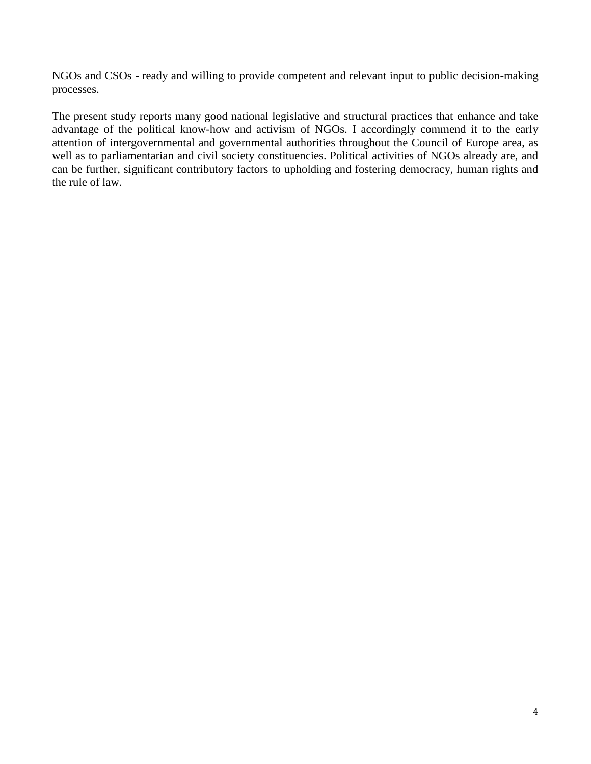NGOs and CSOs - ready and willing to provide competent and relevant input to public decision-making processes.

The present study reports many good national legislative and structural practices that enhance and take advantage of the political know-how and activism of NGOs. I accordingly commend it to the early attention of intergovernmental and governmental authorities throughout the Council of Europe area, as well as to parliamentarian and civil society constituencies. Political activities of NGOs already are, and can be further, significant contributory factors to upholding and fostering democracy, human rights and the rule of law.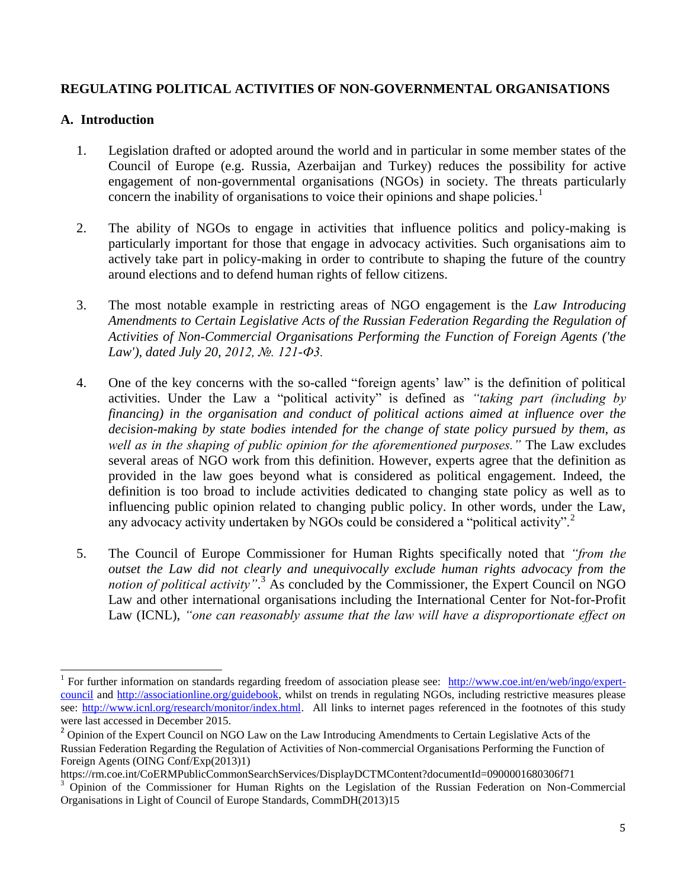## REGULATING POLITICAL ACTIVITIES OF NON-GOVERNMENTAL ORGANISATIONS

### A. Introduction

1. Legislation drafted or adopted around the world and in particular in some member states of the Council of Europe (e.g. Russia, Azerbaijan and Turkey) reduces the possibility for active engagement of non-governmental organisations (NGOs) in society. The threats particularly concern the inability of organisations to voice their opinions and shape policies.[1]

2. The ability of NGOs to engage in activities that influence politics and policy-making is particularly important for those that engage in advocacy activities. Such organisations aim to actively take part in policy-making in order to contribute to shaping the future of the country around elections and to defend human rights of fellow citizens.

3. The most notable example in restricting areas of NGO engagement is the *Law Introducing Amendments to Certain Legislative Acts of the Russian Federation Regarding the Regulation of Activities of Non-Commercial Organisations Performing the Function of Foreign Agents ('the Law'), dated July 20, 2012, №. 121-Ф3.*

4. One of the key concerns with the so-called "foreign agents' law" is the definition of political activities. Under the Law a "political activity" is defined as *"taking part (including by financing) in the organisation and conduct of political actions aimed at influence over the decision-making by state bodies intended for the change of state policy pursued by them, as well as in the shaping of public opinion for the aforementioned purposes."* The Law excludes several areas of NGO work from this definition. However, experts agree that the definition as provided in the law goes beyond what is considered as political engagement. Indeed, the definition is too broad to include activities dedicated to changing state policy as well as to influencing public opinion related to changing public policy. In other words, under the Law, any advocacy activity undertaken by NGOs could be considered a "political activity".[2]

5. The Council of Europe Commissioner for Human Rights specifically noted that *"from the outset the Law did not clearly and unequivocally exclude human rights advocacy from the notion of political activity"*.[3] As concluded by the Commissioner, the Expert Council on NGO Law and other international organisations including the International Center for Not-for-Profit Law (ICNL), *"one can reasonably assume that the law will have a disproportionate effect on*

---

[1] For further information on standards regarding freedom of association please see: http://www.coe.int/en/web/ingo/expert-council and http://associationline.org/guidebook, whilst on trends in regulating NGOs, including restrictive measures please see: http://www.icnl.org/research/monitor/index.html. All links to internet pages referenced in the footnotes of this study were last accessed in December 2015.

[2] Opinion of the Expert Council on NGO Law on the Law Introducing Amendments to Certain Legislative Acts of the Russian Federation Regarding the Regulation of Activities of Non-commercial Organisations Performing the Function of Foreign Agents (OING Conf/Exp(2013)1)
https://rm.coe.int/CoERMPublicCommonSearchServices/DisplayDCTMContent?documentId=0900001680306f71

[3] Opinion of the Commissioner for Human Rights on the Legislation of the Russian Federation on Non-Commercial Organisations in Light of Council of Europe Standards, CommDH(2013)15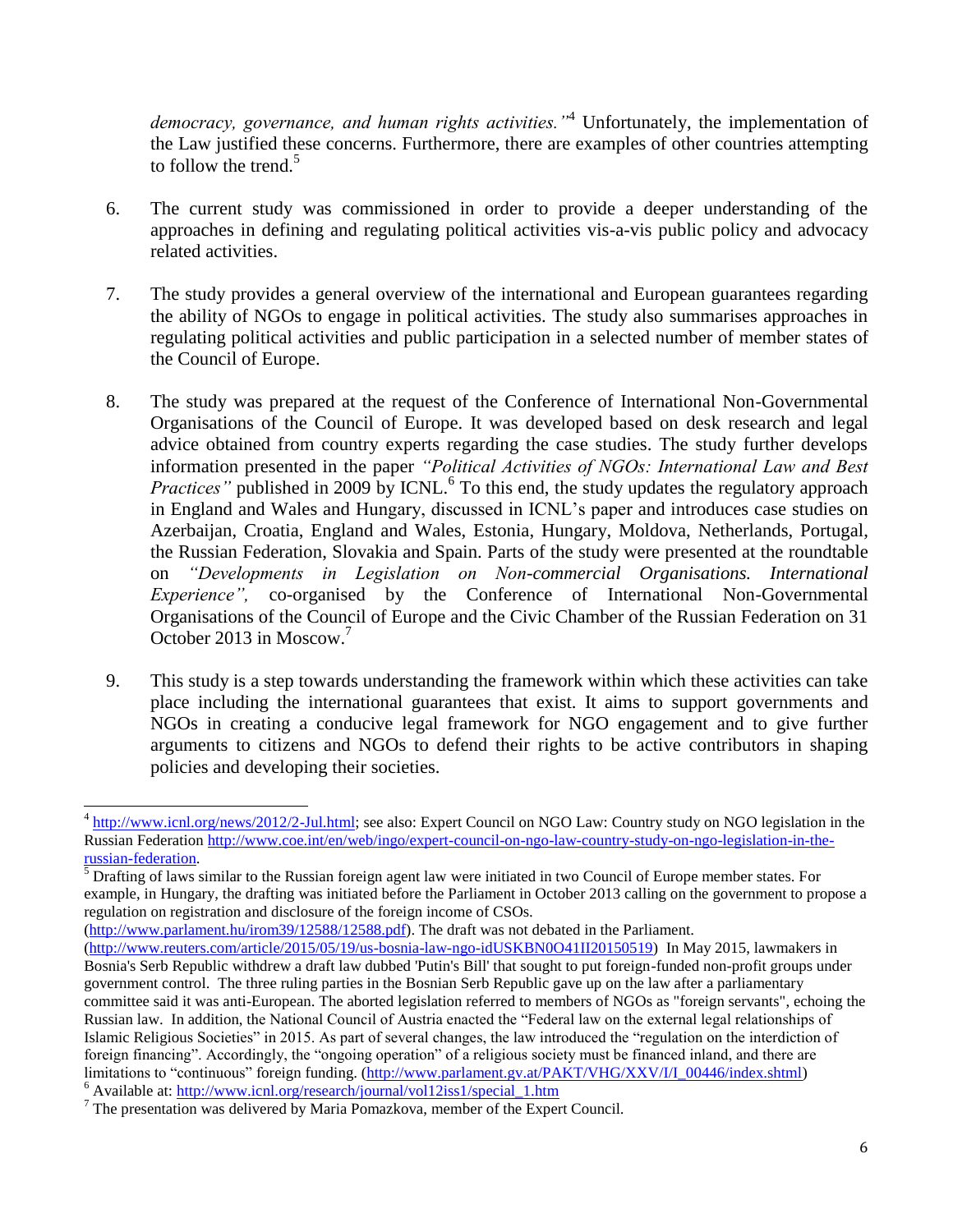*democracy, governance, and human rights activities."*[4] Unfortunately, the implementation of the Law justified these concerns. Furthermore, there are examples of other countries attempting to follow the trend.[5]

6. The current study was commissioned in order to provide a deeper understanding of the approaches in defining and regulating political activities vis-a-vis public policy and advocacy related activities.

7. The study provides a general overview of the international and European guarantees regarding the ability of NGOs to engage in political activities. The study also summarises approaches in regulating political activities and public participation in a selected number of member states of the Council of Europe.

8. The study was prepared at the request of the Conference of International Non-Governmental Organisations of the Council of Europe. It was developed based on desk research and legal advice obtained from country experts regarding the case studies. The study further develops information presented in the paper *"Political Activities of NGOs: International Law and Best Practices"* published in 2009 by ICNL.[6] To this end, the study updates the regulatory approach in England and Wales and Hungary, discussed in ICNL's paper and introduces case studies on Azerbaijan, Croatia, England and Wales, Estonia, Hungary, Moldova, Netherlands, Portugal, the Russian Federation, Slovakia and Spain. Parts of the study were presented at the roundtable on *"Developments in Legislation on Non-commercial Organisations. International Experience",* co-organised by the Conference of International Non-Governmental Organisations of the Council of Europe and the Civic Chamber of the Russian Federation on 31 October 2013 in Moscow.[7]

9. This study is a step towards understanding the framework within which these activities can take place including the international guarantees that exist. It aims to support governments and NGOs in creating a conducive legal framework for NGO engagement and to give further arguments to citizens and NGOs to defend their rights to be active contributors in shaping policies and developing their societies.

---

[4] http://www.icnl.org/news/2012/2-Jul.html; see also: Expert Council on NGO Law: Country study on NGO legislation in the Russian Federation http://www.coe.int/en/web/ingo/expert-council-on-ngo-law-country-study-on-ngo-legislation-in-the-russian-federation.

[5] Drafting of laws similar to the Russian foreign agent law were initiated in two Council of Europe member states. For example, in Hungary, the drafting was initiated before the Parliament in October 2013 calling on the government to propose a regulation on registration and disclosure of the foreign income of CSOs. (http://www.parlament.hu/irom39/12588/12588.pdf). The draft was not debated in the Parliament. (http://www.reuters.com/article/2015/05/19/us-bosnia-law-ngo-idUSKBN0O41II20150519) In May 2015, lawmakers in Bosnia's Serb Republic withdrew a draft law dubbed 'Putin's Bill' that sought to put foreign-funded non-profit groups under government control. The three ruling parties in the Bosnian Serb Republic gave up on the law after a parliamentary committee said it was anti-European. The aborted legislation referred to members of NGOs as "foreign servants", echoing the Russian law. In addition, the National Council of Austria enacted the "Federal law on the external legal relationships of Islamic Religious Societies" in 2015. As part of several changes, the law introduced the "regulation on the interdiction of foreign financing". Accordingly, the "ongoing operation" of a religious society must be financed inland, and there are limitations to "continuous" foreign funding. (http://www.parlament.gv.at/PAKT/VHG/XXV/I/I_00446/index.shtml)

[6] Available at: http://www.icnl.org/research/journal/vol12iss1/special_1.htm

[7] The presentation was delivered by Maria Pomazkova, member of the Expert Council.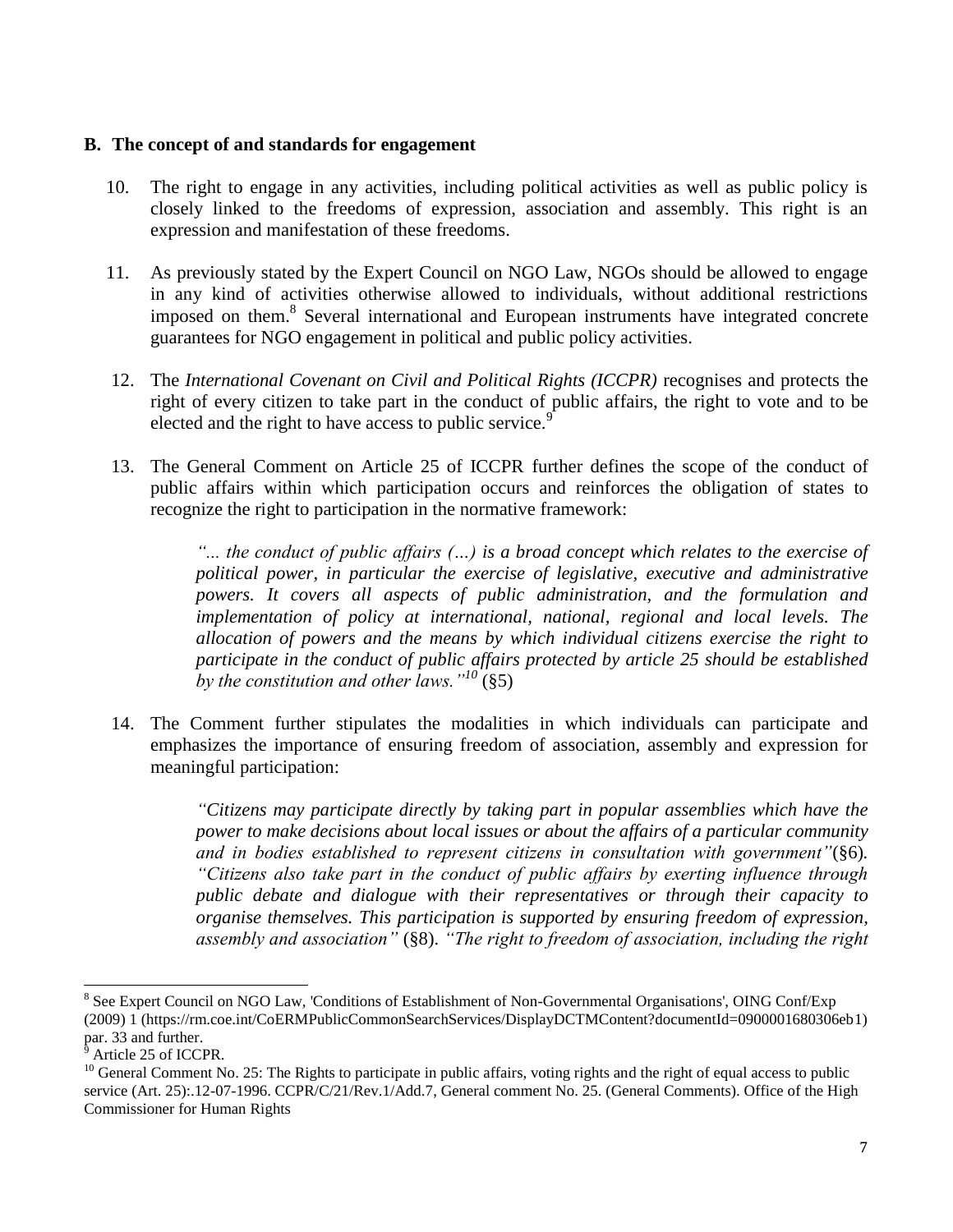## B. The concept of and standards for engagement

10. The right to engage in any activities, including political activities as well as public policy is closely linked to the freedoms of expression, association and assembly. This right is an expression and manifestation of these freedoms.

11. As previously stated by the Expert Council on NGO Law, NGOs should be allowed to engage in any kind of activities otherwise allowed to individuals, without additional restrictions imposed on them.[8] Several international and European instruments have integrated concrete guarantees for NGO engagement in political and public policy activities.

12. The *International Covenant on Civil and Political Rights (ICCPR)* recognises and protects the right of every citizen to take part in the conduct of public affairs, the right to vote and to be elected and the right to have access to public service.[9]

13. The General Comment on Article 25 of ICCPR further defines the scope of the conduct of public affairs within which participation occurs and reinforces the obligation of states to recognize the right to participation in the normative framework:

> *"... the conduct of public affairs (…) is a broad concept which relates to the exercise of political power, in particular the exercise of legislative, executive and administrative powers. It covers all aspects of public administration, and the formulation and implementation of policy at international, national, regional and local levels. The allocation of powers and the means by which individual citizens exercise the right to participate in the conduct of public affairs protected by article 25 should be established by the constitution and other laws."*[10] (§5)

14. The Comment further stipulates the modalities in which individuals can participate and emphasizes the importance of ensuring freedom of association, assembly and expression for meaningful participation:

> *"Citizens may participate directly by taking part in popular assemblies which have the power to make decisions about local issues or about the affairs of a particular community and in bodies established to represent citizens in consultation with government"*(§6). *"Citizens also take part in the conduct of public affairs by exerting influence through public debate and dialogue with their representatives or through their capacity to organise themselves. This participation is supported by ensuring freedom of expression, assembly and association"* (§8). *"The right to freedom of association, including the right*

---

[8] See Expert Council on NGO Law, 'Conditions of Establishment of Non-Governmental Organisations', OING Conf/Exp (2009) 1 (https://rm.coe.int/CoERMPublicCommonSearchServices/DisplayDCTMContent?documentId=0900001680306eb1) par. 33 and further.

[9] Article 25 of ICCPR.

[10] General Comment No. 25: The Rights to participate in public affairs, voting rights and the right of equal access to public service (Art. 25):.12-07-1996. CCPR/C/21/Rev.1/Add.7, General comment No. 25. (General Comments). Office of the High Commissioner for Human Rights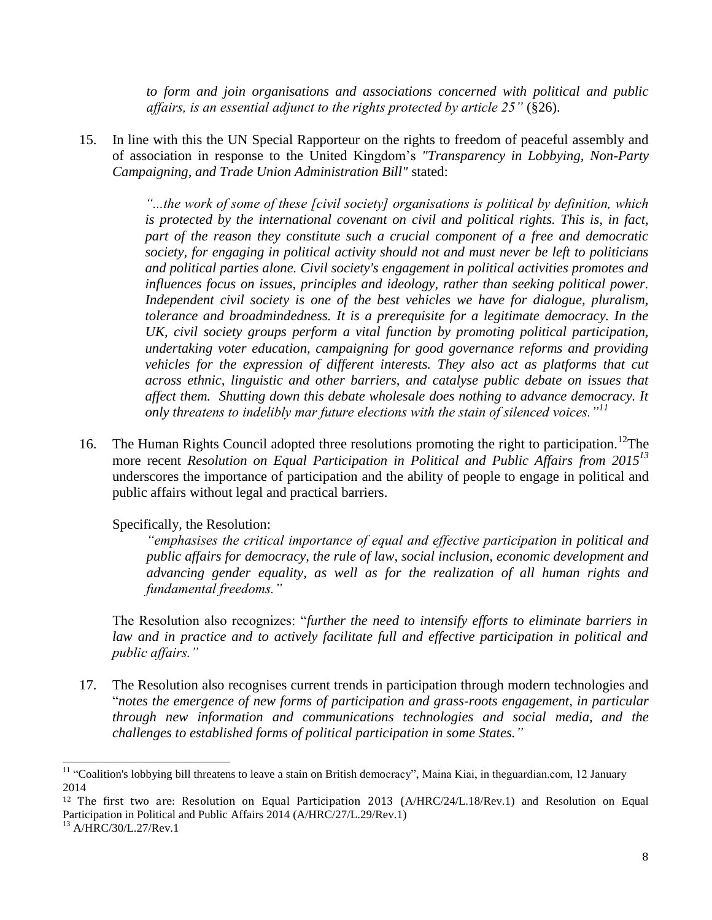*to form and join organisations and associations concerned with political and public affairs, is an essential adjunct to the rights protected by article 25"* (§26).

15. In line with this the UN Special Rapporteur on the rights to freedom of peaceful assembly and of association in response to the United Kingdom's *"Transparency in Lobbying, Non-Party Campaigning, and Trade Union Administration Bill"* stated:

> *"...the work of some of these [civil society] organisations is political by definition, which is protected by the international covenant on civil and political rights. This is, in fact, part of the reason they constitute such a crucial component of a free and democratic society, for engaging in political activity should not and must never be left to politicians and political parties alone. Civil society's engagement in political activities promotes and influences focus on issues, principles and ideology, rather than seeking political power. Independent civil society is one of the best vehicles we have for dialogue, pluralism, tolerance and broadmindedness. It is a prerequisite for a legitimate democracy. In the UK, civil society groups perform a vital function by promoting political participation, undertaking voter education, campaigning for good governance reforms and providing vehicles for the expression of different interests. They also act as platforms that cut across ethnic, linguistic and other barriers, and catalyse public debate on issues that affect them. Shutting down this debate wholesale does nothing to advance democracy. It only threatens to indelibly mar future elections with the stain of silenced voices."*[11]

16. The Human Rights Council adopted three resolutions promoting the right to participation.[12] The more recent *Resolution on Equal Participation in Political and Public Affairs from 2015*[13] underscores the importance of participation and the ability of people to engage in political and public affairs without legal and practical barriers.

    Specifically, the Resolution:

    > *"emphasises the critical importance of equal and effective participation in political and public affairs for democracy, the rule of law, social inclusion, economic development and advancing gender equality, as well as for the realization of all human rights and fundamental freedoms."*

    The Resolution also recognizes: "*further the need to intensify efforts to eliminate barriers in law and in practice and to actively facilitate full and effective participation in political and public affairs."*

17. The Resolution also recognises current trends in participation through modern technologies and "*notes the emergence of new forms of participation and grass-roots engagement, in particular through new information and communications technologies and social media, and the challenges to established forms of political participation in some States."*

---

[11] "Coalition's lobbying bill threatens to leave a stain on British democracy", Maina Kiai, in theguardian.com, 12 January 2014

[12] The first two are: Resolution on Equal Participation 2013 (A/HRC/24/L.18/Rev.1) and Resolution on Equal Participation in Political and Public Affairs 2014 (A/HRC/27/L.29/Rev.1)

[13] A/HRC/30/L.27/Rev.1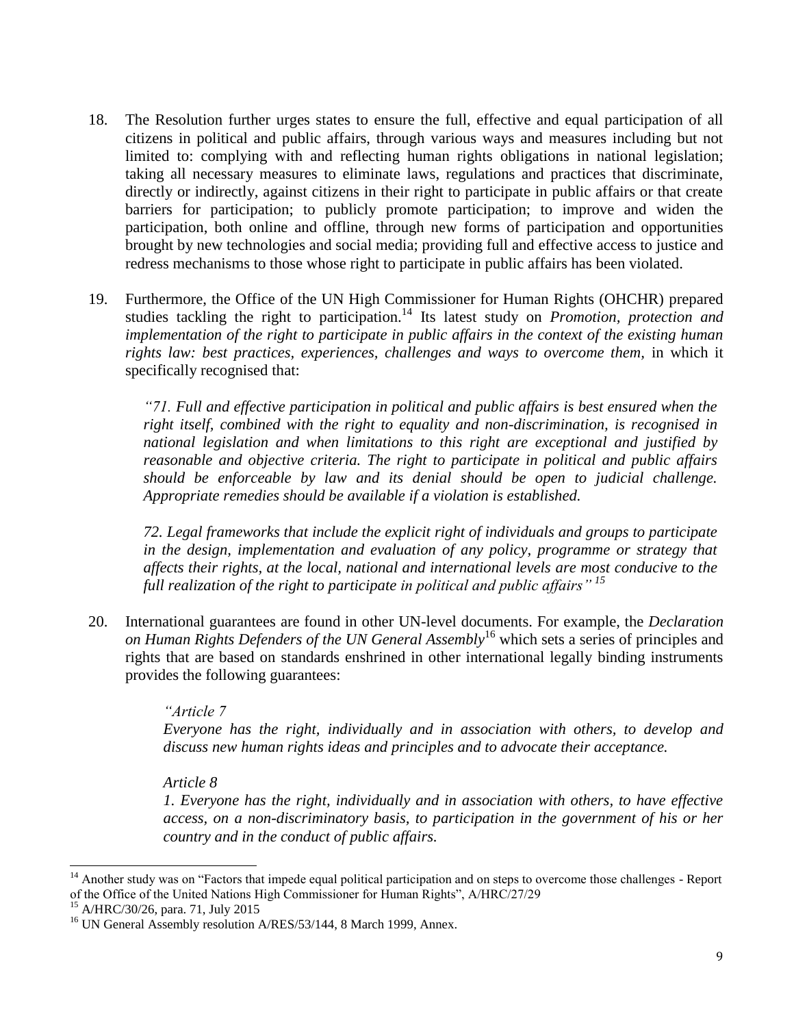18. The Resolution further urges states to ensure the full, effective and equal participation of all citizens in political and public affairs, through various ways and measures including but not limited to: complying with and reflecting human rights obligations in national legislation; taking all necessary measures to eliminate laws, regulations and practices that discriminate, directly or indirectly, against citizens in their right to participate in public affairs or that create barriers for participation; to publicly promote participation; to improve and widen the participation, both online and offline, through new forms of participation and opportunities brought by new technologies and social media; providing full and effective access to justice and redress mechanisms to those whose right to participate in public affairs has been violated.

19. Furthermore, the Office of the UN High Commissioner for Human Rights (OHCHR) prepared studies tackling the right to participation.[14] Its latest study on *Promotion, protection and implementation of the right to participate in public affairs in the context of the existing human rights law: best practices, experiences, challenges and ways to overcome them*, in which it specifically recognised that:

    *"71. Full and effective participation in political and public affairs is best ensured when the right itself, combined with the right to equality and non-discrimination, is recognised in national legislation and when limitations to this right are exceptional and justified by reasonable and objective criteria. The right to participate in political and public affairs should be enforceable by law and its denial should be open to judicial challenge. Appropriate remedies should be available if a violation is established.*

    *72. Legal frameworks that include the explicit right of individuals and groups to participate in the design, implementation and evaluation of any policy, programme or strategy that affects their rights, at the local, national and international levels are most conducive to the full realization of the right to participate in political and public affairs"* [15]

20. International guarantees are found in other UN-level documents. For example, the *Declaration on Human Rights Defenders of the UN General Assembly*[16] which sets a series of principles and rights that are based on standards enshrined in other international legally binding instruments provides the following guarantees:

    *"Article 7*
    *Everyone has the right, individually and in association with others, to develop and discuss new human rights ideas and principles and to advocate their acceptance.*

    *Article 8*
    *1. Everyone has the right, individually and in association with others, to have effective access, on a non-discriminatory basis, to participation in the government of his or her country and in the conduct of public affairs.*

---

[14] Another study was on "Factors that impede equal political participation and on steps to overcome those challenges - Report of the Office of the United Nations High Commissioner for Human Rights", A/HRC/27/29

[15] A/HRC/30/26, para. 71, July 2015

[16] UN General Assembly resolution A/RES/53/144, 8 March 1999, Annex.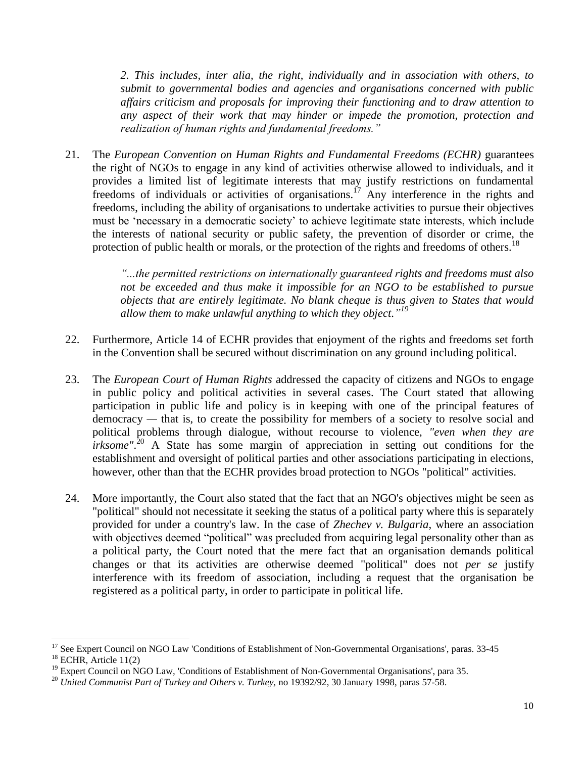*2. This includes, inter alia, the right, individually and in association with others, to submit to governmental bodies and agencies and organisations concerned with public affairs criticism and proposals for improving their functioning and to draw attention to any aspect of their work that may hinder or impede the promotion, protection and realization of human rights and fundamental freedoms."*

21. The *European Convention on Human Rights and Fundamental Freedoms (ECHR)* guarantees the right of NGOs to engage in any kind of activities otherwise allowed to individuals, and it provides a limited list of legitimate interests that may justify restrictions on fundamental freedoms of individuals or activities of organisations.[17] Any interference in the rights and freedoms, including the ability of organisations to undertake activities to pursue their objectives must be 'necessary in a democratic society' to achieve legitimate state interests, which include the interests of national security or public safety, the prevention of disorder or crime, the protection of public health or morals, or the protection of the rights and freedoms of others.[18]

   *"...the permitted restrictions on internationally guaranteed rights and freedoms must also not be exceeded and thus make it impossible for an NGO to be established to pursue objects that are entirely legitimate. No blank cheque is thus given to States that would allow them to make unlawful anything to which they object."*[19]

22. Furthermore, Article 14 of ECHR provides that enjoyment of the rights and freedoms set forth in the Convention shall be secured without discrimination on any ground including political.

23. The *European Court of Human Rights* addressed the capacity of citizens and NGOs to engage in public policy and political activities in several cases. The Court stated that allowing participation in public life and policy is in keeping with one of the principal features of democracy — that is, to create the possibility for members of a society to resolve social and political problems through dialogue, without recourse to violence, *"even when they are irksome"*.[20] A State has some margin of appreciation in setting out conditions for the establishment and oversight of political parties and other associations participating in elections, however, other than that the ECHR provides broad protection to NGOs "political" activities.

24. More importantly, the Court also stated that the fact that an NGO's objectives might be seen as "political" should not necessitate it seeking the status of a political party where this is separately provided for under a country's law. In the case of *Zhechev v. Bulgaria*, where an association with objectives deemed "political" was precluded from acquiring legal personality other than as a political party, the Court noted that the mere fact that an organisation demands political changes or that its activities are otherwise deemed "political" does not *per se* justify interference with its freedom of association, including a request that the organisation be registered as a political party, in order to participate in political life.

---

[17] See Expert Council on NGO Law 'Conditions of Establishment of Non-Governmental Organisations', paras. 33-45

[18] ECHR, Article 11(2)

[19] Expert Council on NGO Law, 'Conditions of Establishment of Non-Governmental Organisations', para 35.

[20] *United Communist Part of Turkey and Others v. Turkey*, no 19392/92, 30 January 1998, paras 57-58.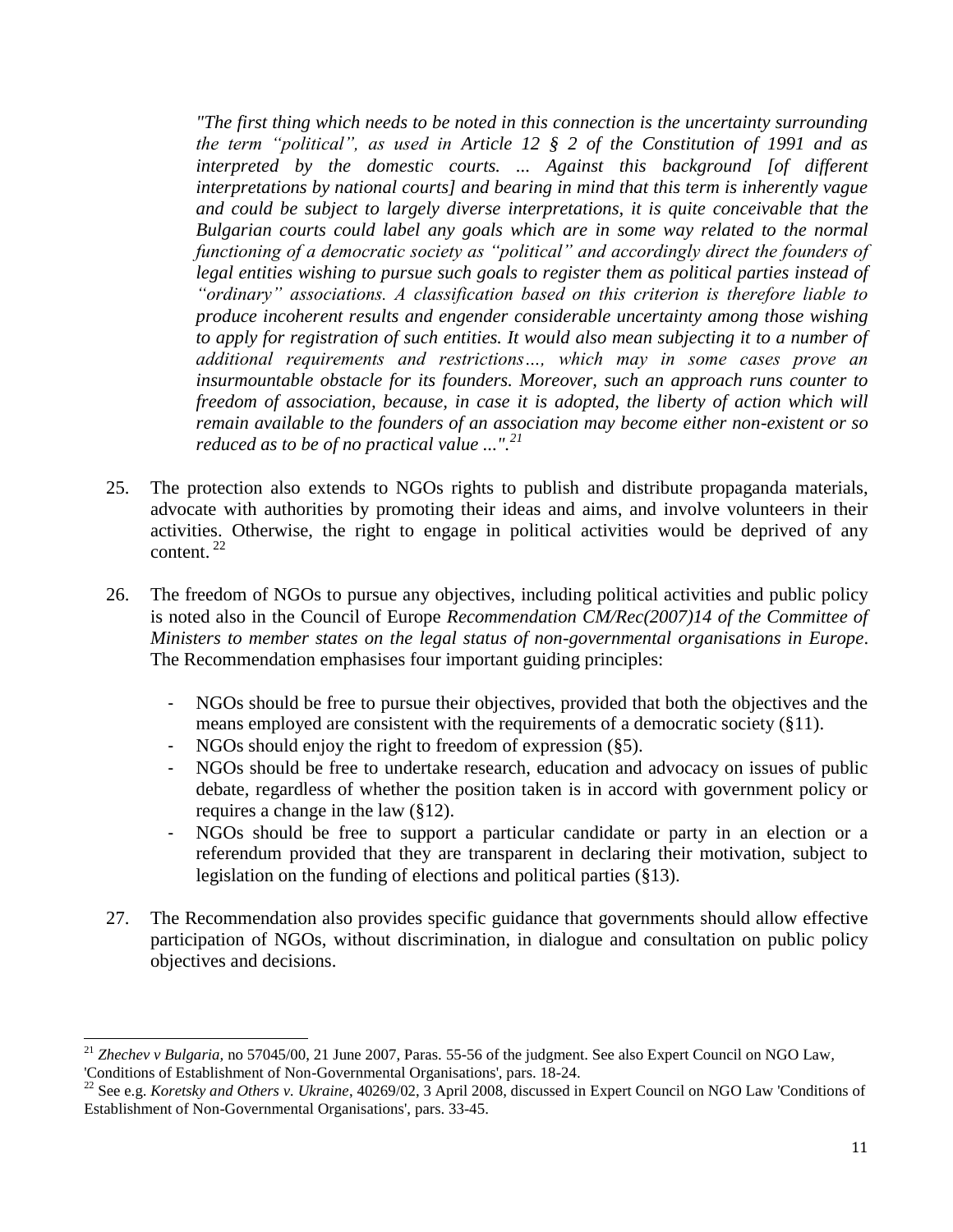*"The first thing which needs to be noted in this connection is the uncertainty surrounding the term "political", as used in Article 12 § 2 of the Constitution of 1991 and as interpreted by the domestic courts. ... Against this background [of different interpretations by national courts] and bearing in mind that this term is inherently vague and could be subject to largely diverse interpretations, it is quite conceivable that the Bulgarian courts could label any goals which are in some way related to the normal functioning of a democratic society as "political" and accordingly direct the founders of legal entities wishing to pursue such goals to register them as political parties instead of "ordinary" associations. A classification based on this criterion is therefore liable to produce incoherent results and engender considerable uncertainty among those wishing to apply for registration of such entities. It would also mean subjecting it to a number of additional requirements and restrictions…, which may in some cases prove an insurmountable obstacle for its founders. Moreover, such an approach runs counter to freedom of association, because, in case it is adopted, the liberty of action which will remain available to the founders of an association may become either non-existent or so reduced as to be of no practical value ...".*[21]

25. The protection also extends to NGOs rights to publish and distribute propaganda materials, advocate with authorities by promoting their ideas and aims, and involve volunteers in their activities. Otherwise, the right to engage in political activities would be deprived of any content. [22]

26. The freedom of NGOs to pursue any objectives, including political activities and public policy is noted also in the Council of Europe *Recommendation CM/Rec(2007)14 of the Committee of Ministers to member states on the legal status of non-governmental organisations in Europe*. The Recommendation emphasises four important guiding principles:

   - NGOs should be free to pursue their objectives, provided that both the objectives and the means employed are consistent with the requirements of a democratic society (§11).
   - NGOs should enjoy the right to freedom of expression (§5).
   - NGOs should be free to undertake research, education and advocacy on issues of public debate, regardless of whether the position taken is in accord with government policy or requires a change in the law (§12).
   - NGOs should be free to support a particular candidate or party in an election or a referendum provided that they are transparent in declaring their motivation, subject to legislation on the funding of elections and political parties (§13).

27. The Recommendation also provides specific guidance that governments should allow effective participation of NGOs, without discrimination, in dialogue and consultation on public policy objectives and decisions.

---

[21] *Zhechev v Bulgaria*, no 57045/00, 21 June 2007, Paras. 55-56 of the judgment. See also Expert Council on NGO Law, 'Conditions of Establishment of Non-Governmental Organisations', pars. 18-24.

[22] See e.g. *Koretsky and Others v. Ukraine*, 40269/02, 3 April 2008, discussed in Expert Council on NGO Law 'Conditions of Establishment of Non-Governmental Organisations', pars. 33-45.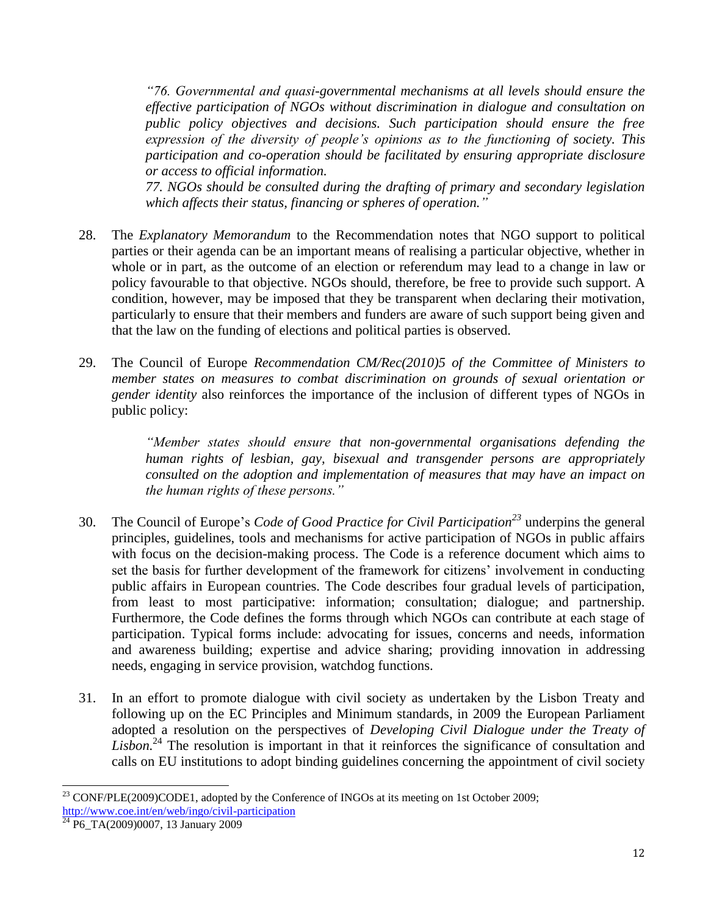> *"76. Governmental and quasi-governmental mechanisms at all levels should ensure the effective participation of NGOs without discrimination in dialogue and consultation on public policy objectives and decisions. Such participation should ensure the free expression of the diversity of people's opinions as to the functioning of society. This participation and co-operation should be facilitated by ensuring appropriate disclosure or access to official information.*
>
> *77. NGOs should be consulted during the drafting of primary and secondary legislation which affects their status, financing or spheres of operation."*

28. The *Explanatory Memorandum* to the Recommendation notes that NGO support to political parties or their agenda can be an important means of realising a particular objective, whether in whole or in part, as the outcome of an election or referendum may lead to a change in law or policy favourable to that objective. NGOs should, therefore, be free to provide such support. A condition, however, may be imposed that they be transparent when declaring their motivation, particularly to ensure that their members and funders are aware of such support being given and that the law on the funding of elections and political parties is observed.

29. The Council of Europe *Recommendation CM/Rec(2010)5 of the Committee of Ministers to member states on measures to combat discrimination on grounds of sexual orientation or gender identity* also reinforces the importance of the inclusion of different types of NGOs in public policy:

> *"Member states should ensure that non-governmental organisations defending the human rights of lesbian, gay, bisexual and transgender persons are appropriately consulted on the adoption and implementation of measures that may have an impact on the human rights of these persons."*

30. The Council of Europe's *Code of Good Practice for Civil Participation*[23] underpins the general principles, guidelines, tools and mechanisms for active participation of NGOs in public affairs with focus on the decision-making process. The Code is a reference document which aims to set the basis for further development of the framework for citizens' involvement in conducting public affairs in European countries. The Code describes four gradual levels of participation, from least to most participative: information; consultation; dialogue; and partnership. Furthermore, the Code defines the forms through which NGOs can contribute at each stage of participation. Typical forms include: advocating for issues, concerns and needs, information and awareness building; expertise and advice sharing; providing innovation in addressing needs, engaging in service provision, watchdog functions.

31. In an effort to promote dialogue with civil society as undertaken by the Lisbon Treaty and following up on the EC Principles and Minimum standards, in 2009 the European Parliament adopted a resolution on the perspectives of *Developing Civil Dialogue under the Treaty of Lisbon.*[24] The resolution is important in that it reinforces the significance of consultation and calls on EU institutions to adopt binding guidelines concerning the appointment of civil society

---

[23] CONF/PLE(2009)CODE1, adopted by the Conference of INGOs at its meeting on 1st October 2009; http://www.coe.int/en/web/ingo/civil-participation

[24] P6_TA(2009)0007, 13 January 2009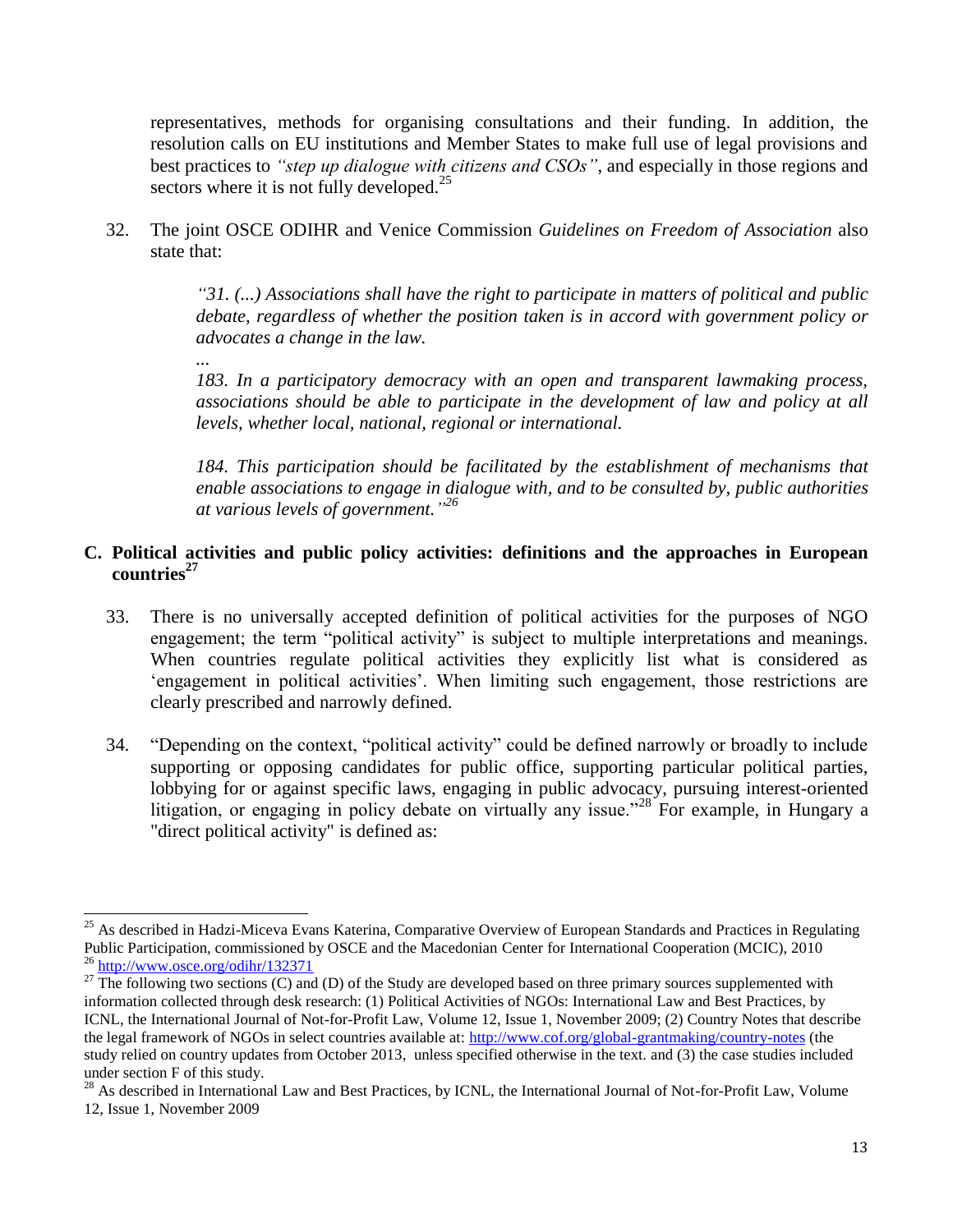representatives, methods for organising consultations and their funding. In addition, the resolution calls on EU institutions and Member States to make full use of legal provisions and best practices to *"step up dialogue with citizens and CSOs"*, and especially in those regions and sectors where it is not fully developed.[25]

32. The joint OSCE ODIHR and Venice Commission *Guidelines on Freedom of Association* also state that:

> *"31. (...) Associations shall have the right to participate in matters of political and public debate, regardless of whether the position taken is in accord with government policy or advocates a change in the law.*
>
> *...*
>
> *183. In a participatory democracy with an open and transparent lawmaking process, associations should be able to participate in the development of law and policy at all levels, whether local, national, regional or international.*
>
> *184. This participation should be facilitated by the establishment of mechanisms that enable associations to engage in dialogue with, and to be consulted by, public authorities at various levels of government."*[26]

## C. Political activities and public policy activities: definitions and the approaches in European countries[27]

33. There is no universally accepted definition of political activities for the purposes of NGO engagement; the term "political activity" is subject to multiple interpretations and meanings. When countries regulate political activities they explicitly list what is considered as 'engagement in political activities'. When limiting such engagement, those restrictions are clearly prescribed and narrowly defined.

34. "Depending on the context, "political activity" could be defined narrowly or broadly to include supporting or opposing candidates for public office, supporting particular political parties, lobbying for or against specific laws, engaging in public advocacy, pursuing interest-oriented litigation, or engaging in policy debate on virtually any issue."[28] For example, in Hungary a "direct political activity" is defined as:

---

[25] As described in Hadzi-Miceva Evans Katerina, Comparative Overview of European Standards and Practices in Regulating Public Participation, commissioned by OSCE and the Macedonian Center for International Cooperation (MCIC), 2010

[26] http://www.osce.org/odihr/132371

[27] The following two sections (C) and (D) of the Study are developed based on three primary sources supplemented with information collected through desk research: (1) Political Activities of NGOs: International Law and Best Practices, by ICNL, the International Journal of Not-for-Profit Law, Volume 12, Issue 1, November 2009; (2) Country Notes that describe the legal framework of NGOs in select countries available at: http://www.cof.org/global-grantmaking/country-notes (the study relied on country updates from October 2013, unless specified otherwise in the text. and (3) the case studies included under section F of this study.

[28] As described in International Law and Best Practices, by ICNL, the International Journal of Not-for-Profit Law, Volume 12, Issue 1, November 2009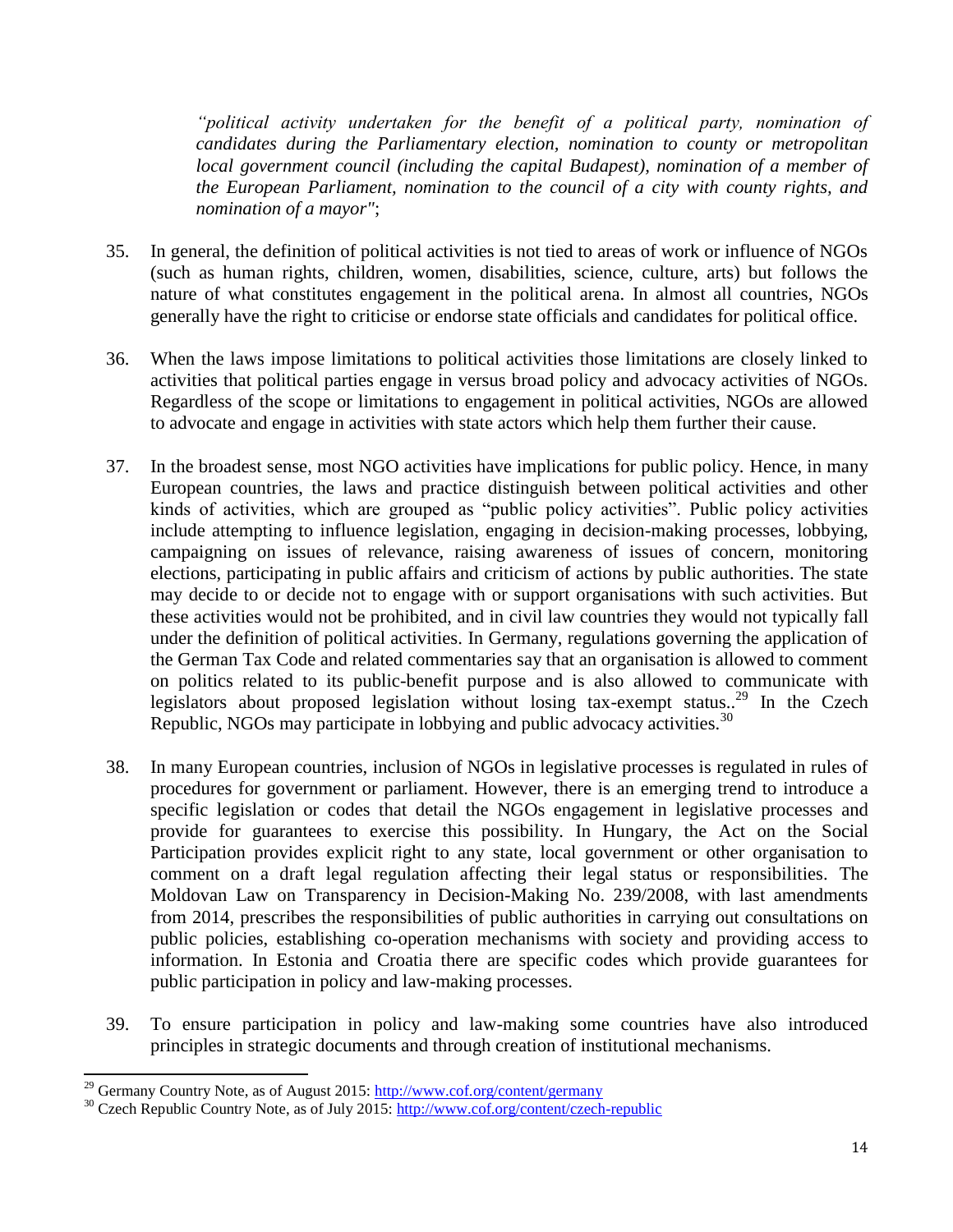*"political activity undertaken for the benefit of a political party, nomination of candidates during the Parliamentary election, nomination to county or metropolitan local government council (including the capital Budapest), nomination of a member of the European Parliament, nomination to the council of a city with county rights, and nomination of a mayor"*;

35. In general, the definition of political activities is not tied to areas of work or influence of NGOs (such as human rights, children, women, disabilities, science, culture, arts) but follows the nature of what constitutes engagement in the political arena. In almost all countries, NGOs generally have the right to criticise or endorse state officials and candidates for political office.

36. When the laws impose limitations to political activities those limitations are closely linked to activities that political parties engage in versus broad policy and advocacy activities of NGOs. Regardless of the scope or limitations to engagement in political activities, NGOs are allowed to advocate and engage in activities with state actors which help them further their cause.

37. In the broadest sense, most NGO activities have implications for public policy. Hence, in many European countries, the laws and practice distinguish between political activities and other kinds of activities, which are grouped as "public policy activities". Public policy activities include attempting to influence legislation, engaging in decision-making processes, lobbying, campaigning on issues of relevance, raising awareness of issues of concern, monitoring elections, participating in public affairs and criticism of actions by public authorities. The state may decide to or decide not to engage with or support organisations with such activities. But these activities would not be prohibited, and in civil law countries they would not typically fall under the definition of political activities. In Germany, regulations governing the application of the German Tax Code and related commentaries say that an organisation is allowed to comment on politics related to its public-benefit purpose and is also allowed to communicate with legislators about proposed legislation without losing tax-exempt status..[29] In the Czech Republic, NGOs may participate in lobbying and public advocacy activities.[30]

38. In many European countries, inclusion of NGOs in legislative processes is regulated in rules of procedures for government or parliament. However, there is an emerging trend to introduce a specific legislation or codes that detail the NGOs engagement in legislative processes and provide for guarantees to exercise this possibility. In Hungary, the Act on the Social Participation provides explicit right to any state, local government or other organisation to comment on a draft legal regulation affecting their legal status or responsibilities. The Moldovan Law on Transparency in Decision-Making No. 239/2008, with last amendments from 2014, prescribes the responsibilities of public authorities in carrying out consultations on public policies, establishing co-operation mechanisms with society and providing access to information. In Estonia and Croatia there are specific codes which provide guarantees for public participation in policy and law-making processes.

39. To ensure participation in policy and law-making some countries have also introduced principles in strategic documents and through creation of institutional mechanisms.

---

[29] Germany Country Note, as of August 2015: http://www.cof.org/content/germany

[30] Czech Republic Country Note, as of July 2015: http://www.cof.org/content/czech-republic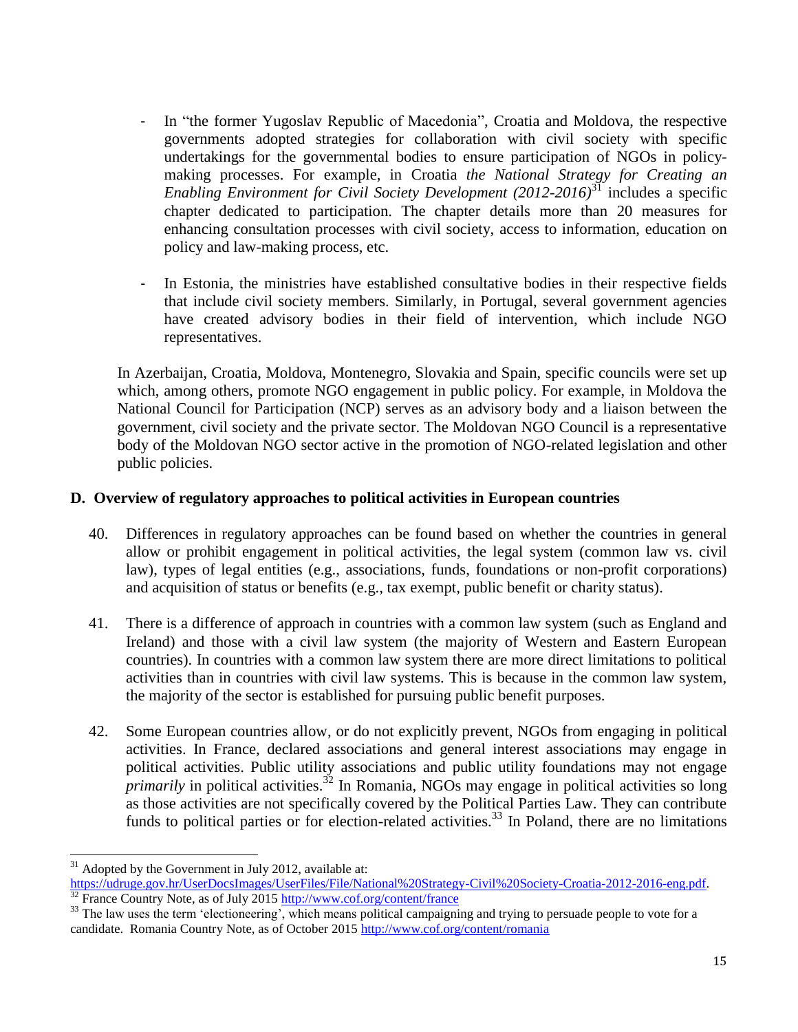- In "the former Yugoslav Republic of Macedonia", Croatia and Moldova, the respective governments adopted strategies for collaboration with civil society with specific undertakings for the governmental bodies to ensure participation of NGOs in policy-making processes. For example, in Croatia *the National Strategy for Creating an Enabling Environment for Civil Society Development (2012-2016)*[31] includes a specific chapter dedicated to participation. The chapter details more than 20 measures for enhancing consultation processes with civil society, access to information, education on policy and law-making process, etc.

- In Estonia, the ministries have established consultative bodies in their respective fields that include civil society members. Similarly, in Portugal, several government agencies have created advisory bodies in their field of intervention, which include NGO representatives.

In Azerbaijan, Croatia, Moldova, Montenegro, Slovakia and Spain, specific councils were set up which, among others, promote NGO engagement in public policy. For example, in Moldova the National Council for Participation (NCP) serves as an advisory body and a liaison between the government, civil society and the private sector. The Moldovan NGO Council is a representative body of the Moldovan NGO sector active in the promotion of NGO-related legislation and other public policies.

## D. Overview of regulatory approaches to political activities in European countries

40. Differences in regulatory approaches can be found based on whether the countries in general allow or prohibit engagement in political activities, the legal system (common law vs. civil law), types of legal entities (e.g., associations, funds, foundations or non-profit corporations) and acquisition of status or benefits (e.g., tax exempt, public benefit or charity status).

41. There is a difference of approach in countries with a common law system (such as England and Ireland) and those with a civil law system (the majority of Western and Eastern European countries). In countries with a common law system there are more direct limitations to political activities than in countries with civil law systems. This is because in the common law system, the majority of the sector is established for pursuing public benefit purposes.

42. Some European countries allow, or do not explicitly prevent, NGOs from engaging in political activities. In France, declared associations and general interest associations may engage in political activities. Public utility associations and public utility foundations may not engage *primarily* in political activities.[32] In Romania, NGOs may engage in political activities so long as those activities are not specifically covered by the Political Parties Law. They can contribute funds to political parties or for election-related activities.[33] In Poland, there are no limitations

---

[31] Adopted by the Government in July 2012, available at: https://udruge.gov.hr/UserDocsImages/UserFiles/File/National%20Strategy-Civil%20Society-Croatia-2012-2016-eng.pdf.

[32] France Country Note, as of July 2015 http://www.cof.org/content/france

[33] The law uses the term 'electioneering', which means political campaigning and trying to persuade people to vote for a candidate. Romania Country Note, as of October 2015 http://www.cof.org/content/romania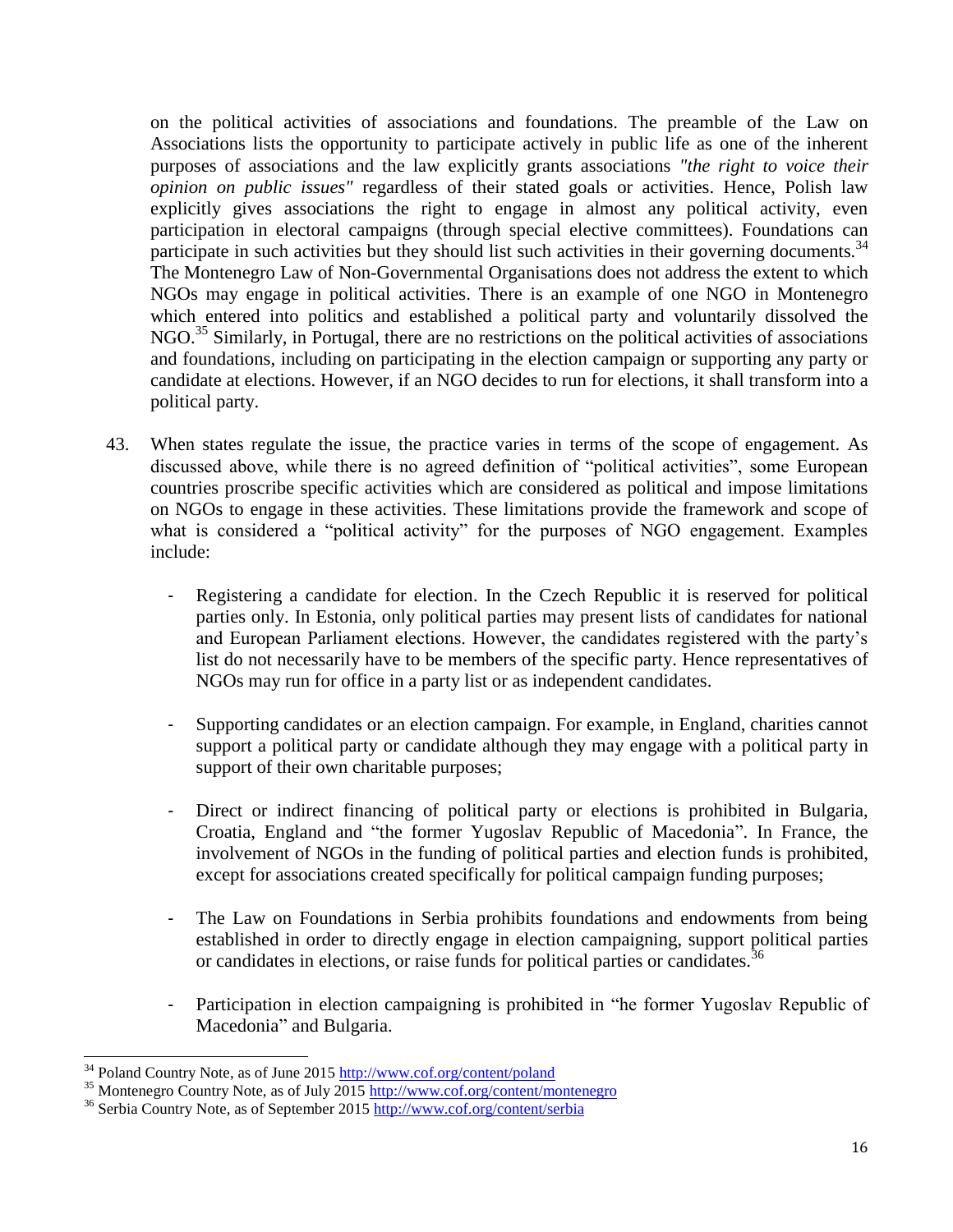on the political activities of associations and foundations. The preamble of the Law on Associations lists the opportunity to participate actively in public life as one of the inherent purposes of associations and the law explicitly grants associations *"the right to voice their opinion on public issues"* regardless of their stated goals or activities. Hence, Polish law explicitly gives associations the right to engage in almost any political activity, even participation in electoral campaigns (through special elective committees). Foundations can participate in such activities but they should list such activities in their governing documents.[34] The Montenegro Law of Non-Governmental Organisations does not address the extent to which NGOs may engage in political activities. There is an example of one NGO in Montenegro which entered into politics and established a political party and voluntarily dissolved the NGO.[35] Similarly, in Portugal, there are no restrictions on the political activities of associations and foundations, including on participating in the election campaign or supporting any party or candidate at elections. However, if an NGO decides to run for elections, it shall transform into a political party.

43. When states regulate the issue, the practice varies in terms of the scope of engagement. As discussed above, while there is no agreed definition of "political activities", some European countries proscribe specific activities which are considered as political and impose limitations on NGOs to engage in these activities. These limitations provide the framework and scope of what is considered a "political activity" for the purposes of NGO engagement. Examples include:

    - Registering a candidate for election. In the Czech Republic it is reserved for political parties only. In Estonia, only political parties may present lists of candidates for national and European Parliament elections. However, the candidates registered with the party's list do not necessarily have to be members of the specific party. Hence representatives of NGOs may run for office in a party list or as independent candidates.

    - Supporting candidates or an election campaign. For example, in England, charities cannot support a political party or candidate although they may engage with a political party in support of their own charitable purposes;

    - Direct or indirect financing of political party or elections is prohibited in Bulgaria, Croatia, England and "the former Yugoslav Republic of Macedonia". In France, the involvement of NGOs in the funding of political parties and election funds is prohibited, except for associations created specifically for political campaign funding purposes;

    - The Law on Foundations in Serbia prohibits foundations and endowments from being established in order to directly engage in election campaigning, support political parties or candidates in elections, or raise funds for political parties or candidates.[36]

    - Participation in election campaigning is prohibited in "he former Yugoslav Republic of Macedonia" and Bulgaria.

---

[34] Poland Country Note, as of June 2015 http://www.cof.org/content/poland

[35] Montenegro Country Note, as of July 2015 http://www.cof.org/content/montenegro

[36] Serbia Country Note, as of September 2015 http://www.cof.org/content/serbia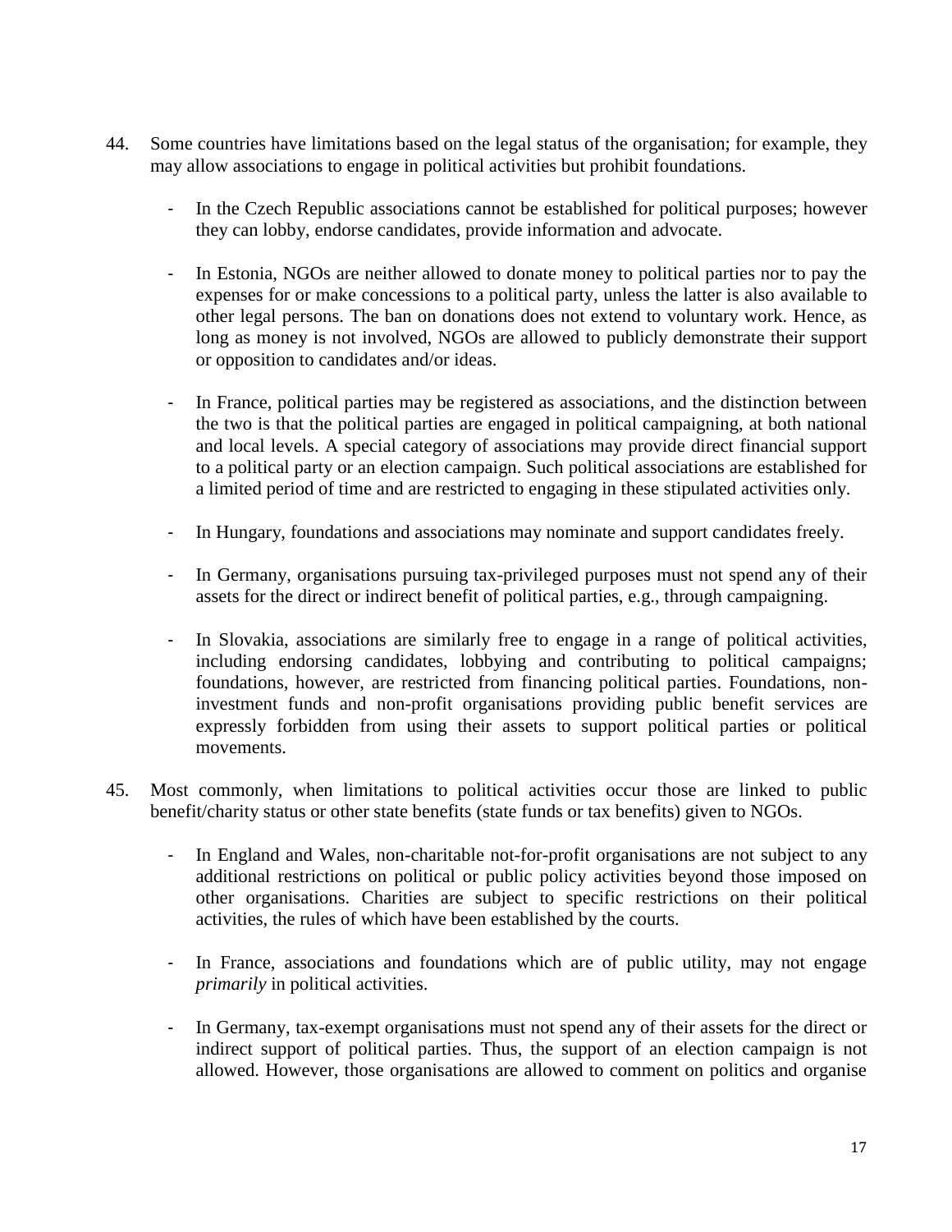44. Some countries have limitations based on the legal status of the organisation; for example, they may allow associations to engage in political activities but prohibit foundations.

    - In the Czech Republic associations cannot be established for political purposes; however they can lobby, endorse candidates, provide information and advocate.

    - In Estonia, NGOs are neither allowed to donate money to political parties nor to pay the expenses for or make concessions to a political party, unless the latter is also available to other legal persons. The ban on donations does not extend to voluntary work. Hence, as long as money is not involved, NGOs are allowed to publicly demonstrate their support or opposition to candidates and/or ideas.

    - In France, political parties may be registered as associations, and the distinction between the two is that the political parties are engaged in political campaigning, at both national and local levels. A special category of associations may provide direct financial support to a political party or an election campaign. Such political associations are established for a limited period of time and are restricted to engaging in these stipulated activities only.

    - In Hungary, foundations and associations may nominate and support candidates freely.

    - In Germany, organisations pursuing tax-privileged purposes must not spend any of their assets for the direct or indirect benefit of political parties, e.g., through campaigning.

    - In Slovakia, associations are similarly free to engage in a range of political activities, including endorsing candidates, lobbying and contributing to political campaigns; foundations, however, are restricted from financing political parties. Foundations, non-investment funds and non-profit organisations providing public benefit services are expressly forbidden from using their assets to support political parties or political movements.

45. Most commonly, when limitations to political activities occur those are linked to public benefit/charity status or other state benefits (state funds or tax benefits) given to NGOs.

    - In England and Wales, non-charitable not-for-profit organisations are not subject to any additional restrictions on political or public policy activities beyond those imposed on other organisations. Charities are subject to specific restrictions on their political activities, the rules of which have been established by the courts.

    - In France, associations and foundations which are of public utility, may not engage *primarily* in political activities.

    - In Germany, tax-exempt organisations must not spend any of their assets for the direct or indirect support of political parties. Thus, the support of an election campaign is not allowed. However, those organisations are allowed to comment on politics and organise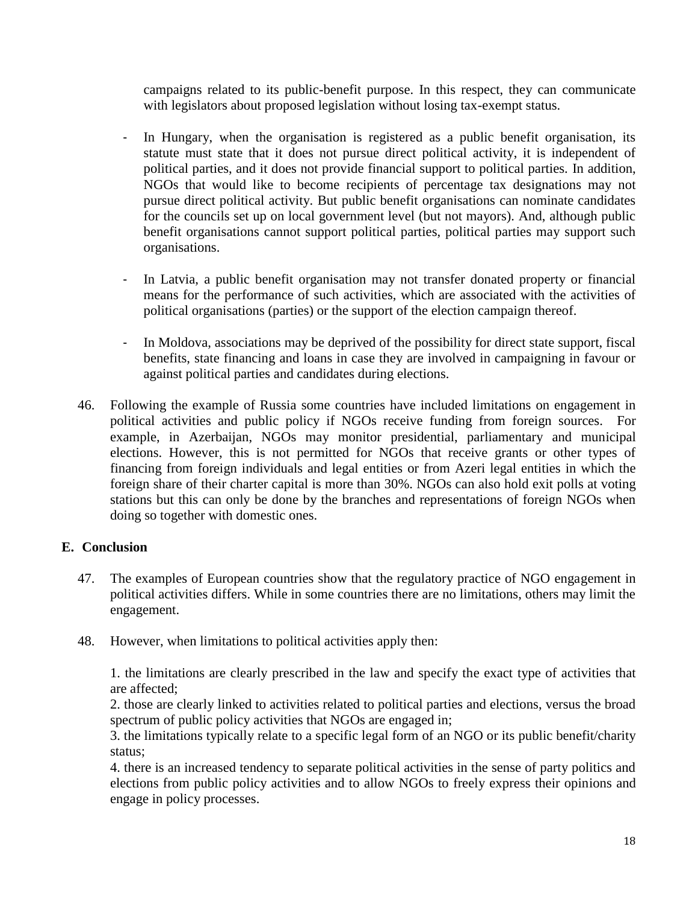campaigns related to its public-benefit purpose. In this respect, they can communicate with legislators about proposed legislation without losing tax-exempt status.

- In Hungary, when the organisation is registered as a public benefit organisation, its statute must state that it does not pursue direct political activity, it is independent of political parties, and it does not provide financial support to political parties. In addition, NGOs that would like to become recipients of percentage tax designations may not pursue direct political activity. But public benefit organisations can nominate candidates for the councils set up on local government level (but not mayors). And, although public benefit organisations cannot support political parties, political parties may support such organisations.

- In Latvia, a public benefit organisation may not transfer donated property or financial means for the performance of such activities, which are associated with the activities of political organisations (parties) or the support of the election campaign thereof.

- In Moldova, associations may be deprived of the possibility for direct state support, fiscal benefits, state financing and loans in case they are involved in campaigning in favour or against political parties and candidates during elections.

46. Following the example of Russia some countries have included limitations on engagement in political activities and public policy if NGOs receive funding from foreign sources. For example, in Azerbaijan, NGOs may monitor presidential, parliamentary and municipal elections. However, this is not permitted for NGOs that receive grants or other types of financing from foreign individuals and legal entities or from Azeri legal entities in which the foreign share of their charter capital is more than 30%. NGOs can also hold exit polls at voting stations but this can only be done by the branches and representations of foreign NGOs when doing so together with domestic ones.

## E. Conclusion

47. The examples of European countries show that the regulatory practice of NGO engagement in political activities differs. While in some countries there are no limitations, others may limit the engagement.

48. However, when limitations to political activities apply then:

    1. the limitations are clearly prescribed in the law and specify the exact type of activities that are affected;
    2. those are clearly linked to activities related to political parties and elections, versus the broad spectrum of public policy activities that NGOs are engaged in;
    3. the limitations typically relate to a specific legal form of an NGO or its public benefit/charity status;
    4. there is an increased tendency to separate political activities in the sense of party politics and elections from public policy activities and to allow NGOs to freely express their opinions and engage in policy processes.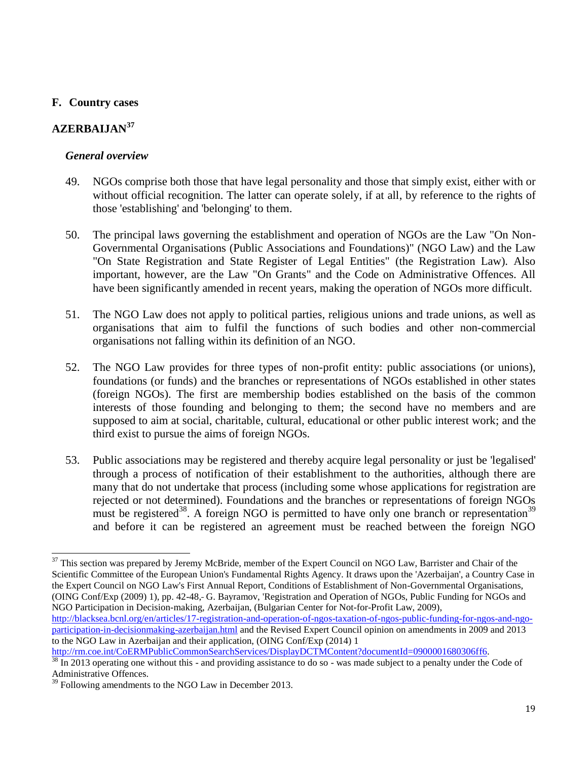## F. Country cases

## AZERBAIJAN[37]

### *General overview*

49. NGOs comprise both those that have legal personality and those that simply exist, either with or without official recognition. The latter can operate solely, if at all, by reference to the rights of those 'establishing' and 'belonging' to them.

50. The principal laws governing the establishment and operation of NGOs are the Law "On Non-Governmental Organisations (Public Associations and Foundations)" (NGO Law) and the Law "On State Registration and State Register of Legal Entities" (the Registration Law). Also important, however, are the Law "On Grants" and the Code on Administrative Offences. All have been significantly amended in recent years, making the operation of NGOs more difficult.

51. The NGO Law does not apply to political parties, religious unions and trade unions, as well as organisations that aim to fulfil the functions of such bodies and other non-commercial organisations not falling within its definition of an NGO.

52. The NGO Law provides for three types of non-profit entity: public associations (or unions), foundations (or funds) and the branches or representations of NGOs established in other states (foreign NGOs). The first are membership bodies established on the basis of the common interests of those founding and belonging to them; the second have no members and are supposed to aim at social, charitable, cultural, educational or other public interest work; and the third exist to pursue the aims of foreign NGOs.

53. Public associations may be registered and thereby acquire legal personality or just be 'legalised' through a process of notification of their establishment to the authorities, although there are many that do not undertake that process (including some whose applications for registration are rejected or not determined). Foundations and the branches or representations of foreign NGOs must be registered[38]. A foreign NGO is permitted to have only one branch or representation[39] and before it can be registered an agreement must be reached between the foreign NGO

---

[37] This section was prepared by Jeremy McBride, member of the Expert Council on NGO Law, Barrister and Chair of the Scientific Committee of the European Union's Fundamental Rights Agency. It draws upon the 'Azerbaijan', a Country Case in the Expert Council on NGO Law's First Annual Report, Conditions of Establishment of Non-Governmental Organisations, (OING Conf/Exp (2009) 1), pp. 42-48,- G. Bayramov, 'Registration and Operation of NGOs, Public Funding for NGOs and NGO Participation in Decision-making, Azerbaijan, (Bulgarian Center for Not-for-Profit Law, 2009), http://blacksea.bcnl.org/en/articles/17-registration-and-operation-of-ngos-taxation-of-ngos-public-funding-for-ngos-and-ngo-participation-in-decisionmaking-azerbaijan.html and the Revised Expert Council opinion on amendments in 2009 and 2013 to the NGO Law in Azerbaijan and their application, (OING Conf/Exp (2014) 1 http://rm.coe.int/CoERMPublicCommonSearchServices/DisplayDCTMContent?documentId=0900001680306ff6.

[38] In 2013 operating one without this - and providing assistance to do so - was made subject to a penalty under the Code of Administrative Offences.

[39] Following amendments to the NGO Law in December 2013.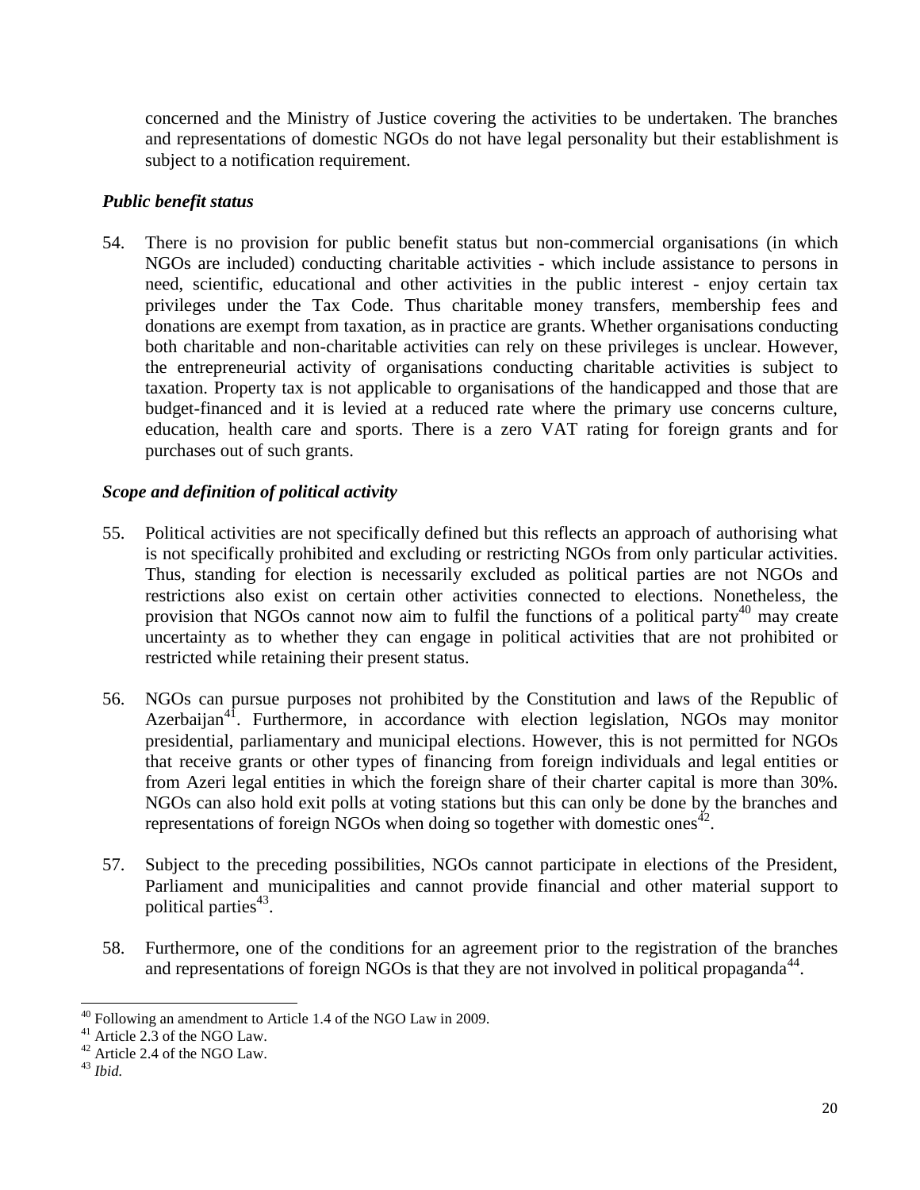concerned and the Ministry of Justice covering the activities to be undertaken. The branches and representations of domestic NGOs do not have legal personality but their establishment is subject to a notification requirement.

### *Public benefit status*

54. There is no provision for public benefit status but non-commercial organisations (in which NGOs are included) conducting charitable activities - which include assistance to persons in need, scientific, educational and other activities in the public interest - enjoy certain tax privileges under the Tax Code. Thus charitable money transfers, membership fees and donations are exempt from taxation, as in practice are grants. Whether organisations conducting both charitable and non-charitable activities can rely on these privileges is unclear. However, the entrepreneurial activity of organisations conducting charitable activities is subject to taxation. Property tax is not applicable to organisations of the handicapped and those that are budget-financed and it is levied at a reduced rate where the primary use concerns culture, education, health care and sports. There is a zero VAT rating for foreign grants and for purchases out of such grants.

### *Scope and definition of political activity*

55. Political activities are not specifically defined but this reflects an approach of authorising what is not specifically prohibited and excluding or restricting NGOs from only particular activities. Thus, standing for election is necessarily excluded as political parties are not NGOs and restrictions also exist on certain other activities connected to elections. Nonetheless, the provision that NGOs cannot now aim to fulfil the functions of a political party[40] may create uncertainty as to whether they can engage in political activities that are not prohibited or restricted while retaining their present status.

56. NGOs can pursue purposes not prohibited by the Constitution and laws of the Republic of Azerbaijan[41]. Furthermore, in accordance with election legislation, NGOs may monitor presidential, parliamentary and municipal elections. However, this is not permitted for NGOs that receive grants or other types of financing from foreign individuals and legal entities or from Azeri legal entities in which the foreign share of their charter capital is more than 30%. NGOs can also hold exit polls at voting stations but this can only be done by the branches and representations of foreign NGOs when doing so together with domestic ones[42].

57. Subject to the preceding possibilities, NGOs cannot participate in elections of the President, Parliament and municipalities and cannot provide financial and other material support to political parties[43].

58. Furthermore, one of the conditions for an agreement prior to the registration of the branches and representations of foreign NGOs is that they are not involved in political propaganda[44].

---

[40] Following an amendment to Article 1.4 of the NGO Law in 2009.

[41] Article 2.3 of the NGO Law.

[42] Article 2.4 of the NGO Law.

[43] *Ibid.*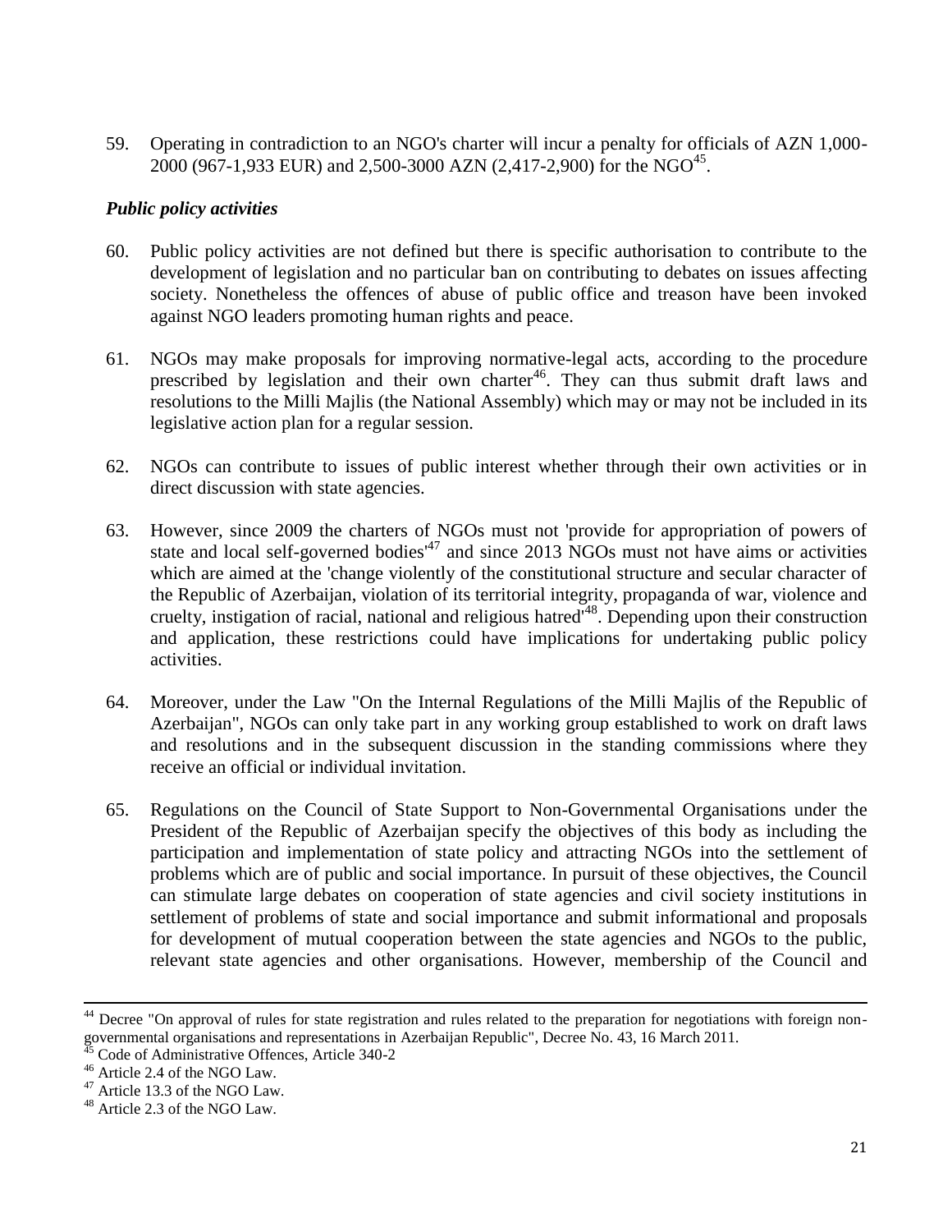59. Operating in contradiction to an NGO's charter will incur a penalty for officials of AZN 1,000-2000 (967-1,933 EUR) and 2,500-3000 AZN (2,417-2,900) for the NGO[45].

### *Public policy activities*

60. Public policy activities are not defined but there is specific authorisation to contribute to the development of legislation and no particular ban on contributing to debates on issues affecting society. Nonetheless the offences of abuse of public office and treason have been invoked against NGO leaders promoting human rights and peace.

61. NGOs may make proposals for improving normative-legal acts, according to the procedure prescribed by legislation and their own charter[46]. They can thus submit draft laws and resolutions to the Milli Majlis (the National Assembly) which may or may not be included in its legislative action plan for a regular session.

62. NGOs can contribute to issues of public interest whether through their own activities or in direct discussion with state agencies.

63. However, since 2009 the charters of NGOs must not 'provide for appropriation of powers of state and local self-governed bodies'[47] and since 2013 NGOs must not have aims or activities which are aimed at the 'change violently of the constitutional structure and secular character of the Republic of Azerbaijan, violation of its territorial integrity, propaganda of war, violence and cruelty, instigation of racial, national and religious hatred'[48]. Depending upon their construction and application, these restrictions could have implications for undertaking public policy activities.

64. Moreover, under the Law "On the Internal Regulations of the Milli Majlis of the Republic of Azerbaijan", NGOs can only take part in any working group established to work on draft laws and resolutions and in the subsequent discussion in the standing commissions where they receive an official or individual invitation.

65. Regulations on the Council of State Support to Non-Governmental Organisations under the President of the Republic of Azerbaijan specify the objectives of this body as including the participation and implementation of state policy and attracting NGOs into the settlement of problems which are of public and social importance. In pursuit of these objectives, the Council can stimulate large debates on cooperation of state agencies and civil society institutions in settlement of problems of state and social importance and submit informational and proposals for development of mutual cooperation between the state agencies and NGOs to the public, relevant state agencies and other organisations. However, membership of the Council and

---

[44] Decree "On approval of rules for state registration and rules related to the preparation for negotiations with foreign non-governmental organisations and representations in Azerbaijan Republic", Decree No. 43, 16 March 2011.

[45] Code of Administrative Offences, Article 340-2

[46] Article 2.4 of the NGO Law.

[47] Article 13.3 of the NGO Law.

[48] Article 2.3 of the NGO Law.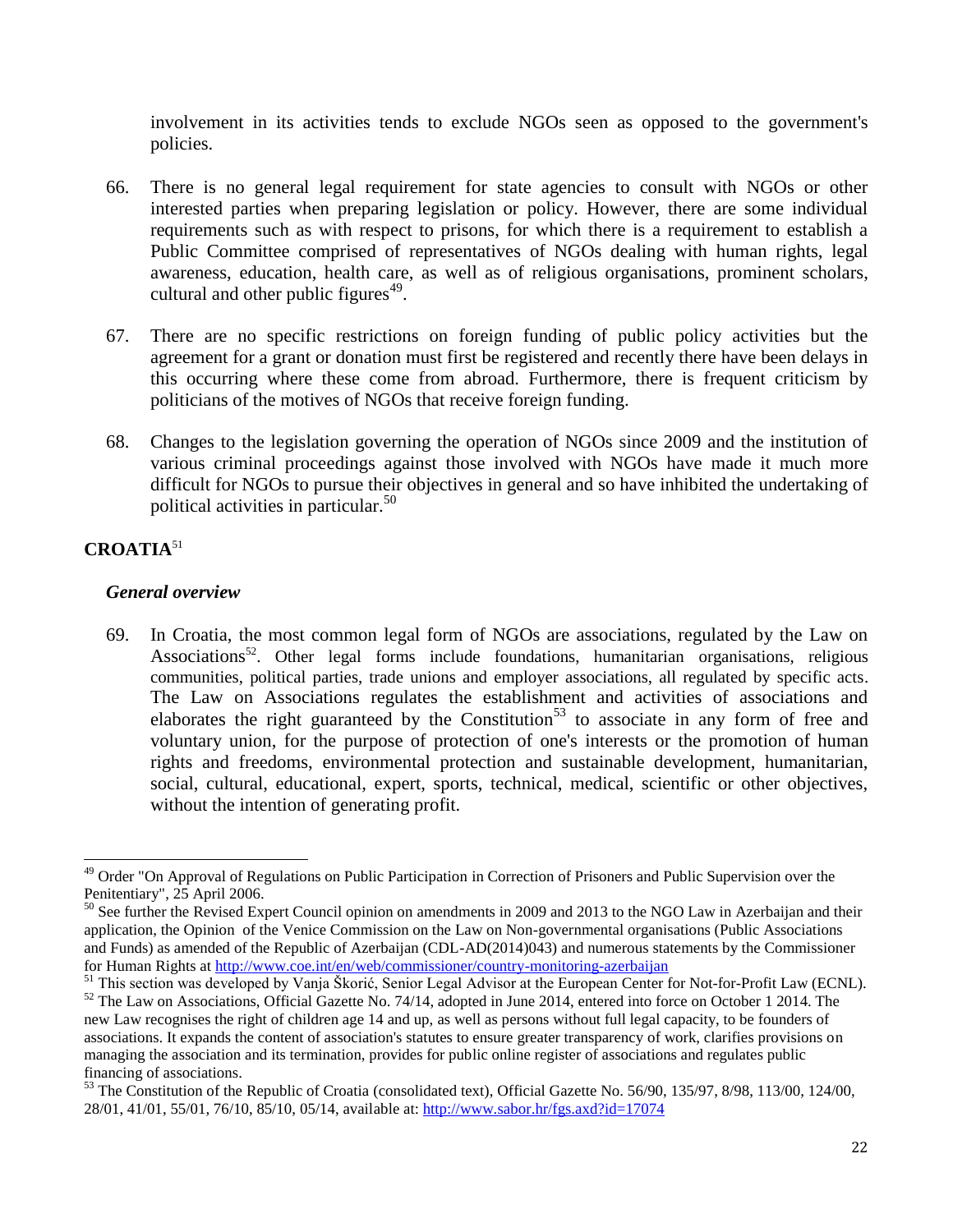involvement in its activities tends to exclude NGOs seen as opposed to the government's policies.

66. There is no general legal requirement for state agencies to consult with NGOs or other interested parties when preparing legislation or policy. However, there are some individual requirements such as with respect to prisons, for which there is a requirement to establish a Public Committee comprised of representatives of NGOs dealing with human rights, legal awareness, education, health care, as well as of religious organisations, prominent scholars, cultural and other public figures[49].

67. There are no specific restrictions on foreign funding of public policy activities but the agreement for a grant or donation must first be registered and recently there have been delays in this occurring where these come from abroad. Furthermore, there is frequent criticism by politicians of the motives of NGOs that receive foreign funding.

68. Changes to the legislation governing the operation of NGOs since 2009 and the institution of various criminal proceedings against those involved with NGOs have made it much more difficult for NGOs to pursue their objectives in general and so have inhibited the undertaking of political activities in particular.[50]

## CROATIA[51]

### *General overview*

69. In Croatia, the most common legal form of NGOs are associations, regulated by the Law on Associations[52]. Other legal forms include foundations, humanitarian organisations, religious communities, political parties, trade unions and employer associations, all regulated by specific acts. The Law on Associations regulates the establishment and activities of associations and elaborates the right guaranteed by the Constitution[53] to associate in any form of free and voluntary union, for the purpose of protection of one's interests or the promotion of human rights and freedoms, environmental protection and sustainable development, humanitarian, social, cultural, educational, expert, sports, technical, medical, scientific or other objectives, without the intention of generating profit.

---

[49] Order "On Approval of Regulations on Public Participation in Correction of Prisoners and Public Supervision over the Penitentiary", 25 April 2006.

[50] See further the Revised Expert Council opinion on amendments in 2009 and 2013 to the NGO Law in Azerbaijan and their application, the Opinion of the Venice Commission on the Law on Non-governmental organisations (Public Associations and Funds) as amended of the Republic of Azerbaijan (CDL-AD(2014)043) and numerous statements by the Commissioner for Human Rights at http://www.coe.int/en/web/commissioner/country-monitoring-azerbaijan

[51] This section was developed by Vanja Škorić, Senior Legal Advisor at the European Center for Not-for-Profit Law (ECNL).

[52] The Law on Associations, Official Gazette No. 74/14, adopted in June 2014, entered into force on October 1 2014. The new Law recognises the right of children age 14 and up, as well as persons without full legal capacity, to be founders of associations. It expands the content of association's statutes to ensure greater transparency of work, clarifies provisions on managing the association and its termination, provides for public online register of associations and regulates public financing of associations.

[53] The Constitution of the Republic of Croatia (consolidated text), Official Gazette No. 56/90, 135/97, 8/98, 113/00, 124/00, 28/01, 41/01, 55/01, 76/10, 85/10, 05/14, available at: http://www.sabor.hr/fgs.axd?id=17074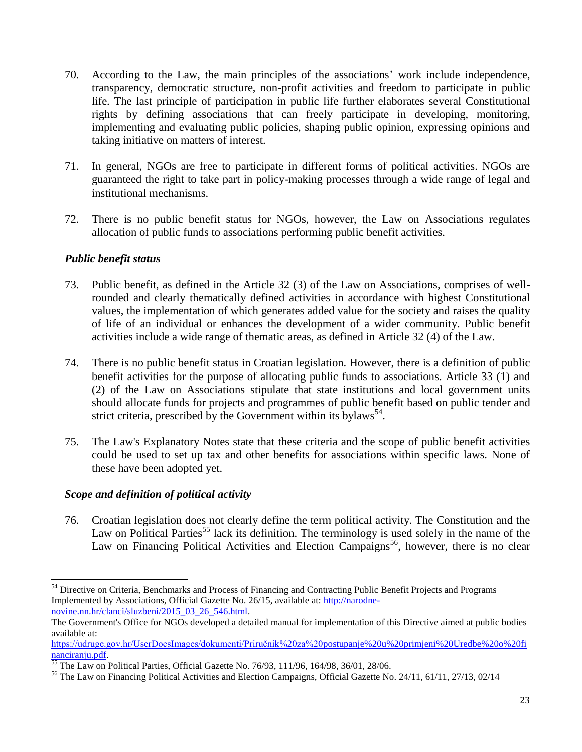70. According to the Law, the main principles of the associations' work include independence, transparency, democratic structure, non-profit activities and freedom to participate in public life. The last principle of participation in public life further elaborates several Constitutional rights by defining associations that can freely participate in developing, monitoring, implementing and evaluating public policies, shaping public opinion, expressing opinions and taking initiative on matters of interest.

71. In general, NGOs are free to participate in different forms of political activities. NGOs are guaranteed the right to take part in policy-making processes through a wide range of legal and institutional mechanisms.

72. There is no public benefit status for NGOs, however, the Law on Associations regulates allocation of public funds to associations performing public benefit activities.

### *Public benefit status*

73. Public benefit, as defined in the Article 32 (3) of the Law on Associations, comprises of well-rounded and clearly thematically defined activities in accordance with highest Constitutional values, the implementation of which generates added value for the society and raises the quality of life of an individual or enhances the development of a wider community. Public benefit activities include a wide range of thematic areas, as defined in Article 32 (4) of the Law.

74. There is no public benefit status in Croatian legislation. However, there is a definition of public benefit activities for the purpose of allocating public funds to associations. Article 33 (1) and (2) of the Law on Associations stipulate that state institutions and local government units should allocate funds for projects and programmes of public benefit based on public tender and strict criteria, prescribed by the Government within its bylaws[54].

75. The Law's Explanatory Notes state that these criteria and the scope of public benefit activities could be used to set up tax and other benefits for associations within specific laws. None of these have been adopted yet.

### *Scope and definition of political activity*

76. Croatian legislation does not clearly define the term political activity. The Constitution and the Law on Political Parties[55] lack its definition. The terminology is used solely in the name of the Law on Financing Political Activities and Election Campaigns[56], however, there is no clear

---

[54] Directive on Criteria, Benchmarks and Process of Financing and Contracting Public Benefit Projects and Programs Implemented by Associations, Official Gazette No. 26/15, available at: http://narodne-novine.nn.hr/clanci/sluzbeni/2015_03_26_546.html.

The Government's Office for NGOs developed a detailed manual for implementation of this Directive aimed at public bodies available at: https://udruge.gov.hr/UserDocsImages/dokumenti/Priručnik%20za%20postupanje%20u%20primjeni%20Uredbe%20o%20financiranju.pdf.

[55] The Law on Political Parties, Official Gazette No. 76/93, 111/96, 164/98, 36/01, 28/06.

[56] The Law on Financing Political Activities and Election Campaigns, Official Gazette No. 24/11, 61/11, 27/13, 02/14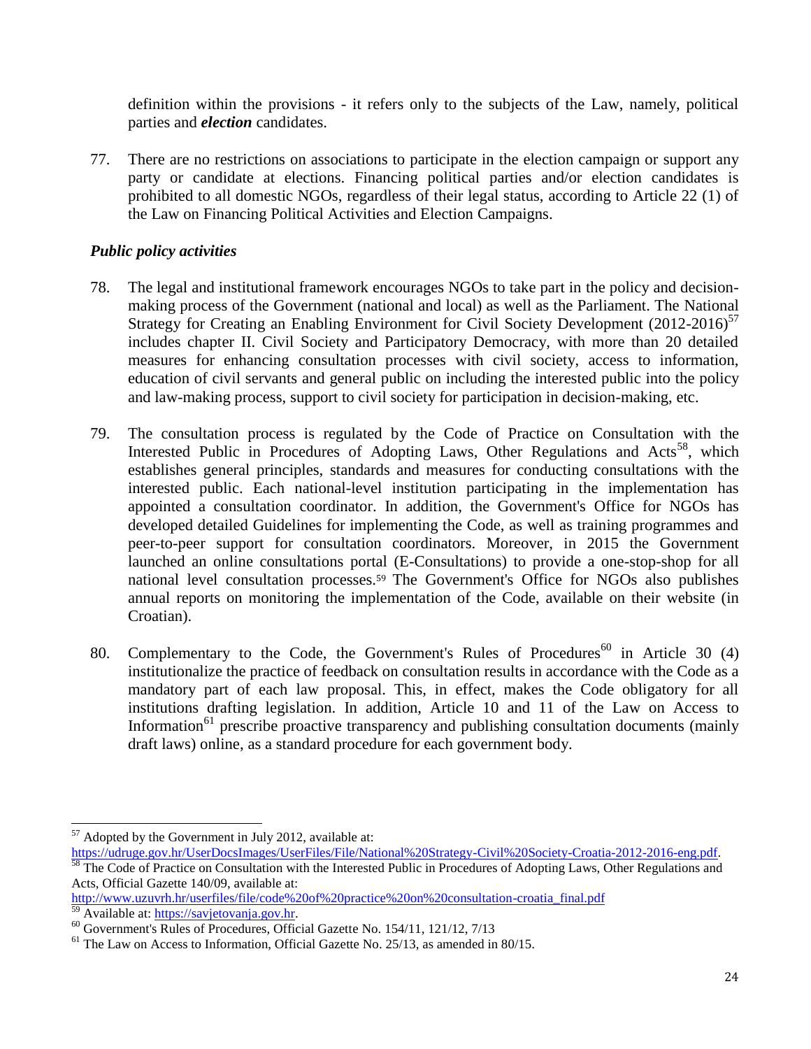definition within the provisions - it refers only to the subjects of the Law, namely, political parties and ***election*** candidates.

77. There are no restrictions on associations to participate in the election campaign or support any party or candidate at elections. Financing political parties and/or election candidates is prohibited to all domestic NGOs, regardless of their legal status, according to Article 22 (1) of the Law on Financing Political Activities and Election Campaigns.

### *Public policy activities*

78. The legal and institutional framework encourages NGOs to take part in the policy and decision-making process of the Government (national and local) as well as the Parliament. The National Strategy for Creating an Enabling Environment for Civil Society Development (2012-2016)[57] includes chapter II. Civil Society and Participatory Democracy, with more than 20 detailed measures for enhancing consultation processes with civil society, access to information, education of civil servants and general public on including the interested public into the policy and law-making process, support to civil society for participation in decision-making, etc.

79. The consultation process is regulated by the Code of Practice on Consultation with the Interested Public in Procedures of Adopting Laws, Other Regulations and Acts[58], which establishes general principles, standards and measures for conducting consultations with the interested public. Each national-level institution participating in the implementation has appointed a consultation coordinator. In addition, the Government's Office for NGOs has developed detailed Guidelines for implementing the Code, as well as training programmes and peer-to-peer support for consultation coordinators. Moreover, in 2015 the Government launched an online consultations portal (E-Consultations) to provide a one-stop-shop for all national level consultation processes.[59] The Government's Office for NGOs also publishes annual reports on monitoring the implementation of the Code, available on their website (in Croatian).

80. Complementary to the Code, the Government's Rules of Procedures[60] in Article 30 (4) institutionalize the practice of feedback on consultation results in accordance with the Code as a mandatory part of each law proposal. This, in effect, makes the Code obligatory for all institutions drafting legislation. In addition, Article 10 and 11 of the Law on Access to Information[61] prescribe proactive transparency and publishing consultation documents (mainly draft laws) online, as a standard procedure for each government body.

---

[57] Adopted by the Government in July 2012, available at: https://udruge.gov.hr/UserDocsImages/UserFiles/File/National%20Strategy-Civil%20Society-Croatia-2012-2016-eng.pdf.

[58] The Code of Practice on Consultation with the Interested Public in Procedures of Adopting Laws, Other Regulations and Acts, Official Gazette 140/09, available at: http://www.uzuvrh.hr/userfiles/file/code%20of%20practice%20on%20consultation-croatia_final.pdf

[59] Available at: https://savjetovanja.gov.hr.

[60] Government's Rules of Procedures, Official Gazette No. 154/11, 121/12, 7/13

[61] The Law on Access to Information, Official Gazette No. 25/13, as amended in 80/15.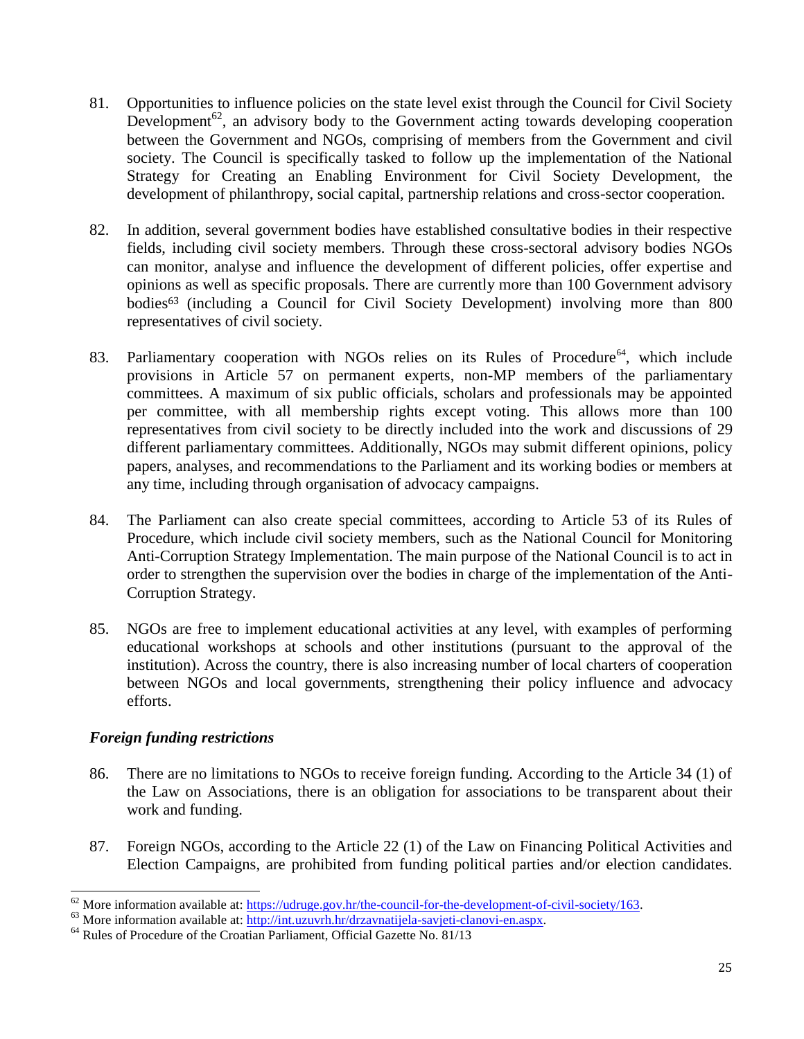81. Opportunities to influence policies on the state level exist through the Council for Civil Society Development[62], an advisory body to the Government acting towards developing cooperation between the Government and NGOs, comprising of members from the Government and civil society. The Council is specifically tasked to follow up the implementation of the National Strategy for Creating an Enabling Environment for Civil Society Development, the development of philanthropy, social capital, partnership relations and cross-sector cooperation.

82. In addition, several government bodies have established consultative bodies in their respective fields, including civil society members. Through these cross-sectoral advisory bodies NGOs can monitor, analyse and influence the development of different policies, offer expertise and opinions as well as specific proposals. There are currently more than 100 Government advisory bodies[63] (including a Council for Civil Society Development) involving more than 800 representatives of civil society.

83. Parliamentary cooperation with NGOs relies on its Rules of Procedure[64], which include provisions in Article 57 on permanent experts, non-MP members of the parliamentary committees. A maximum of six public officials, scholars and professionals may be appointed per committee, with all membership rights except voting. This allows more than 100 representatives from civil society to be directly included into the work and discussions of 29 different parliamentary committees. Additionally, NGOs may submit different opinions, policy papers, analyses, and recommendations to the Parliament and its working bodies or members at any time, including through organisation of advocacy campaigns.

84. The Parliament can also create special committees, according to Article 53 of its Rules of Procedure, which include civil society members, such as the National Council for Monitoring Anti-Corruption Strategy Implementation. The main purpose of the National Council is to act in order to strengthen the supervision over the bodies in charge of the implementation of the Anti-Corruption Strategy.

85. NGOs are free to implement educational activities at any level, with examples of performing educational workshops at schools and other institutions (pursuant to the approval of the institution). Across the country, there is also increasing number of local charters of cooperation between NGOs and local governments, strengthening their policy influence and advocacy efforts.

### *Foreign funding restrictions*

86. There are no limitations to NGOs to receive foreign funding. According to the Article 34 (1) of the Law on Associations, there is an obligation for associations to be transparent about their work and funding.

87. Foreign NGOs, according to the Article 22 (1) of the Law on Financing Political Activities and Election Campaigns, are prohibited from funding political parties and/or election candidates.

---

[62] More information available at: https://udruge.gov.hr/the-council-for-the-development-of-civil-society/163.

[63] More information available at: http://int.uzuvrh.hr/drzavnatijela-savjeti-clanovi-en.aspx.

[64] Rules of Procedure of the Croatian Parliament, Official Gazette No. 81/13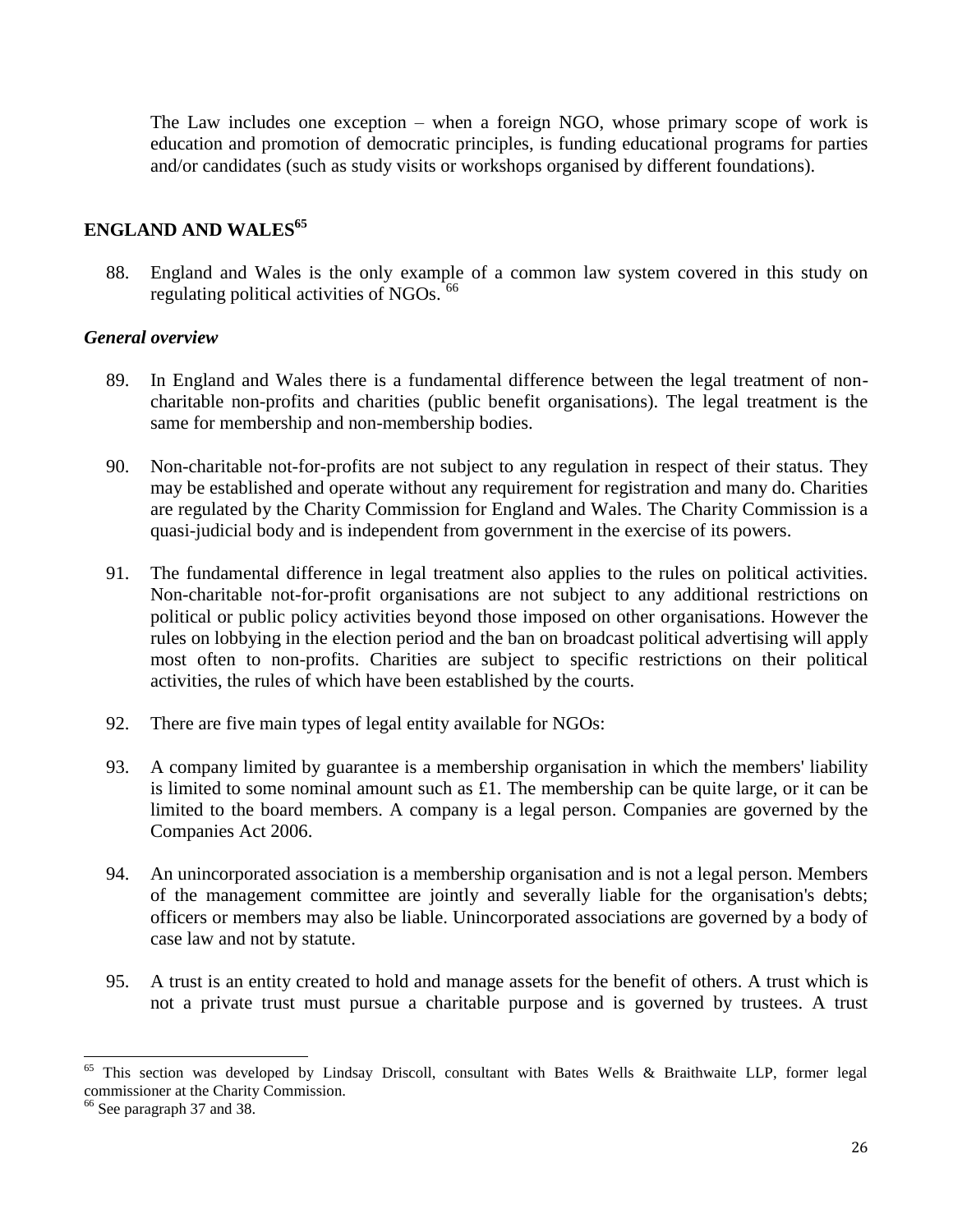The Law includes one exception – when a foreign NGO, whose primary scope of work is education and promotion of democratic principles, is funding educational programs for parties and/or candidates (such as study visits or workshops organised by different foundations).

## ENGLAND AND WALES[65]

88. England and Wales is the only example of a common law system covered in this study on regulating political activities of NGOs. [66]

### *General overview*

89. In England and Wales there is a fundamental difference between the legal treatment of non-charitable non-profits and charities (public benefit organisations). The legal treatment is the same for membership and non-membership bodies.

90. Non-charitable not-for-profits are not subject to any regulation in respect of their status. They may be established and operate without any requirement for registration and many do. Charities are regulated by the Charity Commission for England and Wales. The Charity Commission is a quasi-judicial body and is independent from government in the exercise of its powers.

91. The fundamental difference in legal treatment also applies to the rules on political activities. Non-charitable not-for-profit organisations are not subject to any additional restrictions on political or public policy activities beyond those imposed on other organisations. However the rules on lobbying in the election period and the ban on broadcast political advertising will apply most often to non-profits. Charities are subject to specific restrictions on their political activities, the rules of which have been established by the courts.

92. There are five main types of legal entity available for NGOs:

93. A company limited by guarantee is a membership organisation in which the members' liability is limited to some nominal amount such as £1. The membership can be quite large, or it can be limited to the board members. A company is a legal person. Companies are governed by the Companies Act 2006.

94. An unincorporated association is a membership organisation and is not a legal person. Members of the management committee are jointly and severally liable for the organisation's debts; officers or members may also be liable. Unincorporated associations are governed by a body of case law and not by statute.

95. A trust is an entity created to hold and manage assets for the benefit of others. A trust which is not a private trust must pursue a charitable purpose and is governed by trustees. A trust

---

[65] This section was developed by Lindsay Driscoll, consultant with Bates Wells & Braithwaite LLP, former legal commissioner at the Charity Commission.

[66] See paragraph 37 and 38.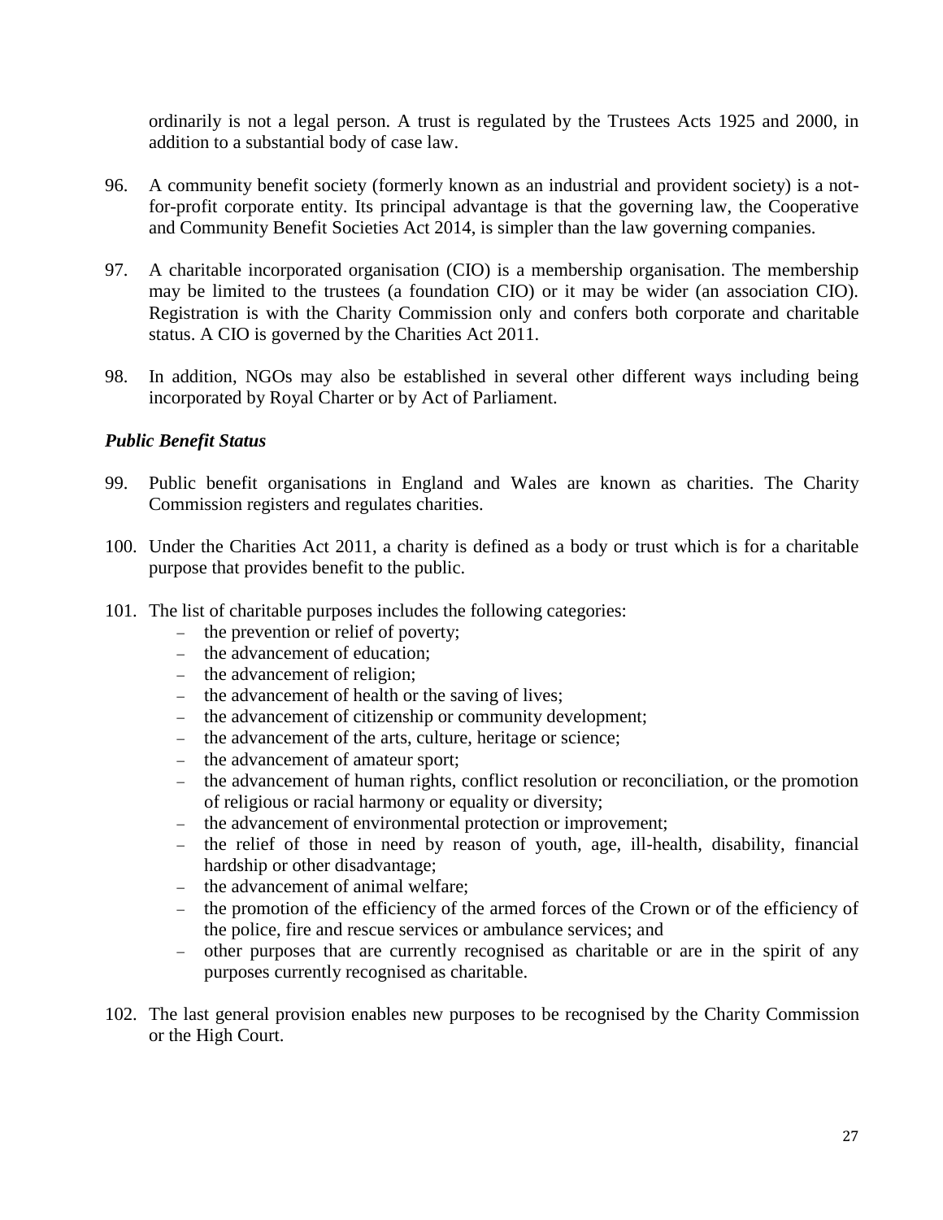ordinarily is not a legal person. A trust is regulated by the Trustees Acts 1925 and 2000, in addition to a substantial body of case law.

96. A community benefit society (formerly known as an industrial and provident society) is a not-for-profit corporate entity. Its principal advantage is that the governing law, the Cooperative and Community Benefit Societies Act 2014, is simpler than the law governing companies.

97. A charitable incorporated organisation (CIO) is a membership organisation. The membership may be limited to the trustees (a foundation CIO) or it may be wider (an association CIO). Registration is with the Charity Commission only and confers both corporate and charitable status. A CIO is governed by the Charities Act 2011.

98. In addition, NGOs may also be established in several other different ways including being incorporated by Royal Charter or by Act of Parliament.

### *Public Benefit Status*

99. Public benefit organisations in England and Wales are known as charities. The Charity Commission registers and regulates charities.

100. Under the Charities Act 2011, a charity is defined as a body or trust which is for a charitable purpose that provides benefit to the public.

101. The list of charitable purposes includes the following categories:
    - the prevention or relief of poverty;
    - the advancement of education;
    - the advancement of religion;
    - the advancement of health or the saving of lives;
    - the advancement of citizenship or community development;
    - the advancement of the arts, culture, heritage or science;
    - the advancement of amateur sport;
    - the advancement of human rights, conflict resolution or reconciliation, or the promotion of religious or racial harmony or equality or diversity;
    - the advancement of environmental protection or improvement;
    - the relief of those in need by reason of youth, age, ill-health, disability, financial hardship or other disadvantage;
    - the advancement of animal welfare;
    - the promotion of the efficiency of the armed forces of the Crown or of the efficiency of the police, fire and rescue services or ambulance services; and
    - other purposes that are currently recognised as charitable or are in the spirit of any purposes currently recognised as charitable.

102. The last general provision enables new purposes to be recognised by the Charity Commission or the High Court.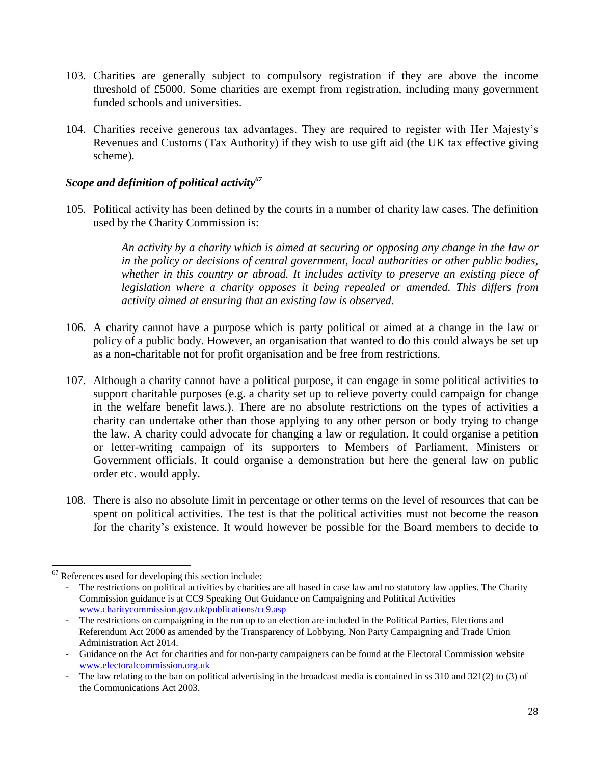103. Charities are generally subject to compulsory registration if they are above the income threshold of £5000. Some charities are exempt from registration, including many government funded schools and universities.

104. Charities receive generous tax advantages. They are required to register with Her Majesty's Revenues and Customs (Tax Authority) if they wish to use gift aid (the UK tax effective giving scheme).

### *Scope and definition of political activity*[67]

105. Political activity has been defined by the courts in a number of charity law cases. The definition used by the Charity Commission is:

> *An activity by a charity which is aimed at securing or opposing any change in the law or in the policy or decisions of central government, local authorities or other public bodies, whether in this country or abroad. It includes activity to preserve an existing piece of legislation where a charity opposes it being repealed or amended. This differs from activity aimed at ensuring that an existing law is observed.*

106. A charity cannot have a purpose which is party political or aimed at a change in the law or policy of a public body. However, an organisation that wanted to do this could always be set up as a non-charitable not for profit organisation and be free from restrictions.

107. Although a charity cannot have a political purpose, it can engage in some political activities to support charitable purposes (e.g. a charity set up to relieve poverty could campaign for change in the welfare benefit laws.). There are no absolute restrictions on the types of activities a charity can undertake other than those applying to any other person or body trying to change the law. A charity could advocate for changing a law or regulation. It could organise a petition or letter-writing campaign of its supporters to Members of Parliament, Ministers or Government officials. It could organise a demonstration but here the general law on public order etc. would apply.

108. There is also no absolute limit in percentage or other terms on the level of resources that can be spent on political activities. The test is that the political activities must not become the reason for the charity's existence. It would however be possible for the Board members to decide to

---

[67] References used for developing this section include:

- The restrictions on political activities by charities are all based in case law and no statutory law applies. The Charity Commission guidance is at CC9 Speaking Out Guidance on Campaigning and Political Activities www.charitycommission.gov.uk/publications/cc9.asp
- The restrictions on campaigning in the run up to an election are included in the Political Parties, Elections and Referendum Act 2000 as amended by the Transparency of Lobbying, Non Party Campaigning and Trade Union Administration Act 2014.
- Guidance on the Act for charities and for non-party campaigners can be found at the Electoral Commission website www.electoralcommission.org.uk
- The law relating to the ban on political advertising in the broadcast media is contained in ss 310 and 321(2) to (3) of the Communications Act 2003.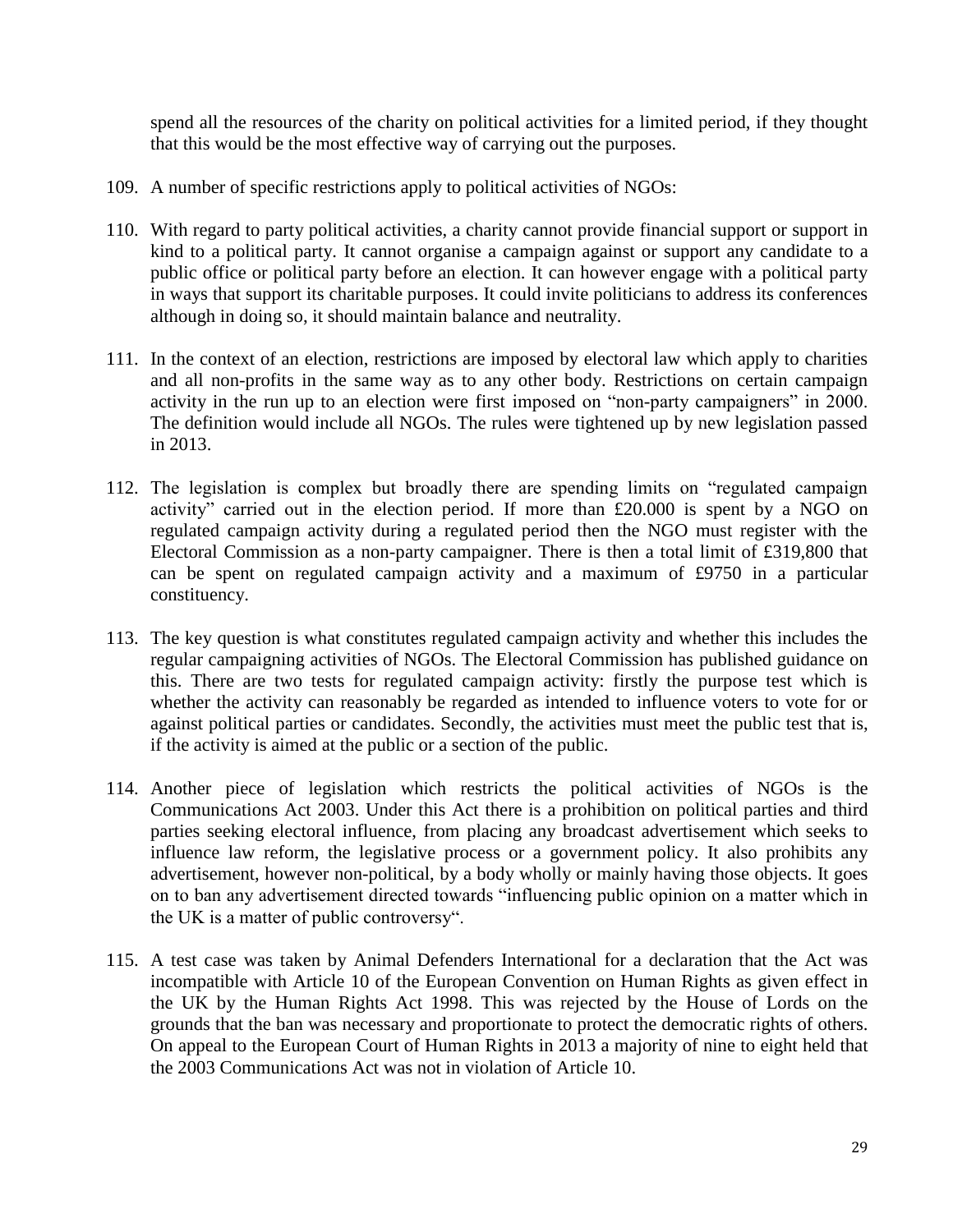spend all the resources of the charity on political activities for a limited period, if they thought that this would be the most effective way of carrying out the purposes.

109. A number of specific restrictions apply to political activities of NGOs:

110. With regard to party political activities, a charity cannot provide financial support or support in kind to a political party. It cannot organise a campaign against or support any candidate to a public office or political party before an election. It can however engage with a political party in ways that support its charitable purposes. It could invite politicians to address its conferences although in doing so, it should maintain balance and neutrality.

111. In the context of an election, restrictions are imposed by electoral law which apply to charities and all non-profits in the same way as to any other body. Restrictions on certain campaign activity in the run up to an election were first imposed on "non-party campaigners" in 2000. The definition would include all NGOs. The rules were tightened up by new legislation passed in 2013.

112. The legislation is complex but broadly there are spending limits on "regulated campaign activity" carried out in the election period. If more than £20.000 is spent by a NGO on regulated campaign activity during a regulated period then the NGO must register with the Electoral Commission as a non-party campaigner. There is then a total limit of £319,800 that can be spent on regulated campaign activity and a maximum of £9750 in a particular constituency.

113. The key question is what constitutes regulated campaign activity and whether this includes the regular campaigning activities of NGOs. The Electoral Commission has published guidance on this. There are two tests for regulated campaign activity: firstly the purpose test which is whether the activity can reasonably be regarded as intended to influence voters to vote for or against political parties or candidates. Secondly, the activities must meet the public test that is, if the activity is aimed at the public or a section of the public.

114. Another piece of legislation which restricts the political activities of NGOs is the Communications Act 2003. Under this Act there is a prohibition on political parties and third parties seeking electoral influence, from placing any broadcast advertisement which seeks to influence law reform, the legislative process or a government policy. It also prohibits any advertisement, however non-political, by a body wholly or mainly having those objects. It goes on to ban any advertisement directed towards "influencing public opinion on a matter which in the UK is a matter of public controversy".

115. A test case was taken by Animal Defenders International for a declaration that the Act was incompatible with Article 10 of the European Convention on Human Rights as given effect in the UK by the Human Rights Act 1998. This was rejected by the House of Lords on the grounds that the ban was necessary and proportionate to protect the democratic rights of others. On appeal to the European Court of Human Rights in 2013 a majority of nine to eight held that the 2003 Communications Act was not in violation of Article 10.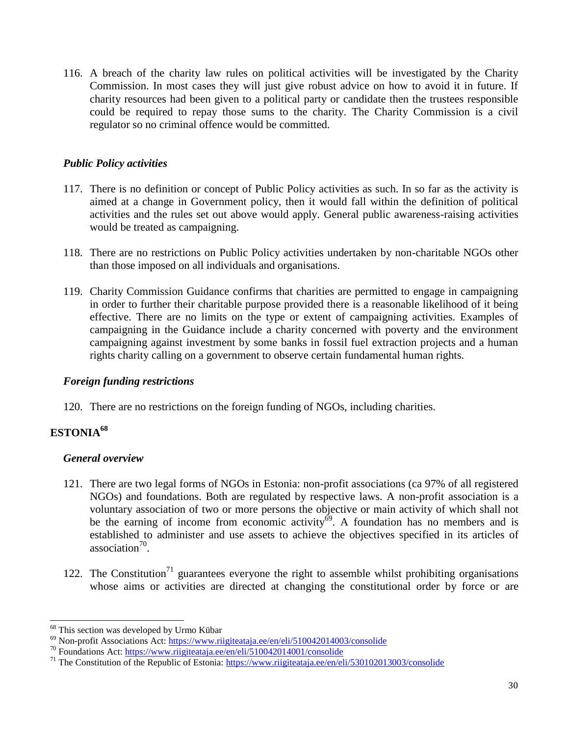116. A breach of the charity law rules on political activities will be investigated by the Charity Commission. In most cases they will just give robust advice on how to avoid it in future. If charity resources had been given to a political party or candidate then the trustees responsible could be required to repay those sums to the charity. The Charity Commission is a civil regulator so no criminal offence would be committed.

### *Public Policy activities*

117. There is no definition or concept of Public Policy activities as such. In so far as the activity is aimed at a change in Government policy, then it would fall within the definition of political activities and the rules set out above would apply. General public awareness-raising activities would be treated as campaigning.

118. There are no restrictions on Public Policy activities undertaken by non-charitable NGOs other than those imposed on all individuals and organisations.

119. Charity Commission Guidance confirms that charities are permitted to engage in campaigning in order to further their charitable purpose provided there is a reasonable likelihood of it being effective. There are no limits on the type or extent of campaigning activities. Examples of campaigning in the Guidance include a charity concerned with poverty and the environment campaigning against investment by some banks in fossil fuel extraction projects and a human rights charity calling on a government to observe certain fundamental human rights.

### *Foreign funding restrictions*

120. There are no restrictions on the foreign funding of NGOs, including charities.

## ESTONIA[68]

### *General overview*

121. There are two legal forms of NGOs in Estonia: non-profit associations (ca 97% of all registered NGOs) and foundations. Both are regulated by respective laws. A non-profit association is a voluntary association of two or more persons the objective or main activity of which shall not be the earning of income from economic activity[69]. A foundation has no members and is established to administer and use assets to achieve the objectives specified in its articles of association[70].

122. The Constitution[71] guarantees everyone the right to assemble whilst prohibiting organisations whose aims or activities are directed at changing the constitutional order by force or are

---

[68] This section was developed by Urmo Kübar

[69] Non-profit Associations Act: https://www.riigiteataja.ee/en/eli/510042014003/consolide

[70] Foundations Act: https://www.riigiteataja.ee/en/eli/510042014001/consolide

[71] The Constitution of the Republic of Estonia: https://www.riigiteataja.ee/en/eli/530102013003/consolide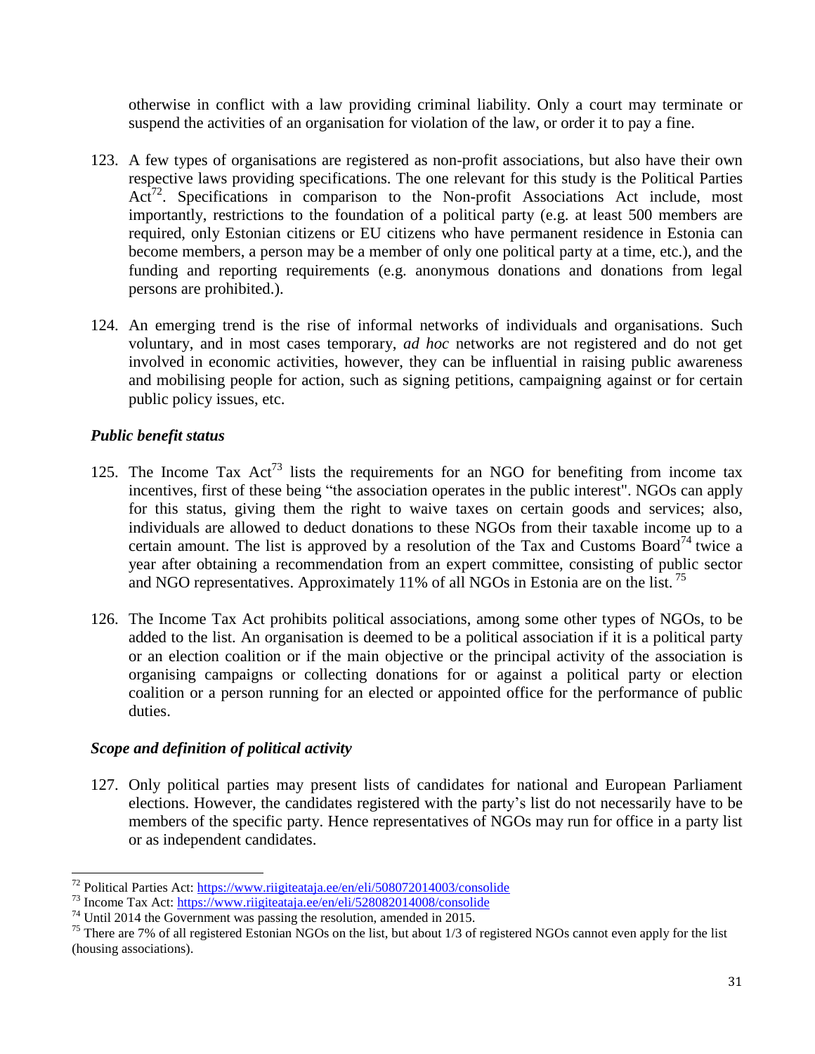otherwise in conflict with a law providing criminal liability. Only a court may terminate or suspend the activities of an organisation for violation of the law, or order it to pay a fine.

123. A few types of organisations are registered as non-profit associations, but also have their own respective laws providing specifications. The one relevant for this study is the Political Parties Act[72]. Specifications in comparison to the Non-profit Associations Act include, most importantly, restrictions to the foundation of a political party (e.g. at least 500 members are required, only Estonian citizens or EU citizens who have permanent residence in Estonia can become members, a person may be a member of only one political party at a time, etc.), and the funding and reporting requirements (e.g. anonymous donations and donations from legal persons are prohibited.).

124. An emerging trend is the rise of informal networks of individuals and organisations. Such voluntary, and in most cases temporary, *ad hoc* networks are not registered and do not get involved in economic activities, however, they can be influential in raising public awareness and mobilising people for action, such as signing petitions, campaigning against or for certain public policy issues, etc.

### *Public benefit status*

125. The Income Tax Act[73] lists the requirements for an NGO for benefiting from income tax incentives, first of these being "the association operates in the public interest". NGOs can apply for this status, giving them the right to waive taxes on certain goods and services; also, individuals are allowed to deduct donations to these NGOs from their taxable income up to a certain amount. The list is approved by a resolution of the Tax and Customs Board[74] twice a year after obtaining a recommendation from an expert committee, consisting of public sector and NGO representatives. Approximately 11% of all NGOs in Estonia are on the list. [75]

126. The Income Tax Act prohibits political associations, among some other types of NGOs, to be added to the list. An organisation is deemed to be a political association if it is a political party or an election coalition or if the main objective or the principal activity of the association is organising campaigns or collecting donations for or against a political party or election coalition or a person running for an elected or appointed office for the performance of public duties.

### *Scope and definition of political activity*

127. Only political parties may present lists of candidates for national and European Parliament elections. However, the candidates registered with the party's list do not necessarily have to be members of the specific party. Hence representatives of NGOs may run for office in a party list or as independent candidates.

---

[72] Political Parties Act: https://www.riigiteataja.ee/en/eli/508072014003/consolide

[73] Income Tax Act: https://www.riigiteataja.ee/en/eli/528082014008/consolide

[74] Until 2014 the Government was passing the resolution, amended in 2015.

[75] There are 7% of all registered Estonian NGOs on the list, but about 1/3 of registered NGOs cannot even apply for the list (housing associations).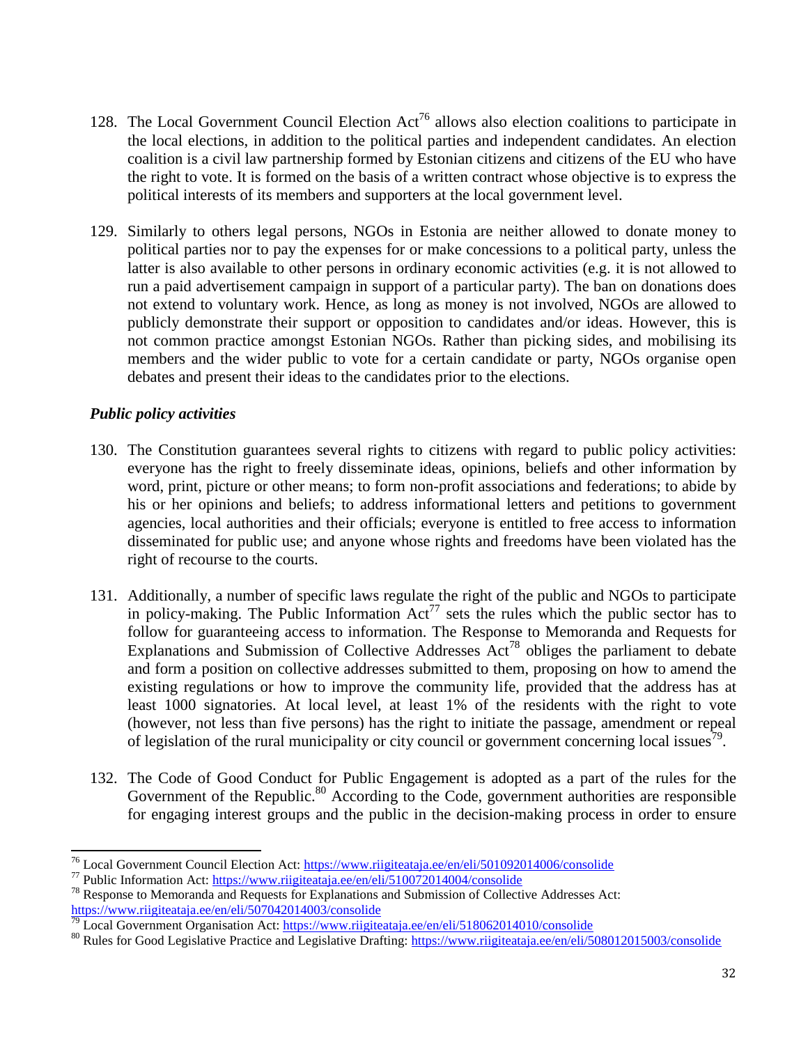128. The Local Government Council Election Act[76] allows also election coalitions to participate in the local elections, in addition to the political parties and independent candidates. An election coalition is a civil law partnership formed by Estonian citizens and citizens of the EU who have the right to vote. It is formed on the basis of a written contract whose objective is to express the political interests of its members and supporters at the local government level.

129. Similarly to others legal persons, NGOs in Estonia are neither allowed to donate money to political parties nor to pay the expenses for or make concessions to a political party, unless the latter is also available to other persons in ordinary economic activities (e.g. it is not allowed to run a paid advertisement campaign in support of a particular party). The ban on donations does not extend to voluntary work. Hence, as long as money is not involved, NGOs are allowed to publicly demonstrate their support or opposition to candidates and/or ideas. However, this is not common practice amongst Estonian NGOs. Rather than picking sides, and mobilising its members and the wider public to vote for a certain candidate or party, NGOs organise open debates and present their ideas to the candidates prior to the elections.

***Public policy activities***

130. The Constitution guarantees several rights to citizens with regard to public policy activities: everyone has the right to freely disseminate ideas, opinions, beliefs and other information by word, print, picture or other means; to form non-profit associations and federations; to abide by his or her opinions and beliefs; to address informational letters and petitions to government agencies, local authorities and their officials; everyone is entitled to free access to information disseminated for public use; and anyone whose rights and freedoms have been violated has the right of recourse to the courts.

131. Additionally, a number of specific laws regulate the right of the public and NGOs to participate in policy-making. The Public Information Act[77] sets the rules which the public sector has to follow for guaranteeing access to information. The Response to Memoranda and Requests for Explanations and Submission of Collective Addresses Act[78] obliges the parliament to debate and form a position on collective addresses submitted to them, proposing on how to amend the existing regulations or how to improve the community life, provided that the address has at least 1000 signatories. At local level, at least 1% of the residents with the right to vote (however, not less than five persons) has the right to initiate the passage, amendment or repeal of legislation of the rural municipality or city council or government concerning local issues[79].

132. The Code of Good Conduct for Public Engagement is adopted as a part of the rules for the Government of the Republic.[80] According to the Code, government authorities are responsible for engaging interest groups and the public in the decision-making process in order to ensure

---

[76] Local Government Council Election Act: https://www.riigiteataja.ee/en/eli/501092014006/consolide

[77] Public Information Act: https://www.riigiteataja.ee/en/eli/510072014004/consolide

[78] Response to Memoranda and Requests for Explanations and Submission of Collective Addresses Act: https://www.riigiteataja.ee/en/eli/507042014003/consolide

[79] Local Government Organisation Act: https://www.riigiteataja.ee/en/eli/518062014010/consolide

[80] Rules for Good Legislative Practice and Legislative Drafting: https://www.riigiteataja.ee/en/eli/508012015003/consolide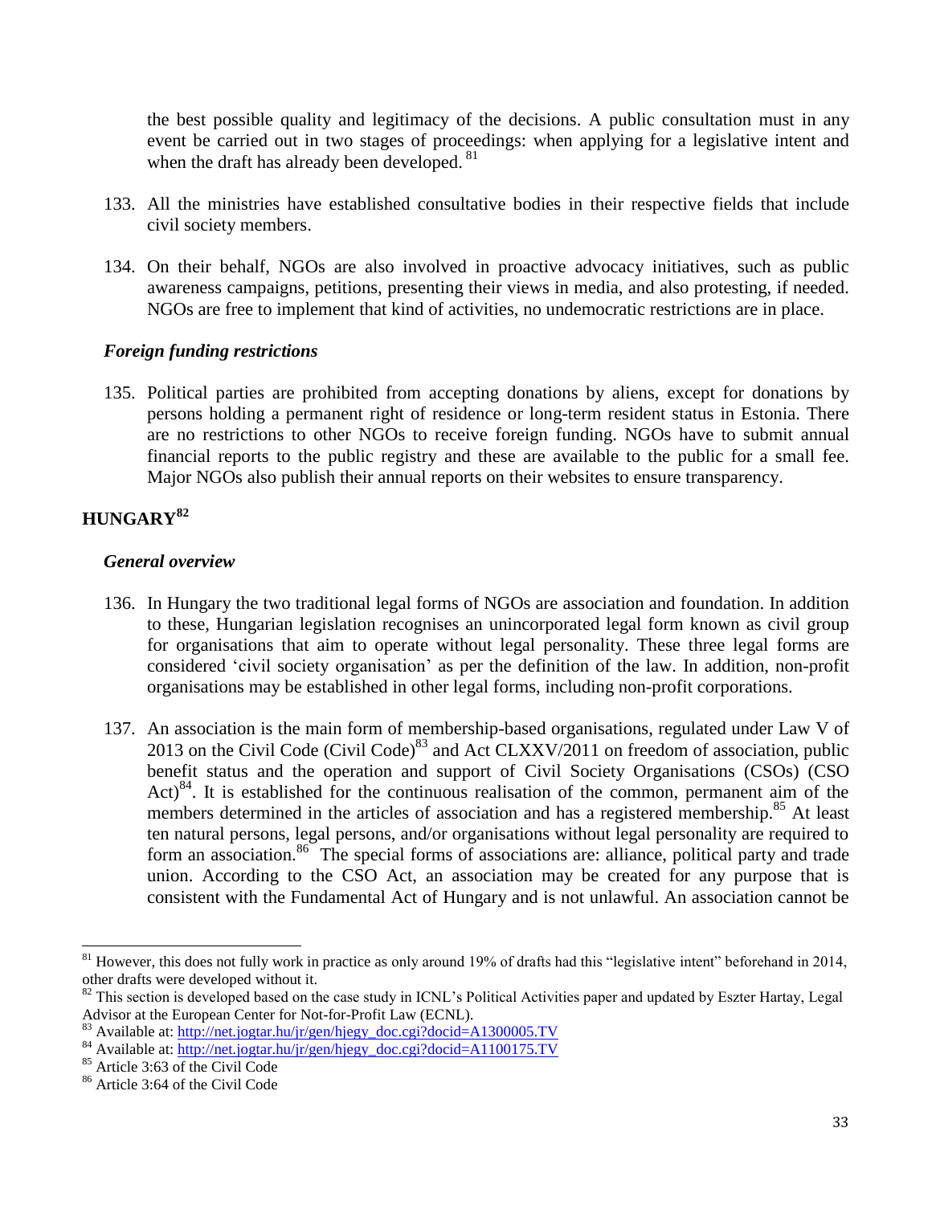the best possible quality and legitimacy of the decisions. A public consultation must in any event be carried out in two stages of proceedings: when applying for a legislative intent and when the draft has already been developed. [81]

133. All the ministries have established consultative bodies in their respective fields that include civil society members.

134. On their behalf, NGOs are also involved in proactive advocacy initiatives, such as public awareness campaigns, petitions, presenting their views in media, and also protesting, if needed. NGOs are free to implement that kind of activities, no undemocratic restrictions are in place.

### *Foreign funding restrictions*

135. Political parties are prohibited from accepting donations by aliens, except for donations by persons holding a permanent right of residence or long-term resident status in Estonia. There are no restrictions to other NGOs to receive foreign funding. NGOs have to submit annual financial reports to the public registry and these are available to the public for a small fee. Major NGOs also publish their annual reports on their websites to ensure transparency.

## HUNGARY[82]

### *General overview*

136. In Hungary the two traditional legal forms of NGOs are association and foundation. In addition to these, Hungarian legislation recognises an unincorporated legal form known as civil group for organisations that aim to operate without legal personality. These three legal forms are considered 'civil society organisation' as per the definition of the law. In addition, non-profit organisations may be established in other legal forms, including non-profit corporations.

137. An association is the main form of membership-based organisations, regulated under Law V of 2013 on the Civil Code (Civil Code)[83] and Act CLXXV/2011 on freedom of association, public benefit status and the operation and support of Civil Society Organisations (CSOs) (CSO Act)[84]. It is established for the continuous realisation of the common, permanent aim of the members determined in the articles of association and has a registered membership.[85] At least ten natural persons, legal persons, and/or organisations without legal personality are required to form an association.[86] The special forms of associations are: alliance, political party and trade union. According to the CSO Act, an association may be created for any purpose that is consistent with the Fundamental Act of Hungary and is not unlawful. An association cannot be

---

[81] However, this does not fully work in practice as only around 19% of drafts had this "legislative intent" beforehand in 2014, other drafts were developed without it.

[82] This section is developed based on the case study in ICNL's Political Activities paper and updated by Eszter Hartay, Legal Advisor at the European Center for Not-for-Profit Law (ECNL).

[83] Available at: http://net.jogtar.hu/jr/gen/hjegy_doc.cgi?docid=A1300005.TV

[84] Available at: http://net.jogtar.hu/jr/gen/hjegy_doc.cgi?docid=A1100175.TV

[85] Article 3:63 of the Civil Code

[86] Article 3:64 of the Civil Code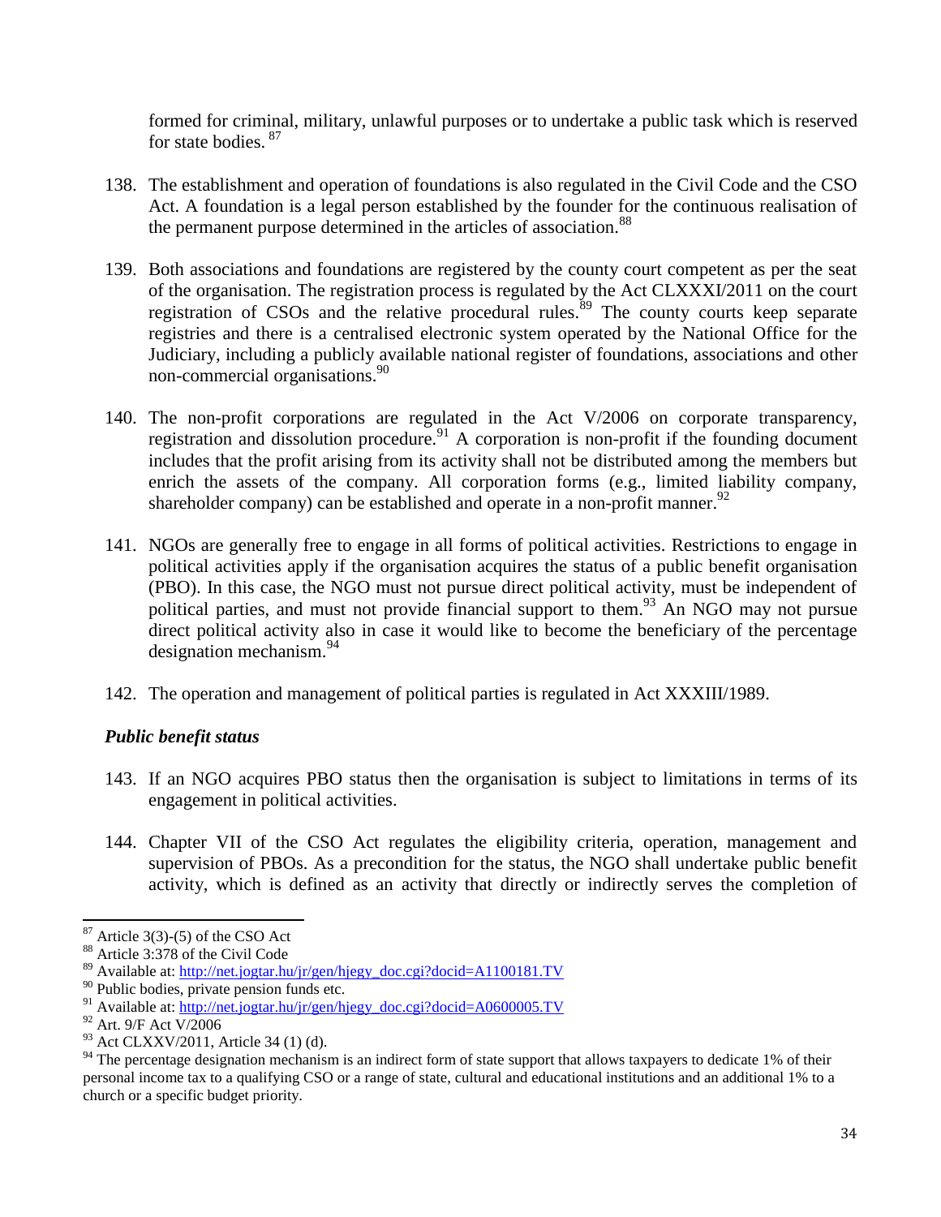formed for criminal, military, unlawful purposes or to undertake a public task which is reserved for state bodies. [87]

138. The establishment and operation of foundations is also regulated in the Civil Code and the CSO Act. A foundation is a legal person established by the founder for the continuous realisation of the permanent purpose determined in the articles of association.[88]

139. Both associations and foundations are registered by the county court competent as per the seat of the organisation. The registration process is regulated by the Act CLXXXI/2011 on the court registration of CSOs and the relative procedural rules.[89] The county courts keep separate registries and there is a centralised electronic system operated by the National Office for the Judiciary, including a publicly available national register of foundations, associations and other non-commercial organisations.[90]

140. The non-profit corporations are regulated in the Act V/2006 on corporate transparency, registration and dissolution procedure.[91] A corporation is non-profit if the founding document includes that the profit arising from its activity shall not be distributed among the members but enrich the assets of the company. All corporation forms (e.g., limited liability company, shareholder company) can be established and operate in a non-profit manner.[92]

141. NGOs are generally free to engage in all forms of political activities. Restrictions to engage in political activities apply if the organisation acquires the status of a public benefit organisation (PBO). In this case, the NGO must not pursue direct political activity, must be independent of political parties, and must not provide financial support to them.[93] An NGO may not pursue direct political activity also in case it would like to become the beneficiary of the percentage designation mechanism.[94]

142. The operation and management of political parties is regulated in Act XXXIII/1989.

### *Public benefit status*

143. If an NGO acquires PBO status then the organisation is subject to limitations in terms of its engagement in political activities.

144. Chapter VII of the CSO Act regulates the eligibility criteria, operation, management and supervision of PBOs. As a precondition for the status, the NGO shall undertake public benefit activity, which is defined as an activity that directly or indirectly serves the completion of

---

[87] Article 3(3)-(5) of the CSO Act

[88] Article 3:378 of the Civil Code

[89] Available at: http://net.jogtar.hu/jr/gen/hjegy_doc.cgi?docid=A1100181.TV

[90] Public bodies, private pension funds etc.

[91] Available at: http://net.jogtar.hu/jr/gen/hjegy_doc.cgi?docid=A0600005.TV

[92] Art. 9/F Act V/2006

[93] Act CLXXV/2011, Article 34 (1) (d).

[94] The percentage designation mechanism is an indirect form of state support that allows taxpayers to dedicate 1% of their personal income tax to a qualifying CSO or a range of state, cultural and educational institutions and an additional 1% to a church or a specific budget priority.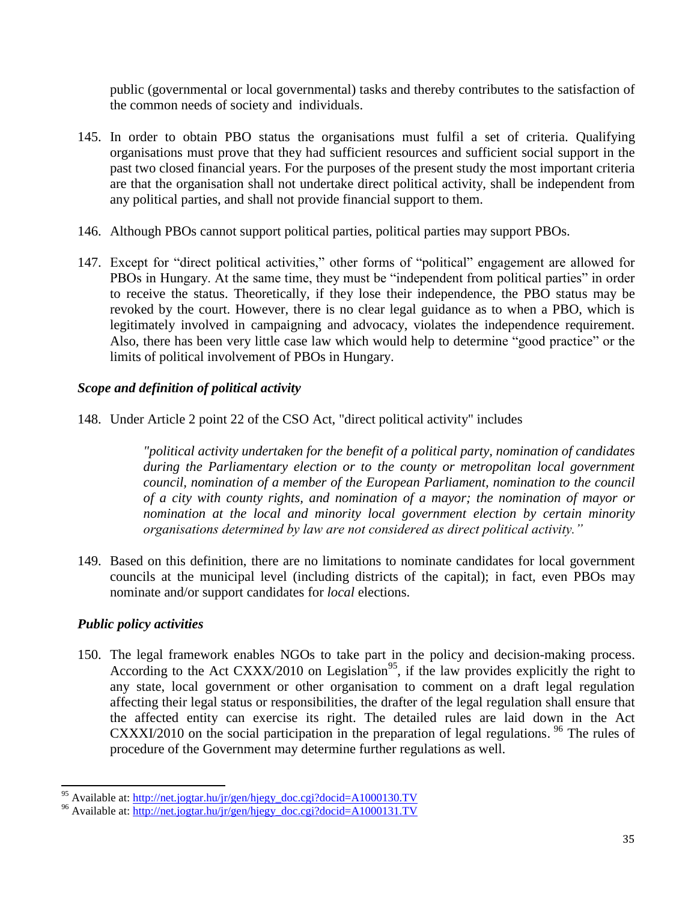public (governmental or local governmental) tasks and thereby contributes to the satisfaction of the common needs of society and individuals.

145. In order to obtain PBO status the organisations must fulfil a set of criteria. Qualifying organisations must prove that they had sufficient resources and sufficient social support in the past two closed financial years. For the purposes of the present study the most important criteria are that the organisation shall not undertake direct political activity, shall be independent from any political parties, and shall not provide financial support to them.

146. Although PBOs cannot support political parties, political parties may support PBOs.

147. Except for "direct political activities," other forms of "political" engagement are allowed for PBOs in Hungary. At the same time, they must be "independent from political parties" in order to receive the status. Theoretically, if they lose their independence, the PBO status may be revoked by the court. However, there is no clear legal guidance as to when a PBO, which is legitimately involved in campaigning and advocacy, violates the independence requirement. Also, there has been very little case law which would help to determine "good practice" or the limits of political involvement of PBOs in Hungary.

### *Scope and definition of political activity*

148. Under Article 2 point 22 of the CSO Act, "direct political activity" includes

> *"political activity undertaken for the benefit of a political party, nomination of candidates during the Parliamentary election or to the county or metropolitan local government council, nomination of a member of the European Parliament, nomination to the council of a city with county rights, and nomination of a mayor; the nomination of mayor or nomination at the local and minority local government election by certain minority organisations determined by law are not considered as direct political activity."*

149. Based on this definition, there are no limitations to nominate candidates for local government councils at the municipal level (including districts of the capital); in fact, even PBOs may nominate and/or support candidates for *local* elections.

### *Public policy activities*

150. The legal framework enables NGOs to take part in the policy and decision-making process. According to the Act CXXX/2010 on Legislation[95], if the law provides explicitly the right to any state, local government or other organisation to comment on a draft legal regulation affecting their legal status or responsibilities, the drafter of the legal regulation shall ensure that the affected entity can exercise its right. The detailed rules are laid down in the Act CXXXI/2010 on the social participation in the preparation of legal regulations.[96] The rules of procedure of the Government may determine further regulations as well.

---

[95] Available at: http://net.jogtar.hu/jr/gen/hjegy_doc.cgi?docid=A1000130.TV

[96] Available at: http://net.jogtar.hu/jr/gen/hjegy_doc.cgi?docid=A1000131.TV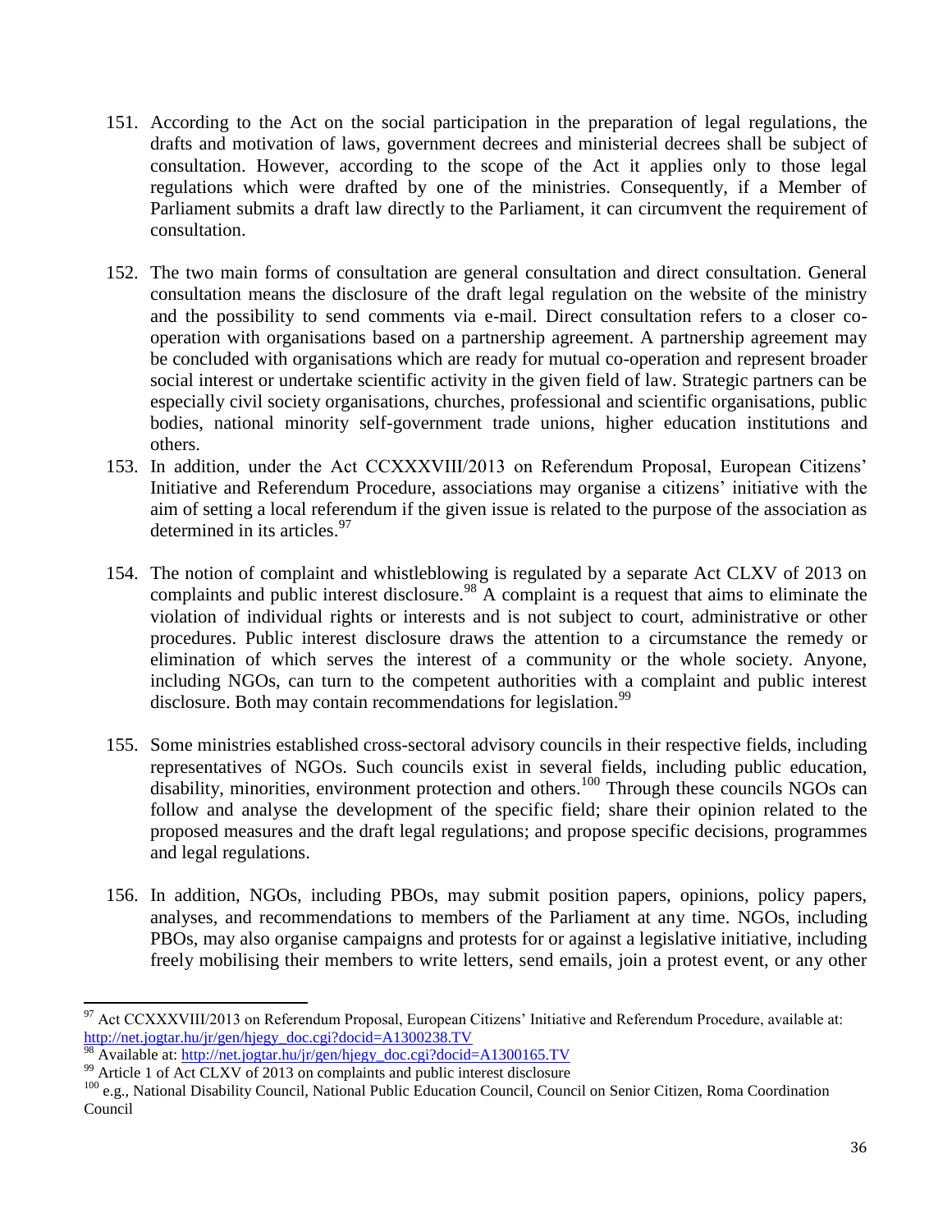151. According to the Act on the social participation in the preparation of legal regulations, the drafts and motivation of laws, government decrees and ministerial decrees shall be subject of consultation. However, according to the scope of the Act it applies only to those legal regulations which were drafted by one of the ministries. Consequently, if a Member of Parliament submits a draft law directly to the Parliament, it can circumvent the requirement of consultation.

152. The two main forms of consultation are general consultation and direct consultation. General consultation means the disclosure of the draft legal regulation on the website of the ministry and the possibility to send comments via e-mail. Direct consultation refers to a closer co-operation with organisations based on a partnership agreement. A partnership agreement may be concluded with organisations which are ready for mutual co-operation and represent broader social interest or undertake scientific activity in the given field of law. Strategic partners can be especially civil society organisations, churches, professional and scientific organisations, public bodies, national minority self-government trade unions, higher education institutions and others.

153. In addition, under the Act CCXXXVIII/2013 on Referendum Proposal, European Citizens' Initiative and Referendum Procedure, associations may organise a citizens' initiative with the aim of setting a local referendum if the given issue is related to the purpose of the association as determined in its articles.[97]

154. The notion of complaint and whistleblowing is regulated by a separate Act CLXV of 2013 on complaints and public interest disclosure.[98] A complaint is a request that aims to eliminate the violation of individual rights or interests and is not subject to court, administrative or other procedures. Public interest disclosure draws the attention to a circumstance the remedy or elimination of which serves the interest of a community or the whole society. Anyone, including NGOs, can turn to the competent authorities with a complaint and public interest disclosure. Both may contain recommendations for legislation.[99]

155. Some ministries established cross-sectoral advisory councils in their respective fields, including representatives of NGOs. Such councils exist in several fields, including public education, disability, minorities, environment protection and others.[100] Through these councils NGOs can follow and analyse the development of the specific field; share their opinion related to the proposed measures and the draft legal regulations; and propose specific decisions, programmes and legal regulations.

156. In addition, NGOs, including PBOs, may submit position papers, opinions, policy papers, analyses, and recommendations to members of the Parliament at any time. NGOs, including PBOs, may also organise campaigns and protests for or against a legislative initiative, including freely mobilising their members to write letters, send emails, join a protest event, or any other

---

[97] Act CCXXXVIII/2013 on Referendum Proposal, European Citizens' Initiative and Referendum Procedure, available at: http://net.jogtar.hu/jr/gen/hjegy_doc.cgi?docid=A1300238.TV

[98] Available at: http://net.jogtar.hu/jr/gen/hjegy_doc.cgi?docid=A1300165.TV

[99] Article 1 of Act CLXV of 2013 on complaints and public interest disclosure

[100] e.g., National Disability Council, National Public Education Council, Council on Senior Citizen, Roma Coordination Council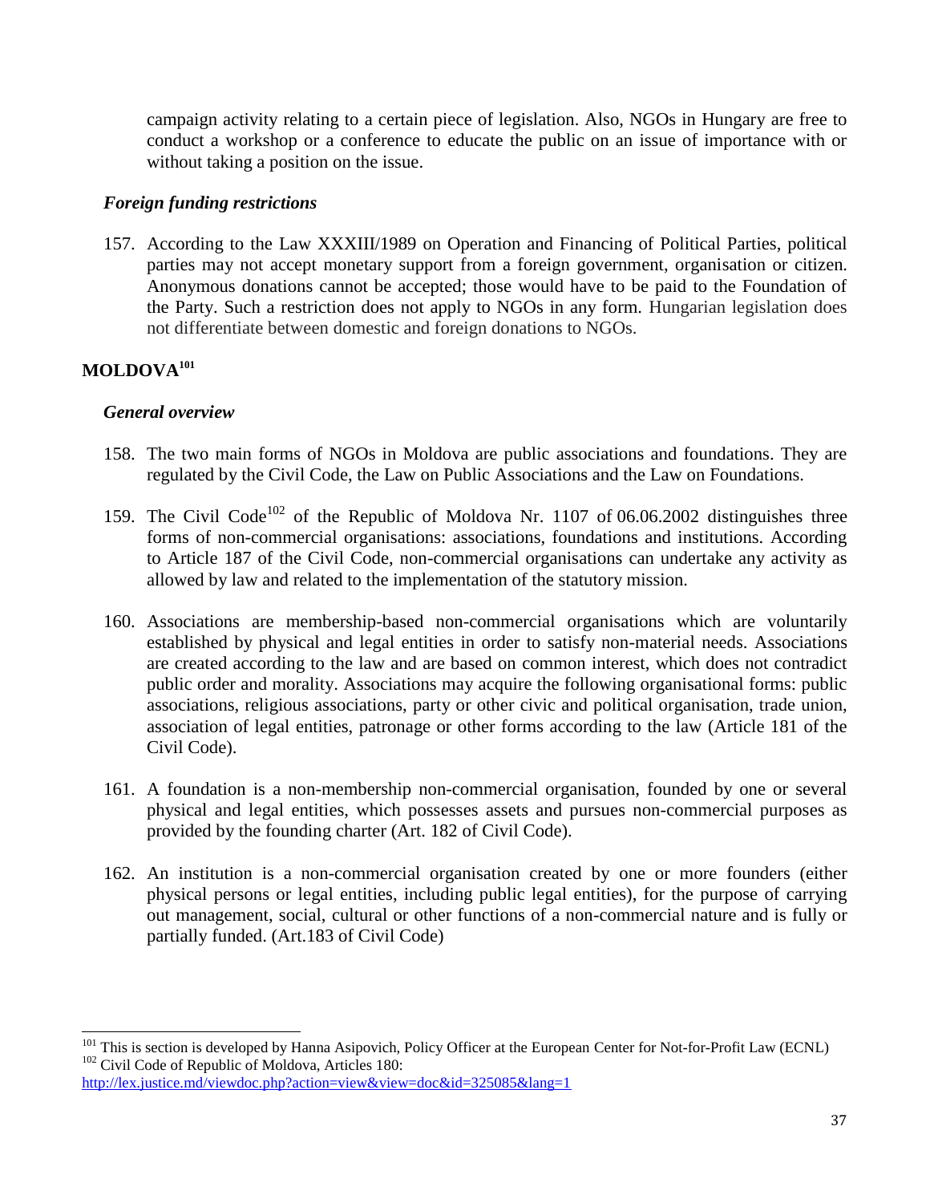campaign activity relating to a certain piece of legislation. Also, NGOs in Hungary are free to conduct a workshop or a conference to educate the public on an issue of importance with or without taking a position on the issue.

### *Foreign funding restrictions*

157. According to the Law XXXIII/1989 on Operation and Financing of Political Parties, political parties may not accept monetary support from a foreign government, organisation or citizen. Anonymous donations cannot be accepted; those would have to be paid to the Foundation of the Party. Such a restriction does not apply to NGOs in any form. Hungarian legislation does not differentiate between domestic and foreign donations to NGOs.

## MOLDOVA[101]

### *General overview*

158. The two main forms of NGOs in Moldova are public associations and foundations. They are regulated by the Civil Code, the Law on Public Associations and the Law on Foundations.

159. The Civil Code[102] of the Republic of Moldova Nr. 1107 of 06.06.2002 distinguishes three forms of non-commercial organisations: associations, foundations and institutions. According to Article 187 of the Civil Code, non-commercial organisations can undertake any activity as allowed by law and related to the implementation of the statutory mission.

160. Associations are membership-based non-commercial organisations which are voluntarily established by physical and legal entities in order to satisfy non-material needs. Associations are created according to the law and are based on common interest, which does not contradict public order and morality. Associations may acquire the following organisational forms: public associations, religious associations, party or other civic and political organisation, trade union, association of legal entities, patronage or other forms according to the law (Article 181 of the Civil Code).

161. A foundation is a non-membership non-commercial organisation, founded by one or several physical and legal entities, which possesses assets and pursues non-commercial purposes as provided by the founding charter (Art. 182 of Civil Code).

162. An institution is a non-commercial organisation created by one or more founders (either physical persons or legal entities, including public legal entities), for the purpose of carrying out management, social, cultural or other functions of a non-commercial nature and is fully or partially funded. (Art.183 of Civil Code)

---

[101] This is section is developed by Hanna Asipovich, Policy Officer at the European Center for Not-for-Profit Law (ECNL)

[102] Civil Code of Republic of Moldova, Articles 180: http://lex.justice.md/viewdoc.php?action=view&view=doc&id=325085&lang=1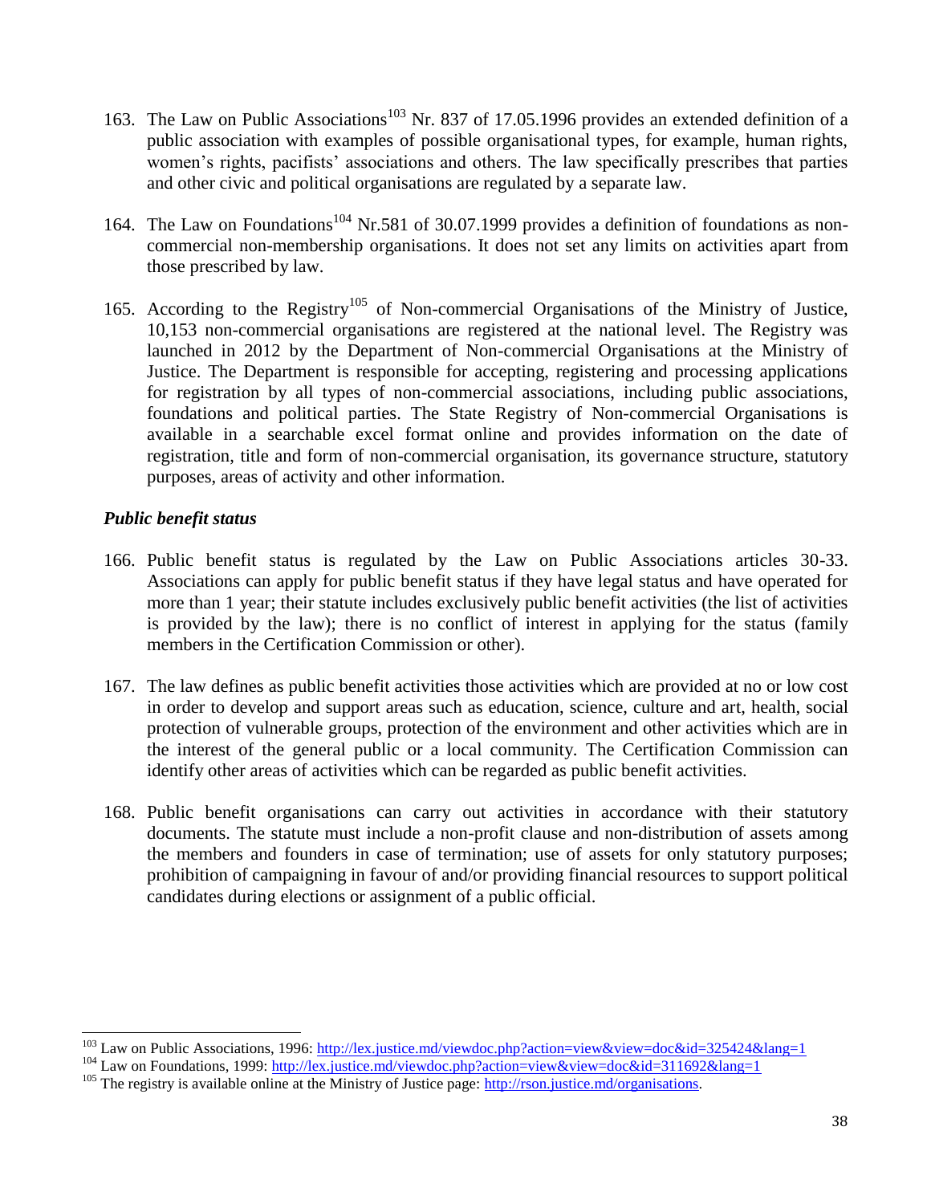163. The Law on Public Associations[103] Nr. 837 of 17.05.1996 provides an extended definition of a public association with examples of possible organisational types, for example, human rights, women's rights, pacifists' associations and others. The law specifically prescribes that parties and other civic and political organisations are regulated by a separate law.

164. The Law on Foundations[104] Nr.581 of 30.07.1999 provides a definition of foundations as non-commercial non-membership organisations. It does not set any limits on activities apart from those prescribed by law.

165. According to the Registry[105] of Non-commercial Organisations of the Ministry of Justice, 10,153 non-commercial organisations are registered at the national level. The Registry was launched in 2012 by the Department of Non-commercial Organisations at the Ministry of Justice. The Department is responsible for accepting, registering and processing applications for registration by all types of non-commercial associations, including public associations, foundations and political parties. The State Registry of Non-commercial Organisations is available in a searchable excel format online and provides information on the date of registration, title and form of non-commercial organisation, its governance structure, statutory purposes, areas of activity and other information.

***Public benefit status***

166. Public benefit status is regulated by the Law on Public Associations articles 30-33. Associations can apply for public benefit status if they have legal status and have operated for more than 1 year; their statute includes exclusively public benefit activities (the list of activities is provided by the law); there is no conflict of interest in applying for the status (family members in the Certification Commission or other).

167. The law defines as public benefit activities those activities which are provided at no or low cost in order to develop and support areas such as education, science, culture and art, health, social protection of vulnerable groups, protection of the environment and other activities which are in the interest of the general public or a local community. The Certification Commission can identify other areas of activities which can be regarded as public benefit activities.

168. Public benefit organisations can carry out activities in accordance with their statutory documents. The statute must include a non-profit clause and non-distribution of assets among the members and founders in case of termination; use of assets for only statutory purposes; prohibition of campaigning in favour of and/or providing financial resources to support political candidates during elections or assignment of a public official.

---

[103] Law on Public Associations, 1996: http://lex.justice.md/viewdoc.php?action=view&view=doc&id=325424&lang=1

[104] Law on Foundations, 1999: http://lex.justice.md/viewdoc.php?action=view&view=doc&id=311692&lang=1

[105] The registry is available online at the Ministry of Justice page: http://rson.justice.md/organisations.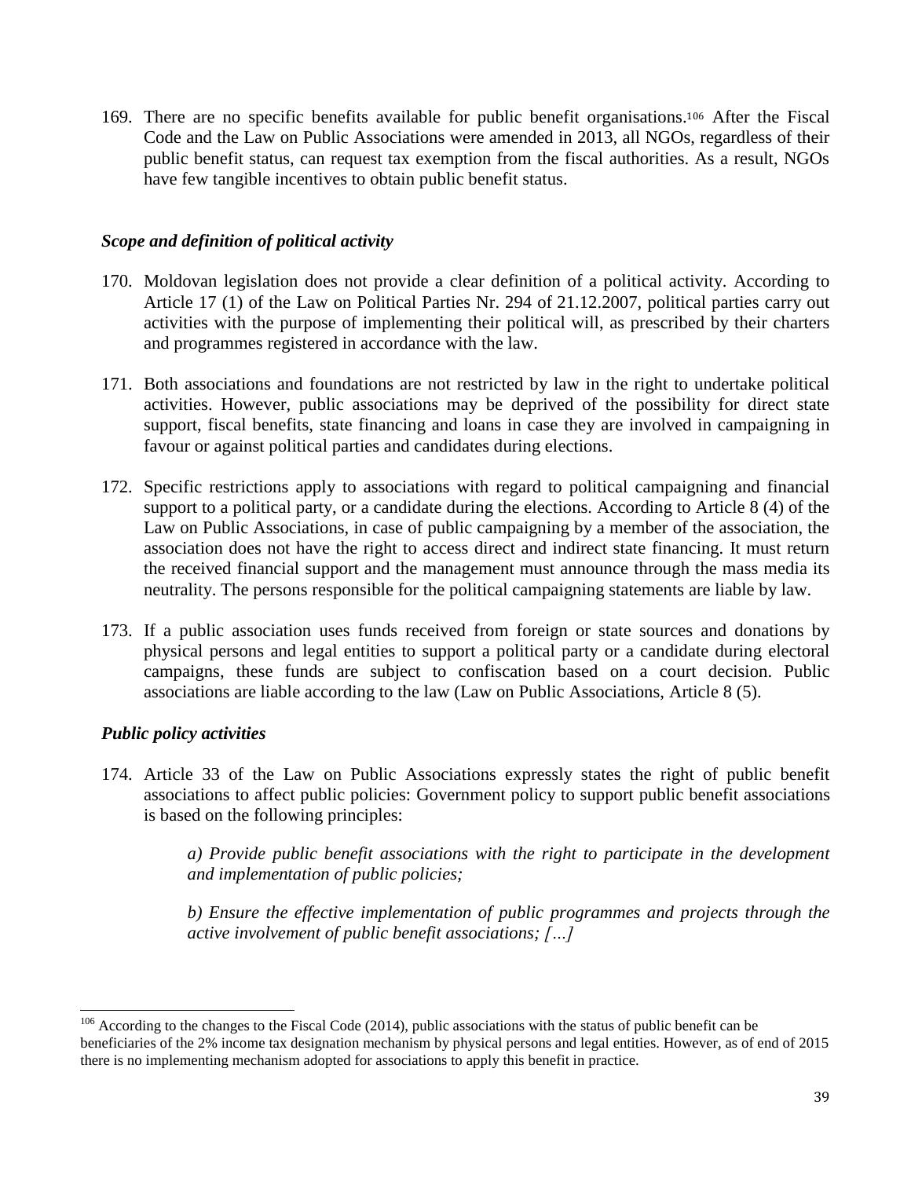169. There are no specific benefits available for public benefit organisations.[106] After the Fiscal Code and the Law on Public Associations were amended in 2013, all NGOs, regardless of their public benefit status, can request tax exemption from the fiscal authorities. As a result, NGOs have few tangible incentives to obtain public benefit status.

### *Scope and definition of political activity*

170. Moldovan legislation does not provide a clear definition of a political activity. According to Article 17 (1) of the Law on Political Parties Nr. 294 of 21.12.2007, political parties carry out activities with the purpose of implementing their political will, as prescribed by their charters and programmes registered in accordance with the law.

171. Both associations and foundations are not restricted by law in the right to undertake political activities. However, public associations may be deprived of the possibility for direct state support, fiscal benefits, state financing and loans in case they are involved in campaigning in favour or against political parties and candidates during elections.

172. Specific restrictions apply to associations with regard to political campaigning and financial support to a political party, or a candidate during the elections. According to Article 8 (4) of the Law on Public Associations, in case of public campaigning by a member of the association, the association does not have the right to access direct and indirect state financing. It must return the received financial support and the management must announce through the mass media its neutrality. The persons responsible for the political campaigning statements are liable by law.

173. If a public association uses funds received from foreign or state sources and donations by physical persons and legal entities to support a political party or a candidate during electoral campaigns, these funds are subject to confiscation based on a court decision. Public associations are liable according to the law (Law on Public Associations, Article 8 (5).

### *Public policy activities*

174. Article 33 of the Law on Public Associations expressly states the right of public benefit associations to affect public policies: Government policy to support public benefit associations is based on the following principles:

> *a) Provide public benefit associations with the right to participate in the development and implementation of public policies;*
>
> *b) Ensure the effective implementation of public programmes and projects through the active involvement of public benefit associations; […]*

---

[106] According to the changes to the Fiscal Code (2014), public associations with the status of public benefit can be beneficiaries of the 2% income tax designation mechanism by physical persons and legal entities. However, as of end of 2015 there is no implementing mechanism adopted for associations to apply this benefit in practice.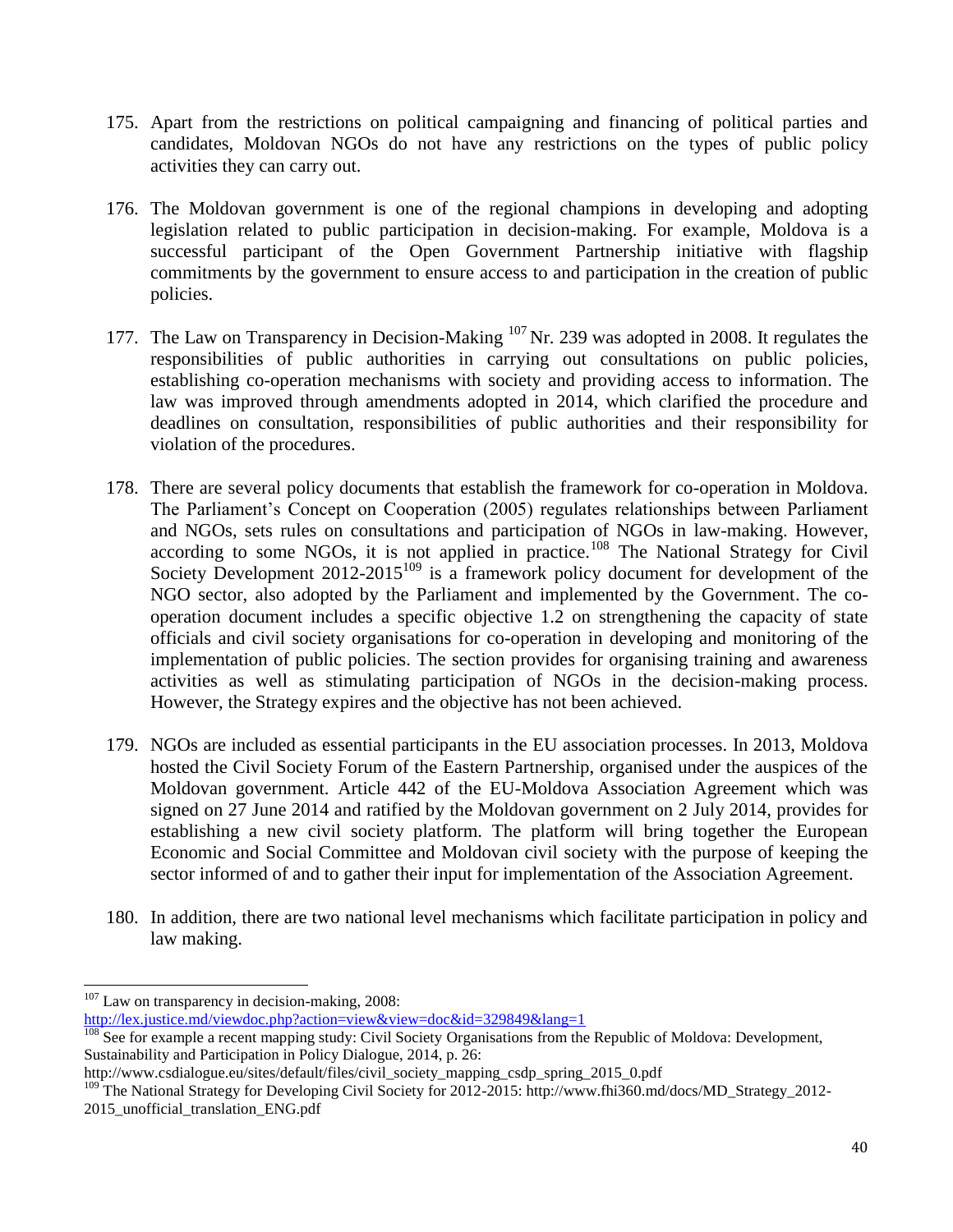175. Apart from the restrictions on political campaigning and financing of political parties and candidates, Moldovan NGOs do not have any restrictions on the types of public policy activities they can carry out.

176. The Moldovan government is one of the regional champions in developing and adopting legislation related to public participation in decision-making. For example, Moldova is a successful participant of the Open Government Partnership initiative with flagship commitments by the government to ensure access to and participation in the creation of public policies.

177. The Law on Transparency in Decision-Making [107] Nr. 239 was adopted in 2008. It regulates the responsibilities of public authorities in carrying out consultations on public policies, establishing co-operation mechanisms with society and providing access to information. The law was improved through amendments adopted in 2014, which clarified the procedure and deadlines on consultation, responsibilities of public authorities and their responsibility for violation of the procedures.

178. There are several policy documents that establish the framework for co-operation in Moldova. The Parliament's Concept on Cooperation (2005) regulates relationships between Parliament and NGOs, sets rules on consultations and participation of NGOs in law-making. However, according to some NGOs, it is not applied in practice.[108] The National Strategy for Civil Society Development 2012-2015[109] is a framework policy document for development of the NGO sector, also adopted by the Parliament and implemented by the Government. The co-operation document includes a specific objective 1.2 on strengthening the capacity of state officials and civil society organisations for co-operation in developing and monitoring of the implementation of public policies. The section provides for organising training and awareness activities as well as stimulating participation of NGOs in the decision-making process. However, the Strategy expires and the objective has not been achieved.

179. NGOs are included as essential participants in the EU association processes. In 2013, Moldova hosted the Civil Society Forum of the Eastern Partnership, organised under the auspices of the Moldovan government. Article 442 of the EU-Moldova Association Agreement which was signed on 27 June 2014 and ratified by the Moldovan government on 2 July 2014, provides for establishing a new civil society platform. The platform will bring together the European Economic and Social Committee and Moldovan civil society with the purpose of keeping the sector informed of and to gather their input for implementation of the Association Agreement.

180. In addition, there are two national level mechanisms which facilitate participation in policy and law making.

---

[107] Law on transparency in decision-making, 2008: http://lex.justice.md/viewdoc.php?action=view&view=doc&id=329849&lang=1

[108] See for example a recent mapping study: Civil Society Organisations from the Republic of Moldova: Development, Sustainability and Participation in Policy Dialogue, 2014, p. 26: http://www.csdialogue.eu/sites/default/files/civil_society_mapping_csdp_spring_2015_0.pdf

[109] The National Strategy for Developing Civil Society for 2012-2015: http://www.fhi360.md/docs/MD_Strategy_2012-2015_unofficial_translation_ENG.pdf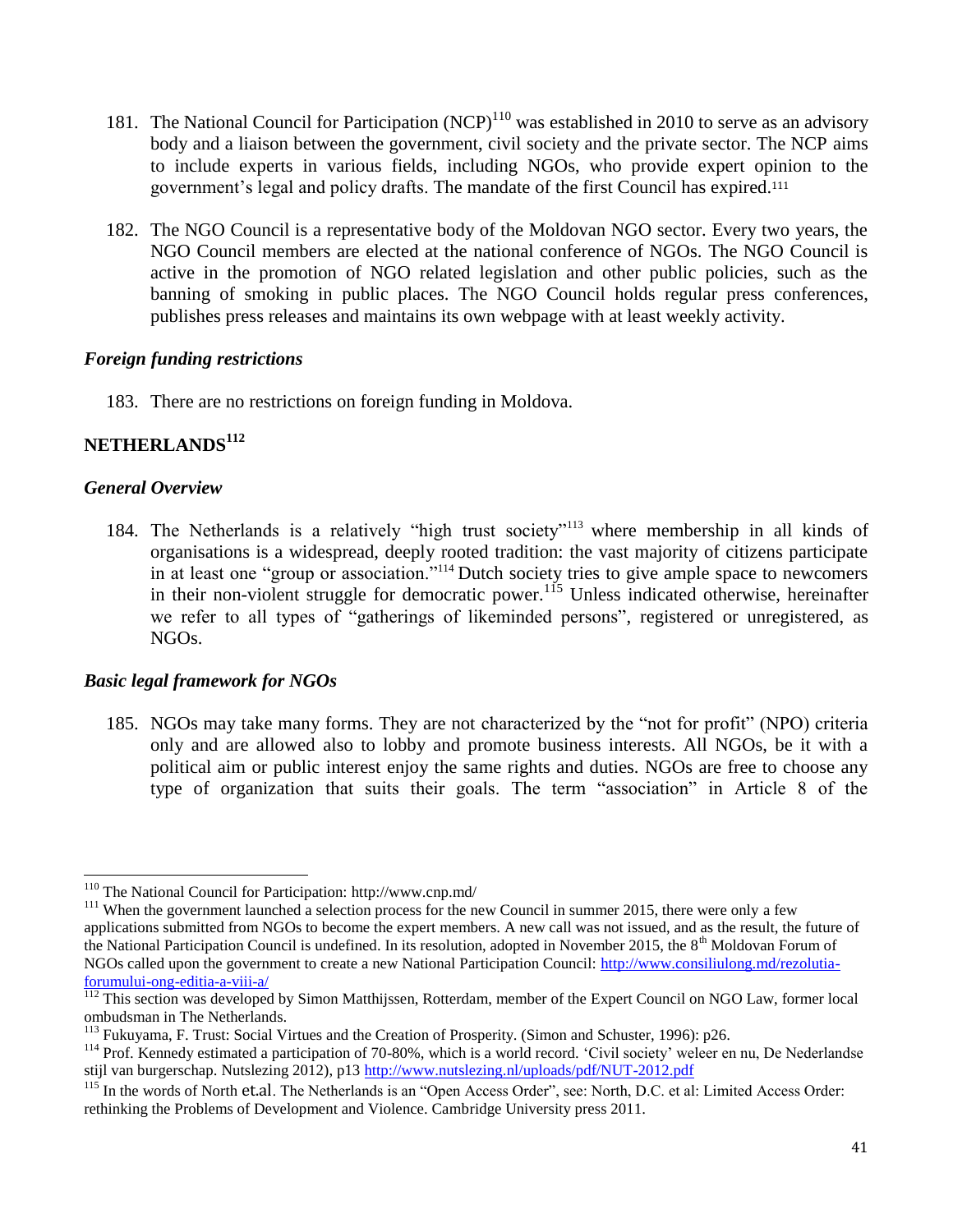181. The National Council for Participation (NCP)[110] was established in 2010 to serve as an advisory body and a liaison between the government, civil society and the private sector. The NCP aims to include experts in various fields, including NGOs, who provide expert opinion to the government's legal and policy drafts. The mandate of the first Council has expired.[111]

182. The NGO Council is a representative body of the Moldovan NGO sector. Every two years, the NGO Council members are elected at the national conference of NGOs. The NGO Council is active in the promotion of NGO related legislation and other public policies, such as the banning of smoking in public places. The NGO Council holds regular press conferences, publishes press releases and maintains its own webpage with at least weekly activity.

### *Foreign funding restrictions*

183. There are no restrictions on foreign funding in Moldova.

## NETHERLANDS[112]

### *General Overview*

184. The Netherlands is a relatively "high trust society"[113] where membership in all kinds of organisations is a widespread, deeply rooted tradition: the vast majority of citizens participate in at least one "group or association."[114] Dutch society tries to give ample space to newcomers in their non-violent struggle for democratic power.[115] Unless indicated otherwise, hereinafter we refer to all types of "gatherings of likeminded persons", registered or unregistered, as NGOs.

### *Basic legal framework for NGOs*

185. NGOs may take many forms. They are not characterized by the "not for profit" (NPO) criteria only and are allowed also to lobby and promote business interests. All NGOs, be it with a political aim or public interest enjoy the same rights and duties. NGOs are free to choose any type of organization that suits their goals. The term "association" in Article 8 of the

---

[110] The National Council for Participation: http://www.cnp.md/

[111] When the government launched a selection process for the new Council in summer 2015, there were only a few applications submitted from NGOs to become the expert members. A new call was not issued, and as the result, the future of the National Participation Council is undefined. In its resolution, adopted in November 2015, the 8th Moldovan Forum of NGOs called upon the government to create a new National Participation Council: http://www.consiliulong.md/rezolutia-forumului-ong-editia-a-viii-a/

[112] This section was developed by Simon Matthijssen, Rotterdam, member of the Expert Council on NGO Law, former local ombudsman in The Netherlands.

[113] Fukuyama, F. Trust: Social Virtues and the Creation of Prosperity. (Simon and Schuster, 1996): p26.

[114] Prof. Kennedy estimated a participation of 70-80%, which is a world record. 'Civil society' weleer en nu, De Nederlandse stijl van burgerschap. Nutslezing 2012), p13 http://www.nutslezing.nl/uploads/pdf/NUT-2012.pdf

[115] In the words of North et.al. The Netherlands is an "Open Access Order", see: North, D.C. et al: Limited Access Order: rethinking the Problems of Development and Violence. Cambridge University press 2011.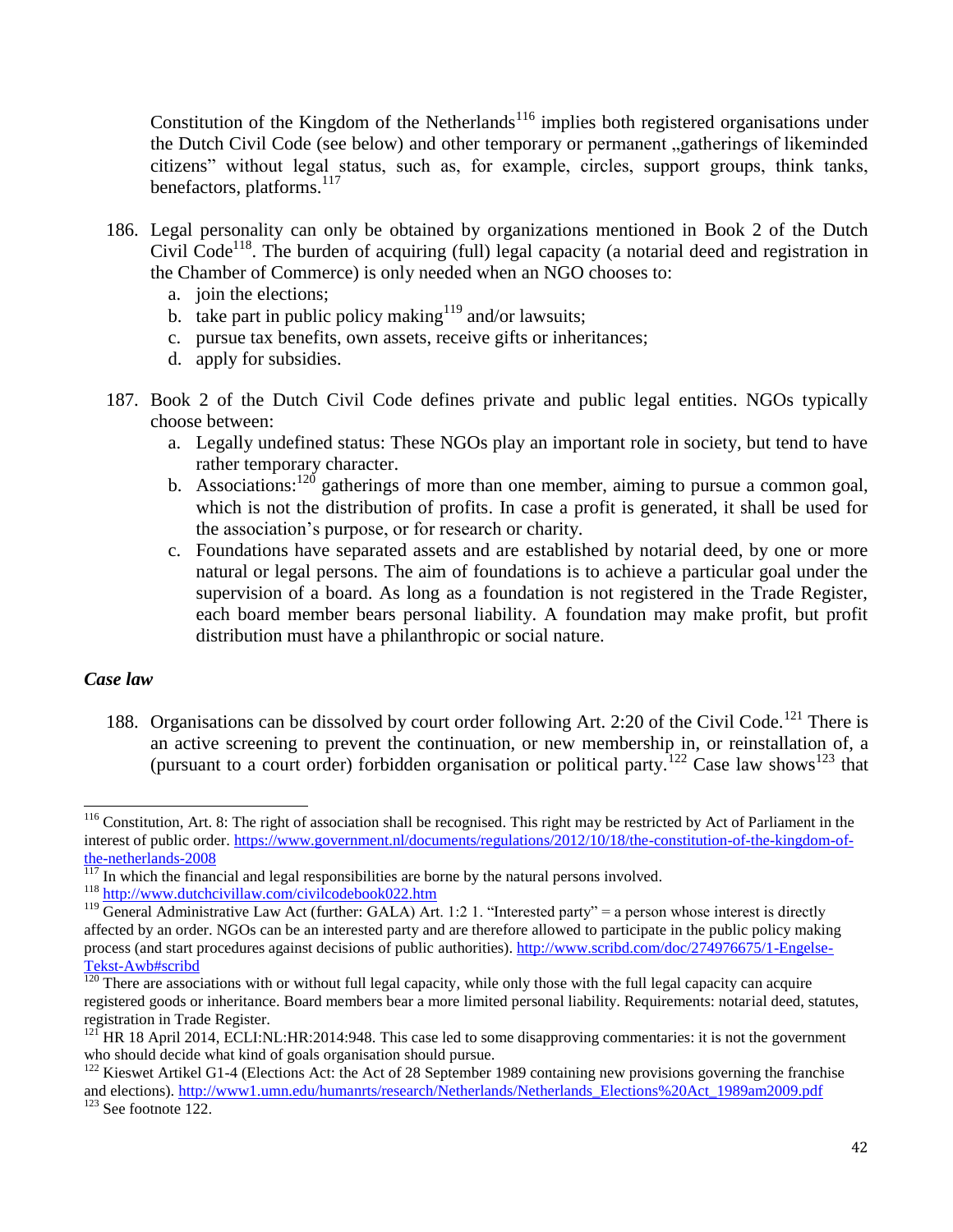Constitution of the Kingdom of the Netherlands[116] implies both registered organisations under the Dutch Civil Code (see below) and other temporary or permanent „gatherings of likeminded citizens" without legal status, such as, for example, circles, support groups, think tanks, benefactors, platforms.[117]

186. Legal personality can only be obtained by organizations mentioned in Book 2 of the Dutch Civil Code[118]. The burden of acquiring (full) legal capacity (a notarial deed and registration in the Chamber of Commerce) is only needed when an NGO chooses to:
    a. join the elections;
    b. take part in public policy making[119] and/or lawsuits;
    c. pursue tax benefits, own assets, receive gifts or inheritances;
    d. apply for subsidies.

187. Book 2 of the Dutch Civil Code defines private and public legal entities. NGOs typically choose between:
    a. Legally undefined status: These NGOs play an important role in society, but tend to have rather temporary character.
    b. Associations:[120] gatherings of more than one member, aiming to pursue a common goal, which is not the distribution of profits. In case a profit is generated, it shall be used for the association's purpose, or for research or charity.
    c. Foundations have separated assets and are established by notarial deed, by one or more natural or legal persons. The aim of foundations is to achieve a particular goal under the supervision of a board. As long as a foundation is not registered in the Trade Register, each board member bears personal liability. A foundation may make profit, but profit distribution must have a philanthropic or social nature.

### *Case law*

188. Organisations can be dissolved by court order following Art. 2:20 of the Civil Code.[121] There is an active screening to prevent the continuation, or new membership in, or reinstallation of, a (pursuant to a court order) forbidden organisation or political party.[122] Case law shows[123] that

---

[116] Constitution, Art. 8: The right of association shall be recognised. This right may be restricted by Act of Parliament in the interest of public order. https://www.government.nl/documents/regulations/2012/10/18/the-constitution-of-the-kingdom-of-the-netherlands-2008

[117] In which the financial and legal responsibilities are borne by the natural persons involved.

[118] http://www.dutchcivillaw.com/civilcodebook022.htm

[119] General Administrative Law Act (further: GALA) Art. 1:2 1. "Interested party" = a person whose interest is directly affected by an order. NGOs can be an interested party and are therefore allowed to participate in the public policy making process (and start procedures against decisions of public authorities). http://www.scribd.com/doc/274976675/1-Engelse-Tekst-Awb#scribd

[120] There are associations with or without full legal capacity, while only those with the full legal capacity can acquire registered goods or inheritance. Board members bear a more limited personal liability. Requirements: notarial deed, statutes, registration in Trade Register.

[121] HR 18 April 2014, ECLI:NL:HR:2014:948. This case led to some disapproving commentaries: it is not the government who should decide what kind of goals organisation should pursue.

[122] Kieswet Artikel G1-4 (Elections Act: the Act of 28 September 1989 containing new provisions governing the franchise and elections). http://www1.umn.edu/humanrts/research/Netherlands/Netherlands_Elections%20Act_1989am2009.pdf

[123] See footnote 122.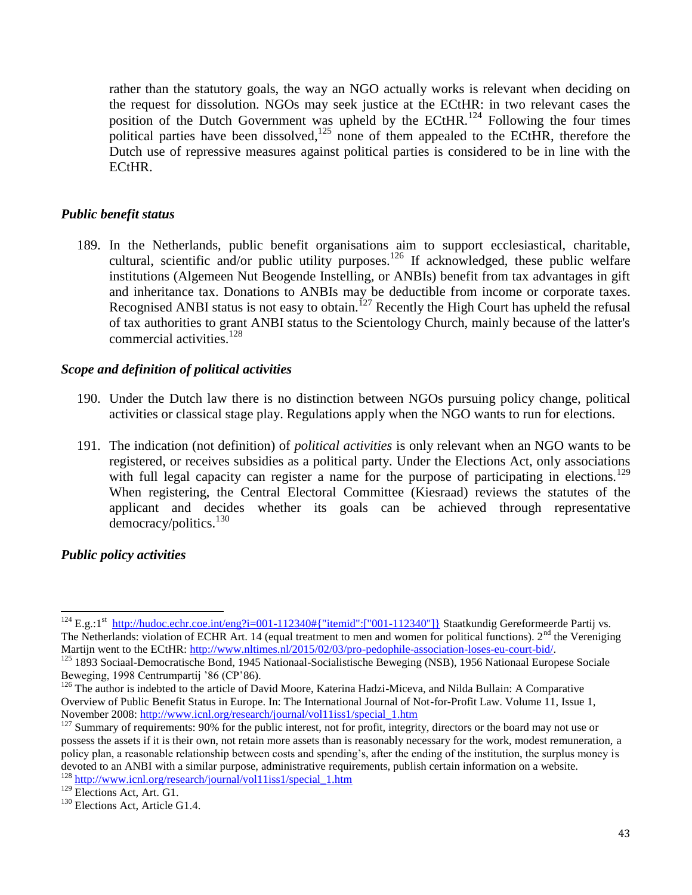rather than the statutory goals, the way an NGO actually works is relevant when deciding on the request for dissolution. NGOs may seek justice at the ECtHR: in two relevant cases the position of the Dutch Government was upheld by the ECtHR.[124] Following the four times political parties have been dissolved,[125] none of them appealed to the ECtHR, therefore the Dutch use of repressive measures against political parties is considered to be in line with the ECtHR.

### *Public benefit status*

189. In the Netherlands, public benefit organisations aim to support ecclesiastical, charitable, cultural, scientific and/or public utility purposes.[126] If acknowledged, these public welfare institutions (Algemeen Nut Beogende Instelling, or ANBIs) benefit from tax advantages in gift and inheritance tax. Donations to ANBIs may be deductible from income or corporate taxes. Recognised ANBI status is not easy to obtain.[127] Recently the High Court has upheld the refusal of tax authorities to grant ANBI status to the Scientology Church, mainly because of the latter's commercial activities.[128]

### *Scope and definition of political activities*

190. Under the Dutch law there is no distinction between NGOs pursuing policy change, political activities or classical stage play. Regulations apply when the NGO wants to run for elections.

191. The indication (not definition) of *political activities* is only relevant when an NGO wants to be registered, or receives subsidies as a political party. Under the Elections Act, only associations with full legal capacity can register a name for the purpose of participating in elections.[129] When registering, the Central Electoral Committee (Kiesraad) reviews the statutes of the applicant and decides whether its goals can be achieved through representative democracy/politics.[130]

### *Public policy activities*

---

[124] E.g.:1st http://hudoc.echr.coe.int/eng?i=001-112340#{"itemid":["001-112340"]} Staatkundig Gereformeerde Partij vs. The Netherlands: violation of ECHR Art. 14 (equal treatment to men and women for political functions). 2nd the Vereniging Martijn went to the ECtHR: http://www.nltimes.nl/2015/02/03/pro-pedophile-association-loses-eu-court-bid/.

[125] 1893 Sociaal-Democratische Bond, 1945 Nationaal-Socialistische Beweging (NSB), 1956 Nationaal Europese Sociale Beweging, 1998 Centrumpartij '86 (CP'86).

[126] The author is indebted to the article of David Moore, Katerina Hadzi-Miceva, and Nilda Bullain: A Comparative Overview of Public Benefit Status in Europe. In: The International Journal of Not-for-Profit Law. Volume 11, Issue 1, November 2008: http://www.icnl.org/research/journal/vol11iss1/special_1.htm

[127] Summary of requirements: 90% for the public interest, not for profit, integrity, directors or the board may not use or possess the assets if it is their own, not retain more assets than is reasonably necessary for the work, modest remuneration, a policy plan, a reasonable relationship between costs and spending's, after the ending of the institution, the surplus money is devoted to an ANBI with a similar purpose, administrative requirements, publish certain information on a website.

[128] http://www.icnl.org/research/journal/vol11iss1/special_1.htm

[129] Elections Act, Art. G1.

[130] Elections Act, Article G1.4.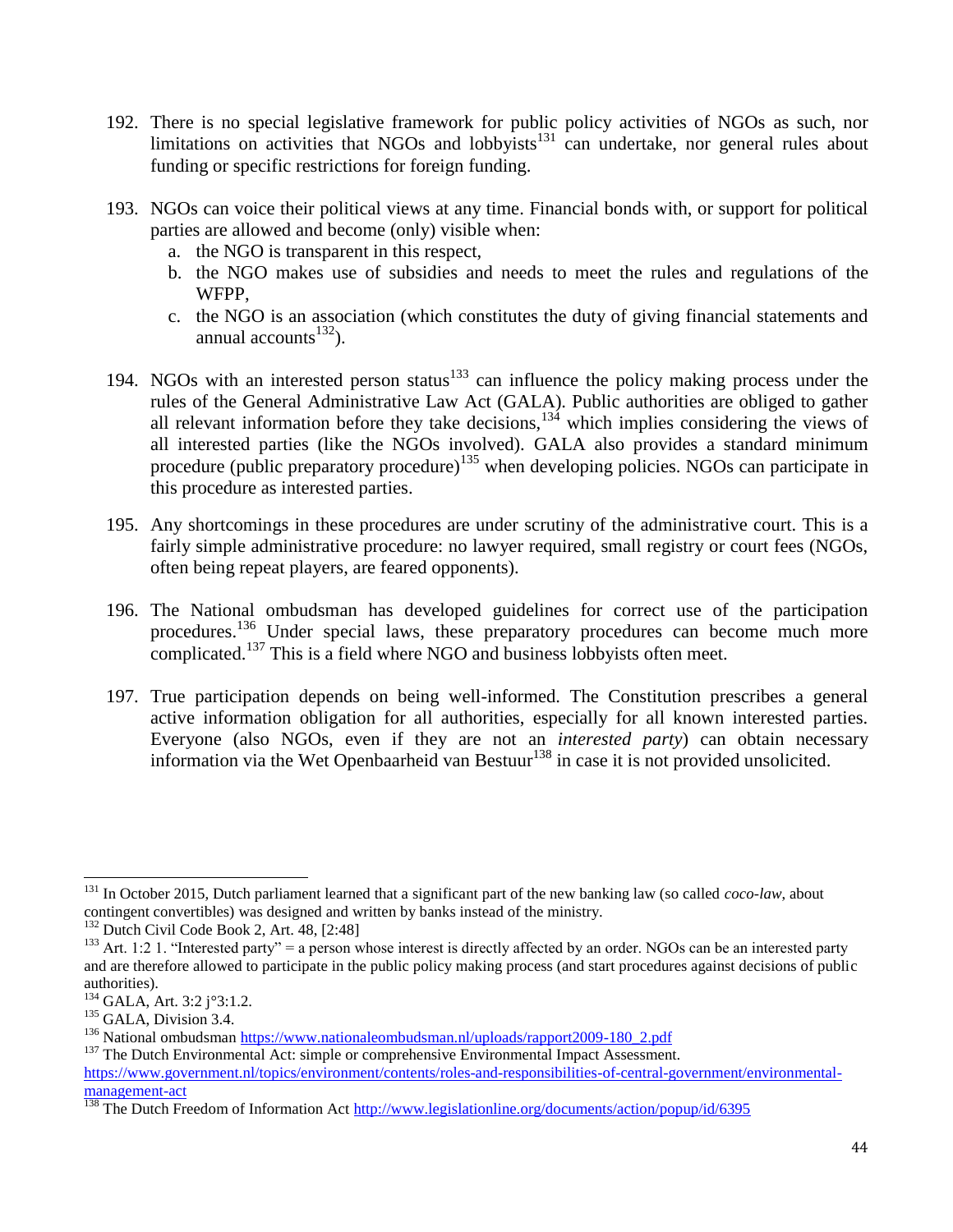192. There is no special legislative framework for public policy activities of NGOs as such, nor limitations on activities that NGOs and lobbyists[131] can undertake, nor general rules about funding or specific restrictions for foreign funding.

193. NGOs can voice their political views at any time. Financial bonds with, or support for political parties are allowed and become (only) visible when:
   a. the NGO is transparent in this respect,
   b. the NGO makes use of subsidies and needs to meet the rules and regulations of the WFPP,
   c. the NGO is an association (which constitutes the duty of giving financial statements and annual accounts[132]).

194. NGOs with an interested person status[133] can influence the policy making process under the rules of the General Administrative Law Act (GALA). Public authorities are obliged to gather all relevant information before they take decisions,[134] which implies considering the views of all interested parties (like the NGOs involved). GALA also provides a standard minimum procedure (public preparatory procedure)[135] when developing policies. NGOs can participate in this procedure as interested parties.

195. Any shortcomings in these procedures are under scrutiny of the administrative court. This is a fairly simple administrative procedure: no lawyer required, small registry or court fees (NGOs, often being repeat players, are feared opponents).

196. The National ombudsman has developed guidelines for correct use of the participation procedures.[136] Under special laws, these preparatory procedures can become much more complicated.[137] This is a field where NGO and business lobbyists often meet.

197. True participation depends on being well-informed. The Constitution prescribes a general active information obligation for all authorities, especially for all known interested parties. Everyone (also NGOs, even if they are not an *interested party*) can obtain necessary information via the Wet Openbaarheid van Bestuur[138] in case it is not provided unsolicited.

---

[131] In October 2015, Dutch parliament learned that a significant part of the new banking law (so called *coco-law*, about contingent convertibles) was designed and written by banks instead of the ministry.

[132] Dutch Civil Code Book 2, Art. 48, [2:48]

[133] Art. 1:2 1. "Interested party" = a person whose interest is directly affected by an order. NGOs can be an interested party and are therefore allowed to participate in the public policy making process (and start procedures against decisions of public authorities).

[134] GALA, Art. 3:2 j°3:1.2.

[135] GALA, Division 3.4.

[136] National ombudsman https://www.nationaleombudsman.nl/uploads/rapport2009-180_2.pdf

[137] The Dutch Environmental Act: simple or comprehensive Environmental Impact Assessment. https://www.government.nl/topics/environment/contents/roles-and-responsibilities-of-central-government/environmental-management-act

[138] The Dutch Freedom of Information Act http://www.legislationline.org/documents/action/popup/id/6395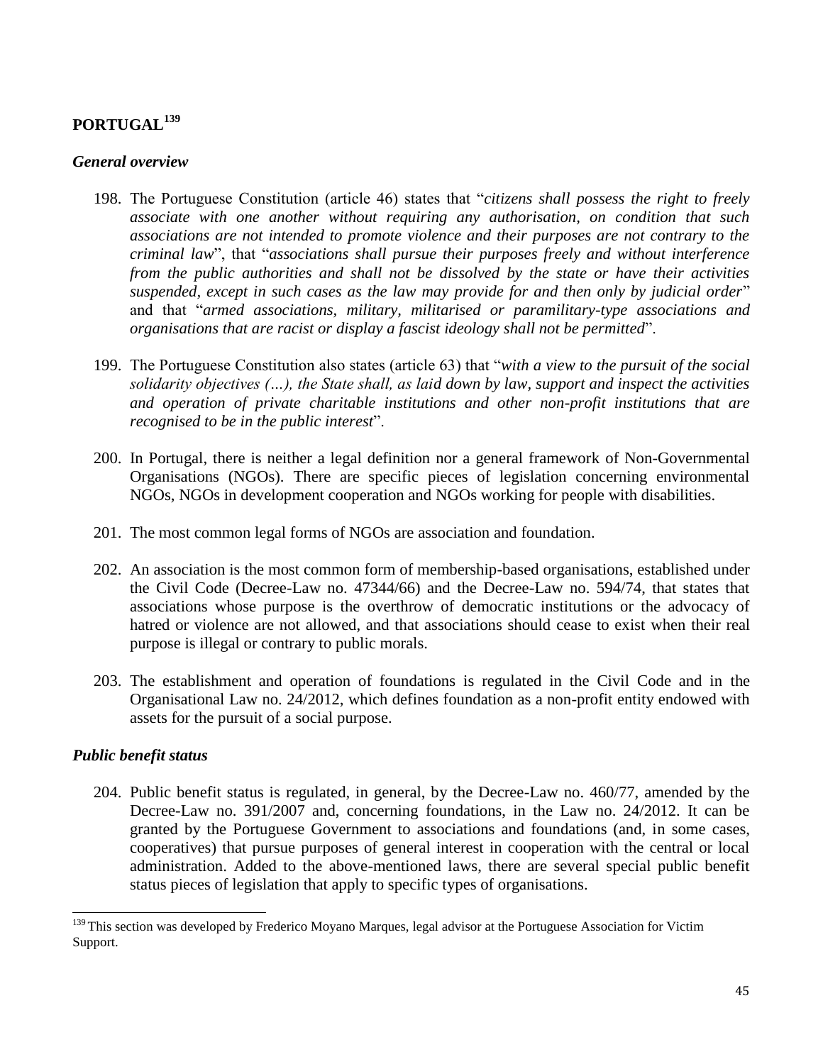# PORTUGAL[139]

### *General overview*

198. The Portuguese Constitution (article 46) states that "*citizens shall possess the right to freely associate with one another without requiring any authorisation, on condition that such associations are not intended to promote violence and their purposes are not contrary to the criminal law*", that "*associations shall pursue their purposes freely and without interference from the public authorities and shall not be dissolved by the state or have their activities suspended, except in such cases as the law may provide for and then only by judicial order*" and that "*armed associations, military, militarised or paramilitary-type associations and organisations that are racist or display a fascist ideology shall not be permitted*".

199. The Portuguese Constitution also states (article 63) that "*with a view to the pursuit of the social solidarity objectives (…), the State shall, as laid down by law, support and inspect the activities and operation of private charitable institutions and other non-profit institutions that are recognised to be in the public interest*".

200. In Portugal, there is neither a legal definition nor a general framework of Non-Governmental Organisations (NGOs). There are specific pieces of legislation concerning environmental NGOs, NGOs in development cooperation and NGOs working for people with disabilities.

201. The most common legal forms of NGOs are association and foundation.

202. An association is the most common form of membership-based organisations, established under the Civil Code (Decree-Law no. 47344/66) and the Decree-Law no. 594/74, that states that associations whose purpose is the overthrow of democratic institutions or the advocacy of hatred or violence are not allowed, and that associations should cease to exist when their real purpose is illegal or contrary to public morals.

203. The establishment and operation of foundations is regulated in the Civil Code and in the Organisational Law no. 24/2012, which defines foundation as a non-profit entity endowed with assets for the pursuit of a social purpose.

### *Public benefit status*

204. Public benefit status is regulated, in general, by the Decree-Law no. 460/77, amended by the Decree-Law no. 391/2007 and, concerning foundations, in the Law no. 24/2012. It can be granted by the Portuguese Government to associations and foundations (and, in some cases, cooperatives) that pursue purposes of general interest in cooperation with the central or local administration. Added to the above-mentioned laws, there are several special public benefit status pieces of legislation that apply to specific types of organisations.

---

[139] This section was developed by Frederico Moyano Marques, legal advisor at the Portuguese Association for Victim Support.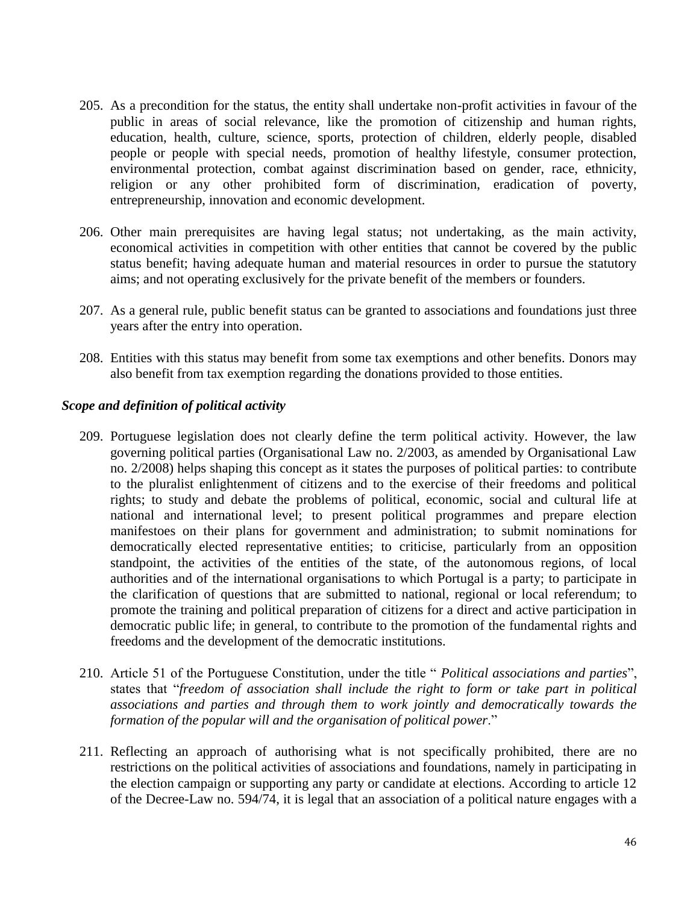205. As a precondition for the status, the entity shall undertake non-profit activities in favour of the public in areas of social relevance, like the promotion of citizenship and human rights, education, health, culture, science, sports, protection of children, elderly people, disabled people or people with special needs, promotion of healthy lifestyle, consumer protection, environmental protection, combat against discrimination based on gender, race, ethnicity, religion or any other prohibited form of discrimination, eradication of poverty, entrepreneurship, innovation and economic development.

206. Other main prerequisites are having legal status; not undertaking, as the main activity, economical activities in competition with other entities that cannot be covered by the public status benefit; having adequate human and material resources in order to pursue the statutory aims; and not operating exclusively for the private benefit of the members or founders.

207. As a general rule, public benefit status can be granted to associations and foundations just three years after the entry into operation.

208. Entities with this status may benefit from some tax exemptions and other benefits. Donors may also benefit from tax exemption regarding the donations provided to those entities.

***Scope and definition of political activity***

209. Portuguese legislation does not clearly define the term political activity. However, the law governing political parties (Organisational Law no. 2/2003, as amended by Organisational Law no. 2/2008) helps shaping this concept as it states the purposes of political parties: to contribute to the pluralist enlightenment of citizens and to the exercise of their freedoms and political rights; to study and debate the problems of political, economic, social and cultural life at national and international level; to present political programmes and prepare election manifestoes on their plans for government and administration; to submit nominations for democratically elected representative entities; to criticise, particularly from an opposition standpoint, the activities of the entities of the state, of the autonomous regions, of local authorities and of the international organisations to which Portugal is a party; to participate in the clarification of questions that are submitted to national, regional or local referendum; to promote the training and political preparation of citizens for a direct and active participation in democratic public life; in general, to contribute to the promotion of the fundamental rights and freedoms and the development of the democratic institutions.

210. Article 51 of the Portuguese Constitution, under the title " *Political associations and parties*", states that "*freedom of association shall include the right to form or take part in political associations and parties and through them to work jointly and democratically towards the formation of the popular will and the organisation of political power*."

211. Reflecting an approach of authorising what is not specifically prohibited, there are no restrictions on the political activities of associations and foundations, namely in participating in the election campaign or supporting any party or candidate at elections. According to article 12 of the Decree-Law no. 594/74, it is legal that an association of a political nature engages with a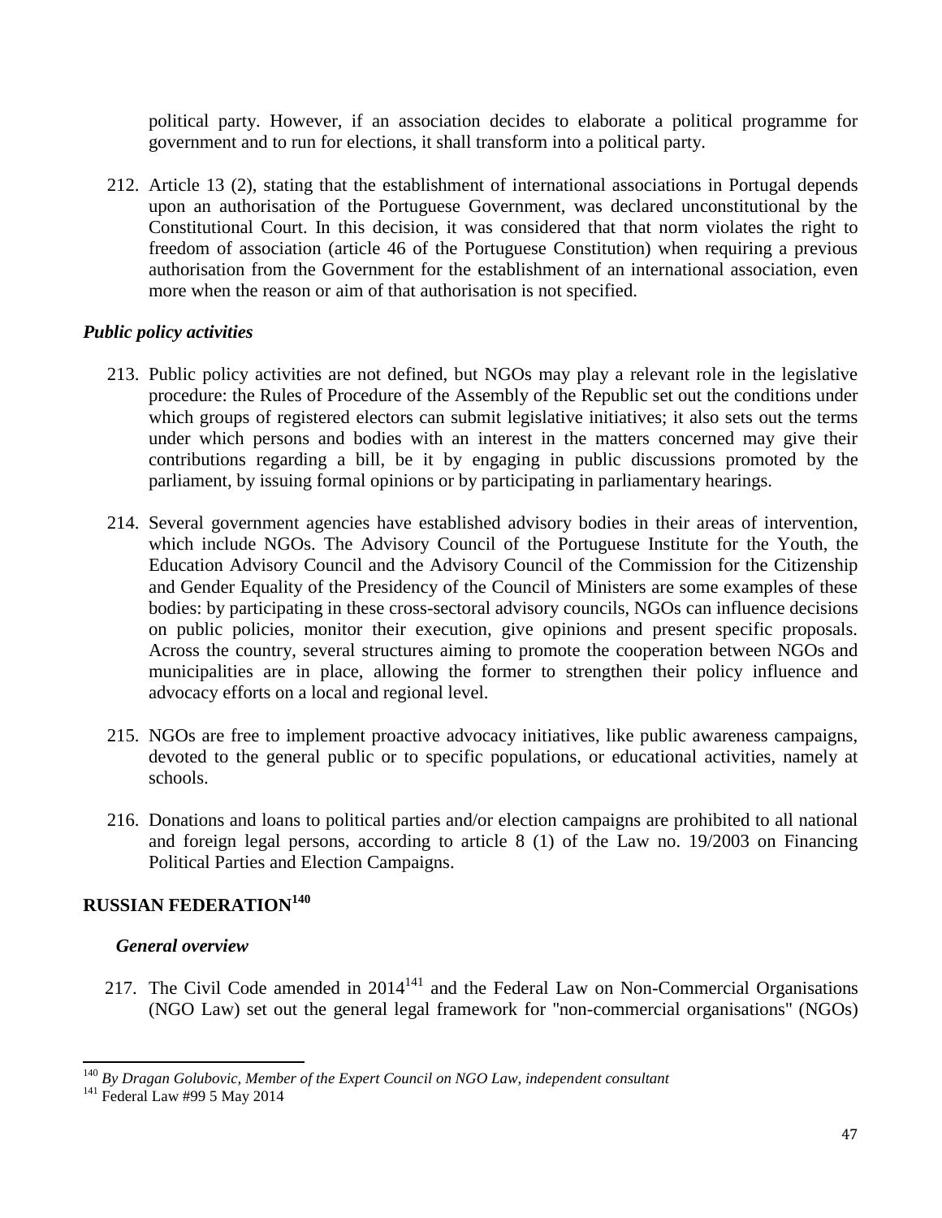political party. However, if an association decides to elaborate a political programme for government and to run for elections, it shall transform into a political party.

212. Article 13 (2), stating that the establishment of international associations in Portugal depends upon an authorisation of the Portuguese Government, was declared unconstitutional by the Constitutional Court. In this decision, it was considered that that norm violates the right to freedom of association (article 46 of the Portuguese Constitution) when requiring a previous authorisation from the Government for the establishment of an international association, even more when the reason or aim of that authorisation is not specified.

### *Public policy activities*

213. Public policy activities are not defined, but NGOs may play a relevant role in the legislative procedure: the Rules of Procedure of the Assembly of the Republic set out the conditions under which groups of registered electors can submit legislative initiatives; it also sets out the terms under which persons and bodies with an interest in the matters concerned may give their contributions regarding a bill, be it by engaging in public discussions promoted by the parliament, by issuing formal opinions or by participating in parliamentary hearings.

214. Several government agencies have established advisory bodies in their areas of intervention, which include NGOs. The Advisory Council of the Portuguese Institute for the Youth, the Education Advisory Council and the Advisory Council of the Commission for the Citizenship and Gender Equality of the Presidency of the Council of Ministers are some examples of these bodies: by participating in these cross-sectoral advisory councils, NGOs can influence decisions on public policies, monitor their execution, give opinions and present specific proposals. Across the country, several structures aiming to promote the cooperation between NGOs and municipalities are in place, allowing the former to strengthen their policy influence and advocacy efforts on a local and regional level.

215. NGOs are free to implement proactive advocacy initiatives, like public awareness campaigns, devoted to the general public or to specific populations, or educational activities, namely at schools.

216. Donations and loans to political parties and/or election campaigns are prohibited to all national and foreign legal persons, according to article 8 (1) of the Law no. 19/2003 on Financing Political Parties and Election Campaigns.

## RUSSIAN FEDERATION[140]

### *General overview*

217. The Civil Code amended in 2014[141] and the Federal Law on Non-Commercial Organisations (NGO Law) set out the general legal framework for "non-commercial organisations" (NGOs)

---

[140] *By Dragan Golubovic, Member of the Expert Council on NGO Law, independent consultant*

[141] Federal Law #99 5 May 2014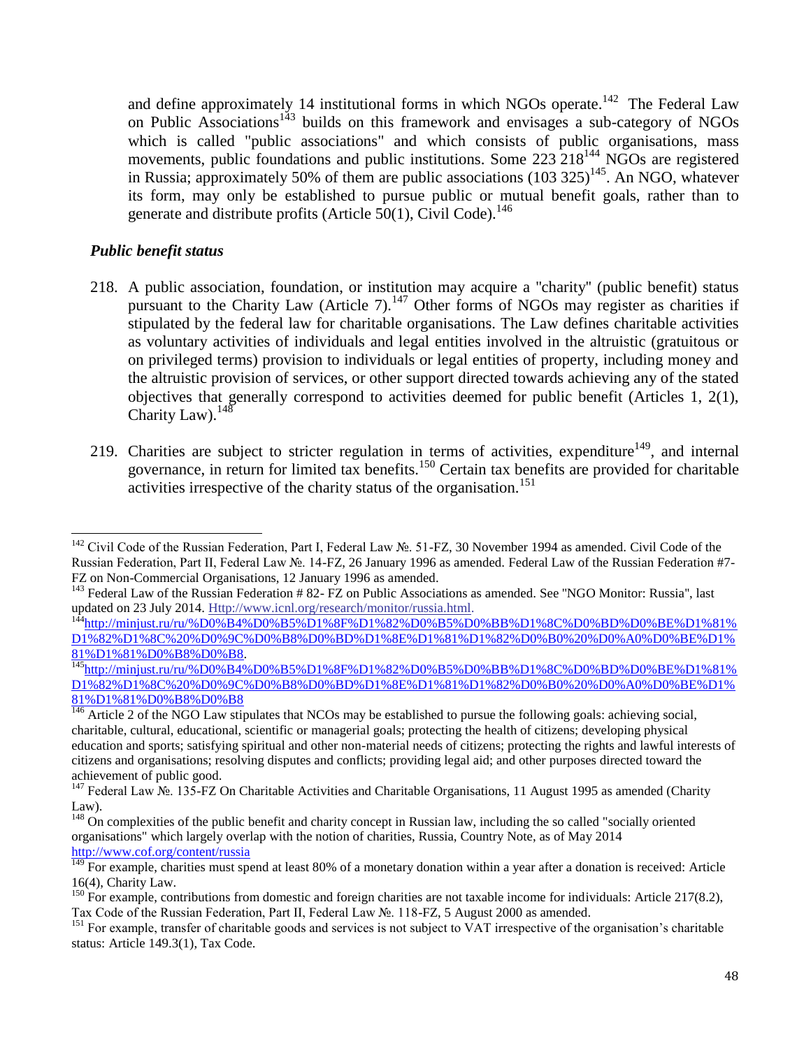and define approximately 14 institutional forms in which NGOs operate.[142] The Federal Law on Public Associations[143] builds on this framework and envisages a sub-category of NGOs which is called "public associations" and which consists of public organisations, mass movements, public foundations and public institutions. Some 223 218[144] NGOs are registered in Russia; approximately 50% of them are public associations (103 325)[145]. An NGO, whatever its form, may only be established to pursue public or mutual benefit goals, rather than to generate and distribute profits (Article 50(1), Civil Code).[146]

### *Public benefit status*

218. A public association, foundation, or institution may acquire a "charity" (public benefit) status pursuant to the Charity Law (Article 7).[147] Other forms of NGOs may register as charities if stipulated by the federal law for charitable organisations. The Law defines charitable activities as voluntary activities of individuals and legal entities involved in the altruistic (gratuitous or on privileged terms) provision to individuals or legal entities of property, including money and the altruistic provision of services, or other support directed towards achieving any of the stated objectives that generally correspond to activities deemed for public benefit (Articles 1, 2(1), Charity Law).[148]

219. Charities are subject to stricter regulation in terms of activities, expenditure[149], and internal governance, in return for limited tax benefits.[150] Certain tax benefits are provided for charitable activities irrespective of the charity status of the organisation.[151]

---

[142] Civil Code of the Russian Federation, Part I, Federal Law №. 51-FZ, 30 November 1994 as amended. Civil Code of the Russian Federation, Part II, Federal Law №. 14-FZ, 26 January 1996 as amended. Federal Law of the Russian Federation #7-FZ on Non-Commercial Organisations, 12 January 1996 as amended.

[143] Federal Law of the Russian Federation # 82- FZ on Public Associations as amended. See "NGO Monitor: Russia", last updated on 23 July 2014. Http://www.icnl.org/research/monitor/russia.html.

[144] http://minjust.ru/ru/%D0%B4%D0%B5%D1%8F%D1%82%D0%B5%D0%BB%D1%8C%D0%BD%D0%BE%D1%81%D1%82%D1%8C%20%D0%9C%D0%B8%D0%BD%D1%8E%D1%81%D1%82%D0%B0%20%D0%A0%D0%BE%D1%81%D1%81%D0%B8%D0%B8.

[145] http://minjust.ru/ru/%D0%B4%D0%B5%D1%8F%D1%82%D0%B5%D0%BB%D1%8C%D0%BD%D0%BE%D1%81%D1%82%D1%8C%20%D0%9C%D0%B8%D0%BD%D1%8E%D1%81%D1%82%D0%B0%20%D0%A0%D0%BE%D1%81%D1%81%D0%B8%D0%B8

[146] Article 2 of the NGO Law stipulates that NCOs may be established to pursue the following goals: achieving social, charitable, cultural, educational, scientific or managerial goals; protecting the health of citizens; developing physical education and sports; satisfying spiritual and other non-material needs of citizens; protecting the rights and lawful interests of citizens and organisations; resolving disputes and conflicts; providing legal aid; and other purposes directed toward the achievement of public good.

[147] Federal Law №. 135-FZ On Charitable Activities and Charitable Organisations, 11 August 1995 as amended (Charity Law).

[148] On complexities of the public benefit and charity concept in Russian law, including the so called "socially oriented organisations" which largely overlap with the notion of charities, Russia, Country Note, as of May 2014 http://www.cof.org/content/russia

[149] For example, charities must spend at least 80% of a monetary donation within a year after a donation is received: Article 16(4), Charity Law.

[150] For example, contributions from domestic and foreign charities are not taxable income for individuals: Article 217(8.2), Tax Code of the Russian Federation, Part II, Federal Law №. 118-FZ, 5 August 2000 as amended.

[151] For example, transfer of charitable goods and services is not subject to VAT irrespective of the organisation's charitable status: Article 149.3(1), Tax Code.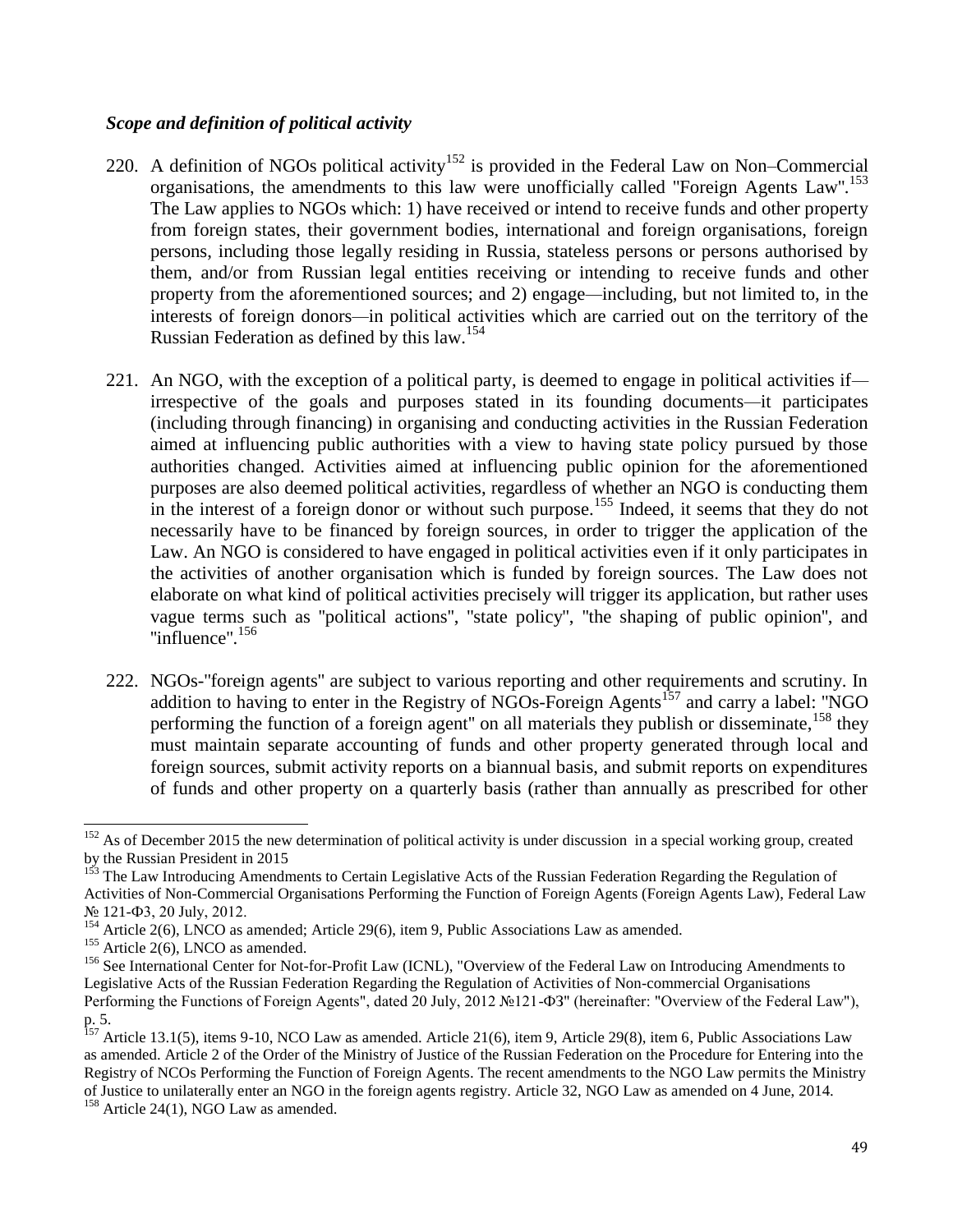### *Scope and definition of political activity*

220. A definition of NGOs political activity[152] is provided in the Federal Law on Non–Commercial organisations, the amendments to this law were unofficially called "Foreign Agents Law".[153] The Law applies to NGOs which: 1) have received or intend to receive funds and other property from foreign states, their government bodies, international and foreign organisations, foreign persons, including those legally residing in Russia, stateless persons or persons authorised by them, and/or from Russian legal entities receiving or intending to receive funds and other property from the aforementioned sources; and 2) engage—including, but not limited to, in the interests of foreign donors—in political activities which are carried out on the territory of the Russian Federation as defined by this law.[154]

221. An NGO, with the exception of a political party, is deemed to engage in political activities if—irrespective of the goals and purposes stated in its founding documents—it participates (including through financing) in organising and conducting activities in the Russian Federation aimed at influencing public authorities with a view to having state policy pursued by those authorities changed. Activities aimed at influencing public opinion for the aforementioned purposes are also deemed political activities, regardless of whether an NGO is conducting them in the interest of a foreign donor or without such purpose.[155] Indeed, it seems that they do not necessarily have to be financed by foreign sources, in order to trigger the application of the Law. An NGO is considered to have engaged in political activities even if it only participates in the activities of another organisation which is funded by foreign sources. The Law does not elaborate on what kind of political activities precisely will trigger its application, but rather uses vague terms such as "political actions", "state policy", "the shaping of public opinion", and "influence".[156]

222. NGOs-"foreign agents" are subject to various reporting and other requirements and scrutiny. In addition to having to enter in the Registry of NGOs-Foreign Agents[157] and carry a label: "NGO performing the function of a foreign agent" on all materials they publish or disseminate,[158] they must maintain separate accounting of funds and other property generated through local and foreign sources, submit activity reports on a biannual basis, and submit reports on expenditures of funds and other property on a quarterly basis (rather than annually as prescribed for other

---

[152] As of December 2015 the new determination of political activity is under discussion in a special working group, created by the Russian President in 2015

[153] The Law Introducing Amendments to Certain Legislative Acts of the Russian Federation Regarding the Regulation of Activities of Non-Commercial Organisations Performing the Function of Foreign Agents (Foreign Agents Law), Federal Law № 121-ФЗ, 20 July, 2012.

[154] Article 2(6), LNCO as amended; Article 29(6), item 9, Public Associations Law as amended.

[155] Article 2(6), LNCO as amended.

[156] See International Center for Not-for-Profit Law (ICNL), "Overview of the Federal Law on Introducing Amendments to Legislative Acts of the Russian Federation Regarding the Regulation of Activities of Non-commercial Organisations Performing the Functions of Foreign Agents", dated 20 July, 2012 №121-ФЗ" (hereinafter: "Overview of the Federal Law"), p. 5.

[157] Article 13.1(5), items 9-10, NCO Law as amended. Article 21(6), item 9, Article 29(8), item 6, Public Associations Law as amended. Article 2 of the Order of the Ministry of Justice of the Russian Federation on the Procedure for Entering into the Registry of NCOs Performing the Function of Foreign Agents. The recent amendments to the NGO Law permits the Ministry of Justice to unilaterally enter an NGO in the foreign agents registry. Article 32, NGO Law as amended on 4 June, 2014.

[158] Article 24(1), NGO Law as amended.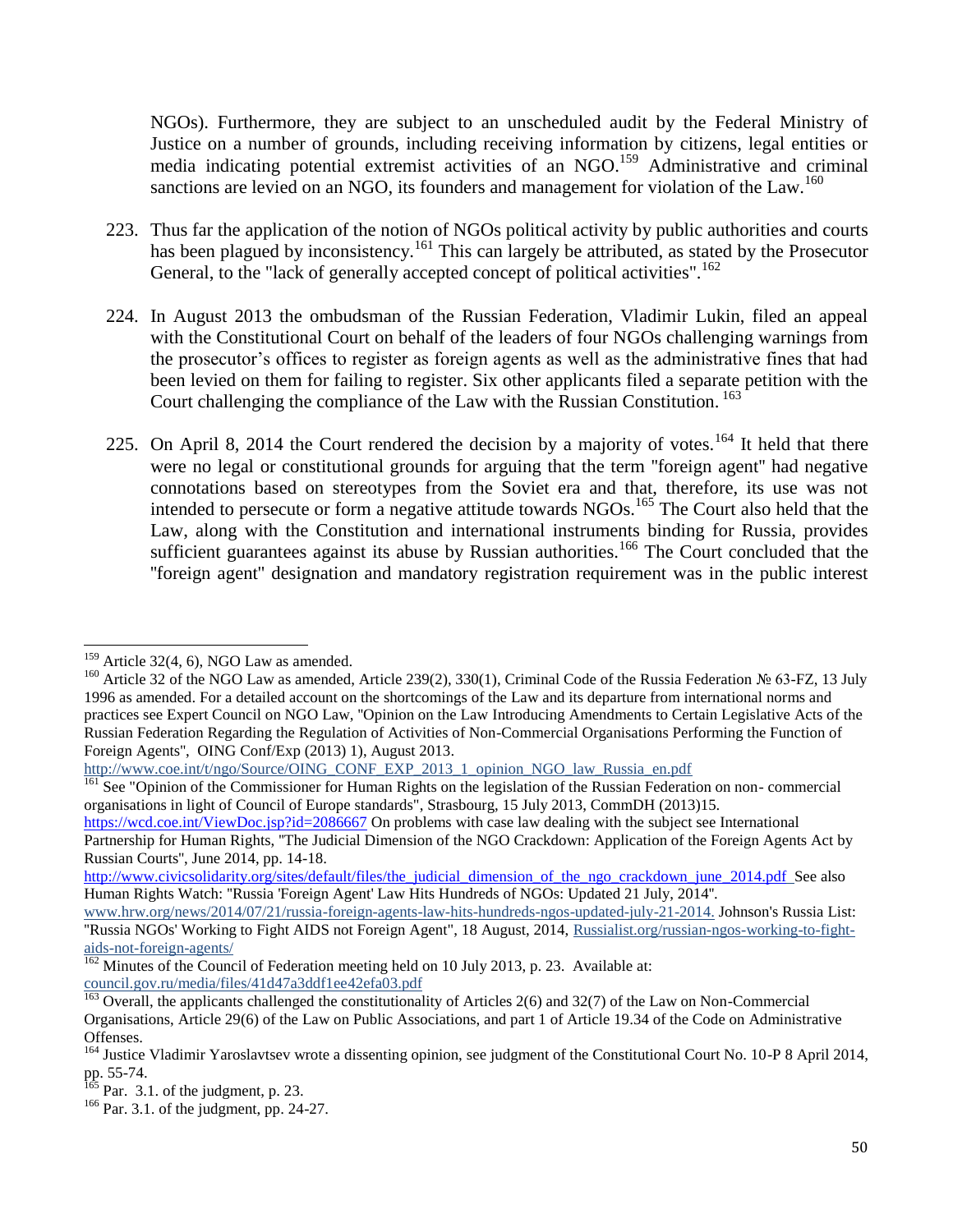NGOs). Furthermore, they are subject to an unscheduled audit by the Federal Ministry of Justice on a number of grounds, including receiving information by citizens, legal entities or media indicating potential extremist activities of an NGO.[159] Administrative and criminal sanctions are levied on an NGO, its founders and management for violation of the Law.[160]

223. Thus far the application of the notion of NGOs political activity by public authorities and courts has been plagued by inconsistency.[161] This can largely be attributed, as stated by the Prosecutor General, to the "lack of generally accepted concept of political activities".[162]

224. In August 2013 the ombudsman of the Russian Federation, Vladimir Lukin, filed an appeal with the Constitutional Court on behalf of the leaders of four NGOs challenging warnings from the prosecutor's offices to register as foreign agents as well as the administrative fines that had been levied on them for failing to register. Six other applicants filed a separate petition with the Court challenging the compliance of the Law with the Russian Constitution.[163]

225. On April 8, 2014 the Court rendered the decision by a majority of votes.[164] It held that there were no legal or constitutional grounds for arguing that the term "foreign agent" had negative connotations based on stereotypes from the Soviet era and that, therefore, its use was not intended to persecute or form a negative attitude towards NGOs.[165] The Court also held that the Law, along with the Constitution and international instruments binding for Russia, provides sufficient guarantees against its abuse by Russian authorities.[166] The Court concluded that the "foreign agent" designation and mandatory registration requirement was in the public interest

---

[159] Article 32(4, 6), NGO Law as amended.

[160] Article 32 of the NGO Law as amended, Article 239(2), 330(1), Criminal Code of the Russia Federation № 63-FZ, 13 July 1996 as amended. For a detailed account on the shortcomings of the Law and its departure from international norms and practices see Expert Council on NGO Law, "Opinion on the Law Introducing Amendments to Certain Legislative Acts of the Russian Federation Regarding the Regulation of Activities of Non-Commercial Organisations Performing the Function of Foreign Agents", OING Conf/Exp (2013) 1), August 2013. http://www.coe.int/t/ngo/Source/OING_CONF_EXP_2013_1_opinion_NGO_law_Russia_en.pdf

[161] See "Opinion of the Commissioner for Human Rights on the legislation of the Russian Federation on non- commercial organisations in light of Council of Europe standards", Strasbourg, 15 July 2013, CommDH (2013)15. https://wcd.coe.int/ViewDoc.jsp?id=2086667 On problems with case law dealing with the subject see International Partnership for Human Rights, "The Judicial Dimension of the NGO Crackdown: Application of the Foreign Agents Act by Russian Courts", June 2014, pp. 14-18. http://www.civicsolidarity.org/sites/default/files/the_judicial_dimension_of_the_ngo_crackdown_june_2014.pdf See also Human Rights Watch: "Russia 'Foreign Agent' Law Hits Hundreds of NGOs: Updated 21 July, 2014". www.hrw.org/news/2014/07/21/russia-foreign-agents-law-hits-hundreds-ngos-updated-july-21-2014. Johnson's Russia List: "Russia NGOs' Working to Fight AIDS not Foreign Agent", 18 August, 2014, Russialist.org/russian-ngos-working-to-fight-aids-not-foreign-agents/

[162] Minutes of the Council of Federation meeting held on 10 July 2013, p. 23. Available at: council.gov.ru/media/files/41d47a3ddf1ee42efa03.pdf

[163] Overall, the applicants challenged the constitutionality of Articles 2(6) and 32(7) of the Law on Non-Commercial Organisations, Article 29(6) of the Law on Public Associations, and part 1 of Article 19.34 of the Code on Administrative Offenses.

[164] Justice Vladimir Yaroslavtsev wrote a dissenting opinion, see judgment of the Constitutional Court No. 10-P 8 April 2014, pp. 55-74.

[165] Par. 3.1. of the judgment, p. 23.

[166] Par. 3.1. of the judgment, pp. 24-27.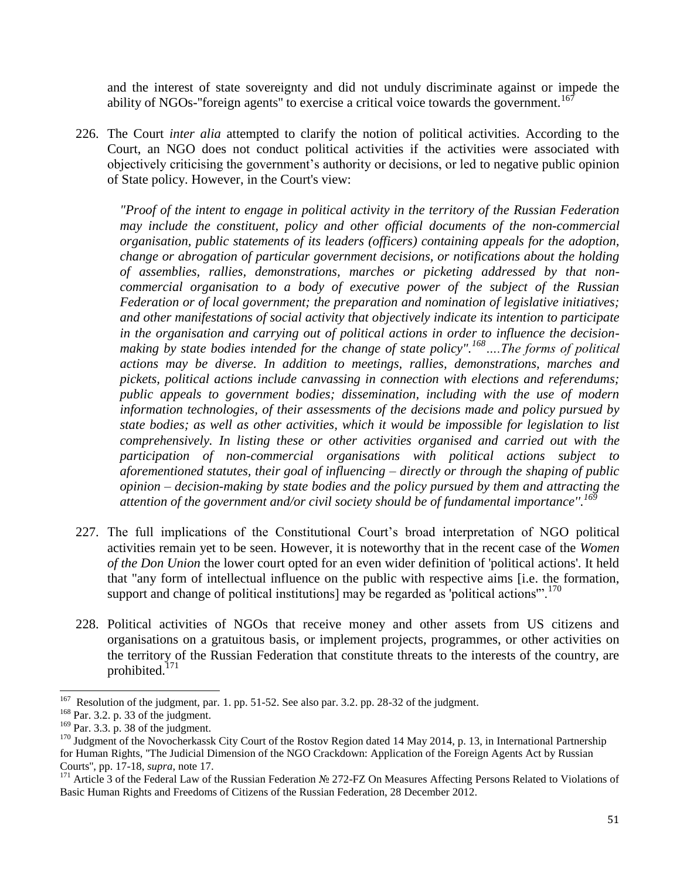and the interest of state sovereignty and did not unduly discriminate against or impede the ability of NGOs-"foreign agents" to exercise a critical voice towards the government.[167]

226. The Court *inter alia* attempted to clarify the notion of political activities. According to the Court, an NGO does not conduct political activities if the activities were associated with objectively criticising the government's authority or decisions, or led to negative public opinion of State policy. However, in the Court's view:

   *"Proof of the intent to engage in political activity in the territory of the Russian Federation may include the constituent, policy and other official documents of the non-commercial organisation, public statements of its leaders (officers) containing appeals for the adoption, change or abrogation of particular government decisions, or notifications about the holding of assemblies, rallies, demonstrations, marches or picketing addressed by that non-commercial organisation to a body of executive power of the subject of the Russian Federation or of local government; the preparation and nomination of legislative initiatives; and other manifestations of social activity that objectively indicate its intention to participate in the organisation and carrying out of political actions in order to influence the decision-making by state bodies intended for the change of state policy".[168] ….The forms of political actions may be diverse. In addition to meetings, rallies, demonstrations, marches and pickets, political actions include canvassing in connection with elections and referendums; public appeals to government bodies; dissemination, including with the use of modern information technologies, of their assessments of the decisions made and policy pursued by state bodies; as well as other activities, which it would be impossible for legislation to list comprehensively. In listing these or other activities organised and carried out with the participation of non-commercial organisations with political actions subject to aforementioned statutes, their goal of influencing – directly or through the shaping of public opinion – decision-making by state bodies and the policy pursued by them and attracting the attention of the government and/or civil society should be of fundamental importance".*[169]

227. The full implications of the Constitutional Court's broad interpretation of NGO political activities remain yet to be seen. However, it is noteworthy that in the recent case of the *Women of the Don Union* the lower court opted for an even wider definition of 'political actions'. It held that "any form of intellectual influence on the public with respective aims [i.e. the formation, support and change of political institutions] may be regarded as 'political actions'".[170]

228. Political activities of NGOs that receive money and other assets from US citizens and organisations on a gratuitous basis, or implement projects, programmes, or other activities on the territory of the Russian Federation that constitute threats to the interests of the country, are prohibited.[171]

---

[167] Resolution of the judgment, par. 1. pp. 51-52. See also par. 3.2. pp. 28-32 of the judgment.

[168] Par. 3.2. p. 33 of the judgment.

[169] Par. 3.3. p. 38 of the judgment.

[170] Judgment of the Novocherkassk City Court of the Rostov Region dated 14 May 2014, p. 13, in International Partnership for Human Rights, "The Judicial Dimension of the NGO Crackdown: Application of the Foreign Agents Act by Russian Courts", pp. 17-18, *supra*, note 17.

[171] Article 3 of the Federal Law of the Russian Federation № 272-FZ On Measures Affecting Persons Related to Violations of Basic Human Rights and Freedoms of Citizens of the Russian Federation, 28 December 2012.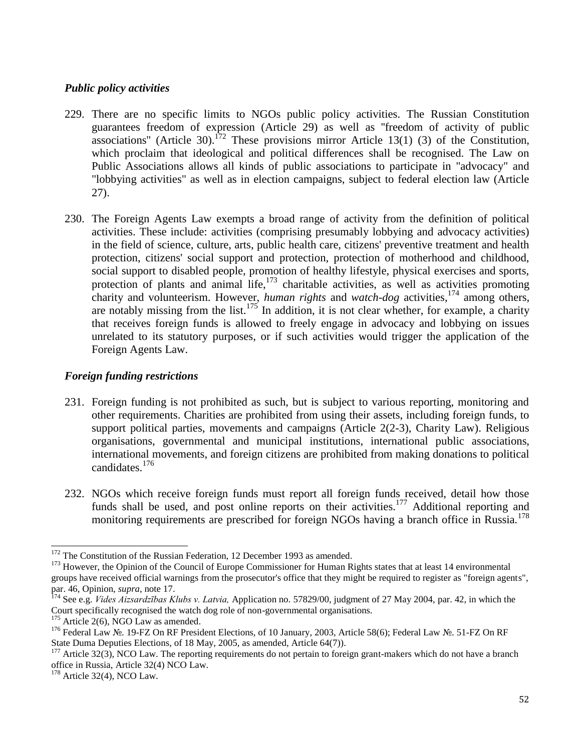### *Public policy activities*

229. There are no specific limits to NGOs public policy activities. The Russian Constitution guarantees freedom of expression (Article 29) as well as "freedom of activity of public associations" (Article 30).[172] These provisions mirror Article 13(1) (3) of the Constitution, which proclaim that ideological and political differences shall be recognised. The Law on Public Associations allows all kinds of public associations to participate in "advocacy" and "lobbying activities" as well as in election campaigns, subject to federal election law (Article 27).

230. The Foreign Agents Law exempts a broad range of activity from the definition of political activities. These include: activities (comprising presumably lobbying and advocacy activities) in the field of science, culture, arts, public health care, citizens' preventive treatment and health protection, citizens' social support and protection, protection of motherhood and childhood, social support to disabled people, promotion of healthy lifestyle, physical exercises and sports, protection of plants and animal life,[173] charitable activities, as well as activities promoting charity and volunteerism. However, *human rights* and *watch-dog* activities,[174] among others, are notably missing from the list.[175] In addition, it is not clear whether, for example, a charity that receives foreign funds is allowed to freely engage in advocacy and lobbying on issues unrelated to its statutory purposes, or if such activities would trigger the application of the Foreign Agents Law.

### *Foreign funding restrictions*

231. Foreign funding is not prohibited as such, but is subject to various reporting, monitoring and other requirements. Charities are prohibited from using their assets, including foreign funds, to support political parties, movements and campaigns (Article 2(2-3), Charity Law). Religious organisations, governmental and municipal institutions, international public associations, international movements, and foreign citizens are prohibited from making donations to political candidates.[176]

232. NGOs which receive foreign funds must report all foreign funds received, detail how those funds shall be used, and post online reports on their activities.[177] Additional reporting and monitoring requirements are prescribed for foreign NGOs having a branch office in Russia.[178]

---

[172] The Constitution of the Russian Federation, 12 December 1993 as amended.

[173] However, the Opinion of the Council of Europe Commissioner for Human Rights states that at least 14 environmental groups have received official warnings from the prosecutor's office that they might be required to register as "foreign agents", par. 46, Opinion, *supra*, note 17.

[174] See e.g. *Vides Aizsardzības Klubs v. Latvia,* Application no. 57829/00, judgment of 27 May 2004, par. 42, in which the Court specifically recognised the watch dog role of non-governmental organisations.

[175] Article 2(6), NGO Law as amended.

[176] Federal Law №. 19-FZ On RF President Elections, of 10 January, 2003, Article 58(6); Federal Law №. 51-FZ On RF State Duma Deputies Elections, of 18 May, 2005, as amended, Article 64(7)).

[177] Article 32(3), NCO Law. The reporting requirements do not pertain to foreign grant-makers which do not have a branch office in Russia, Article 32(4) NCO Law.

[178] Article 32(4), NCO Law.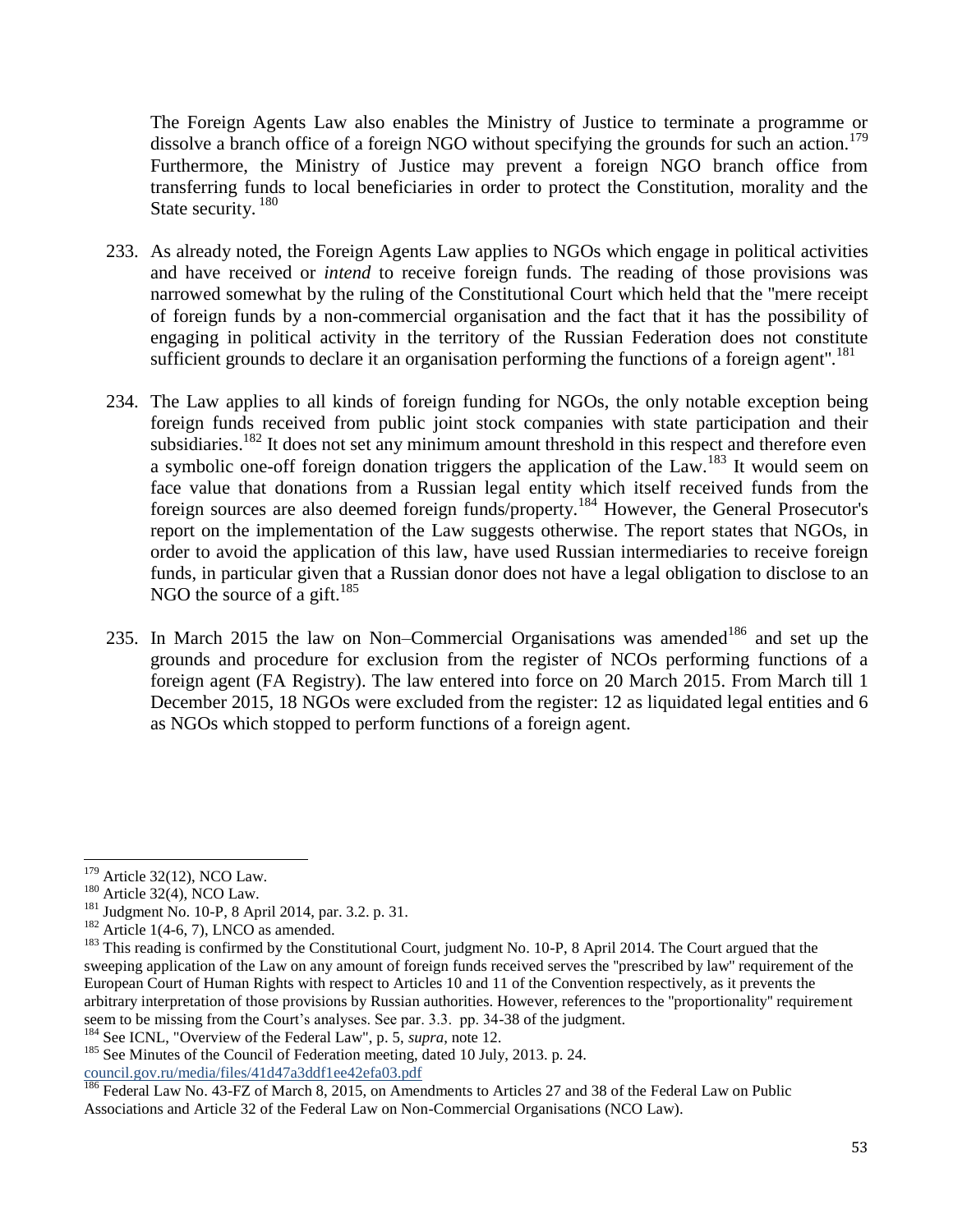The Foreign Agents Law also enables the Ministry of Justice to terminate a programme or dissolve a branch office of a foreign NGO without specifying the grounds for such an action.[179] Furthermore, the Ministry of Justice may prevent a foreign NGO branch office from transferring funds to local beneficiaries in order to protect the Constitution, morality and the State security.[180]

233. As already noted, the Foreign Agents Law applies to NGOs which engage in political activities and have received or *intend* to receive foreign funds. The reading of those provisions was narrowed somewhat by the ruling of the Constitutional Court which held that the "mere receipt of foreign funds by a non-commercial organisation and the fact that it has the possibility of engaging in political activity in the territory of the Russian Federation does not constitute sufficient grounds to declare it an organisation performing the functions of a foreign agent".[181]

234. The Law applies to all kinds of foreign funding for NGOs, the only notable exception being foreign funds received from public joint stock companies with state participation and their subsidiaries.[182] It does not set any minimum amount threshold in this respect and therefore even a symbolic one-off foreign donation triggers the application of the Law.[183] It would seem on face value that donations from a Russian legal entity which itself received funds from the foreign sources are also deemed foreign funds/property.[184] However, the General Prosecutor's report on the implementation of the Law suggests otherwise. The report states that NGOs, in order to avoid the application of this law, have used Russian intermediaries to receive foreign funds, in particular given that a Russian donor does not have a legal obligation to disclose to an NGO the source of a gift.[185]

235. In March 2015 the law on Non–Commercial Organisations was amended[186] and set up the grounds and procedure for exclusion from the register of NCOs performing functions of a foreign agent (FA Registry). The law entered into force on 20 March 2015. From March till 1 December 2015, 18 NGOs were excluded from the register: 12 as liquidated legal entities and 6 as NGOs which stopped to perform functions of a foreign agent.

---

[179] Article 32(12), NCO Law.

[180] Article 32(4), NCO Law.

[181] Judgment No. 10-P, 8 April 2014, par. 3.2. p. 31.

[182] Article 1(4-6, 7), LNCO as amended.

[183] This reading is confirmed by the Constitutional Court, judgment No. 10-P, 8 April 2014. The Court argued that the sweeping application of the Law on any amount of foreign funds received serves the "prescribed by law" requirement of the European Court of Human Rights with respect to Articles 10 and 11 of the Convention respectively, as it prevents the arbitrary interpretation of those provisions by Russian authorities. However, references to the "proportionality" requirement seem to be missing from the Court's analyses. See par. 3.3. pp. 34-38 of the judgment.

[184] See ICNL, "Overview of the Federal Law", p. 5, *supra*, note 12.

[185] See Minutes of the Council of Federation meeting, dated 10 July, 2013. p. 24. council.gov.ru/media/files/41d47a3ddf1ee42efa03.pdf

[186] Federal Law No. 43-FZ of March 8, 2015, on Amendments to Articles 27 and 38 of the Federal Law on Public Associations and Article 32 of the Federal Law on Non-Commercial Organisations (NCO Law).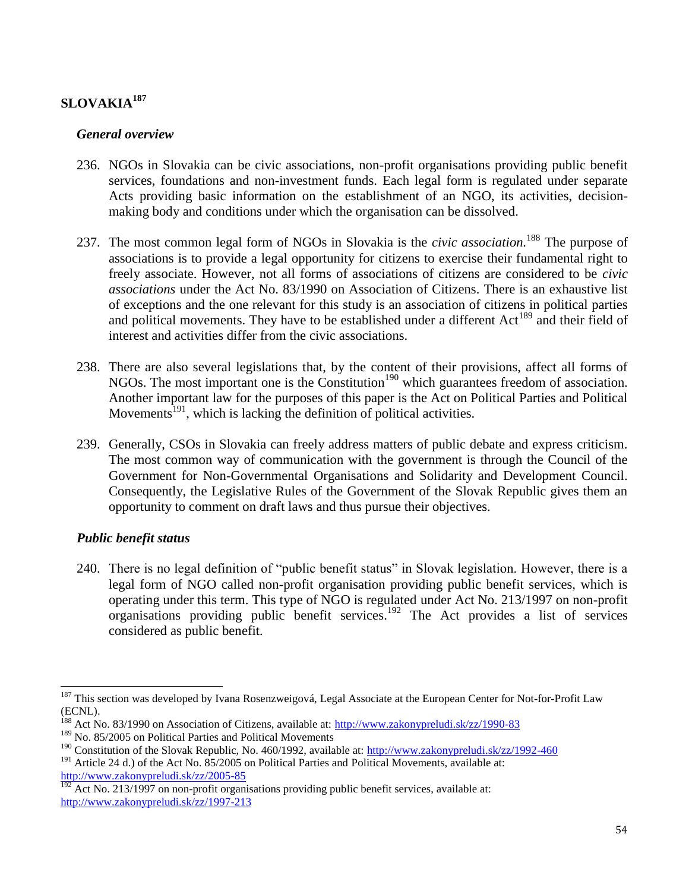## SLOVAKIA[187]

### *General overview*

236. NGOs in Slovakia can be civic associations, non-profit organisations providing public benefit services, foundations and non-investment funds. Each legal form is regulated under separate Acts providing basic information on the establishment of an NGO, its activities, decision-making body and conditions under which the organisation can be dissolved.

237. The most common legal form of NGOs in Slovakia is the *civic association.*[188] The purpose of associations is to provide a legal opportunity for citizens to exercise their fundamental right to freely associate. However, not all forms of associations of citizens are considered to be *civic associations* under the Act No. 83/1990 on Association of Citizens. There is an exhaustive list of exceptions and the one relevant for this study is an association of citizens in political parties and political movements. They have to be established under a different Act[189] and their field of interest and activities differ from the civic associations.

238. There are also several legislations that, by the content of their provisions, affect all forms of NGOs. The most important one is the Constitution[190] which guarantees freedom of association. Another important law for the purposes of this paper is the Act on Political Parties and Political Movements[191], which is lacking the definition of political activities.

239. Generally, CSOs in Slovakia can freely address matters of public debate and express criticism. The most common way of communication with the government is through the Council of the Government for Non-Governmental Organisations and Solidarity and Development Council. Consequently, the Legislative Rules of the Government of the Slovak Republic gives them an opportunity to comment on draft laws and thus pursue their objectives.

### *Public benefit status*

240. There is no legal definition of "public benefit status" in Slovak legislation. However, there is a legal form of NGO called non-profit organisation providing public benefit services, which is operating under this term. This type of NGO is regulated under Act No. 213/1997 on non-profit organisations providing public benefit services.[192] The Act provides a list of services considered as public benefit.

---

[187] This section was developed by Ivana Rosenzweigová, Legal Associate at the European Center for Not-for-Profit Law (ECNL).

[188] Act No. 83/1990 on Association of Citizens, available at: http://www.zakonypreludi.sk/zz/1990-83

[189] No. 85/2005 on Political Parties and Political Movements

[190] Constitution of the Slovak Republic, No. 460/1992, available at: http://www.zakonypreludi.sk/zz/1992-460

[191] Article 24 d.) of the Act No. 85/2005 on Political Parties and Political Movements, available at: http://www.zakonypreludi.sk/zz/2005-85

[192] Act No. 213/1997 on non-profit organisations providing public benefit services, available at: http://www.zakonypreludi.sk/zz/1997-213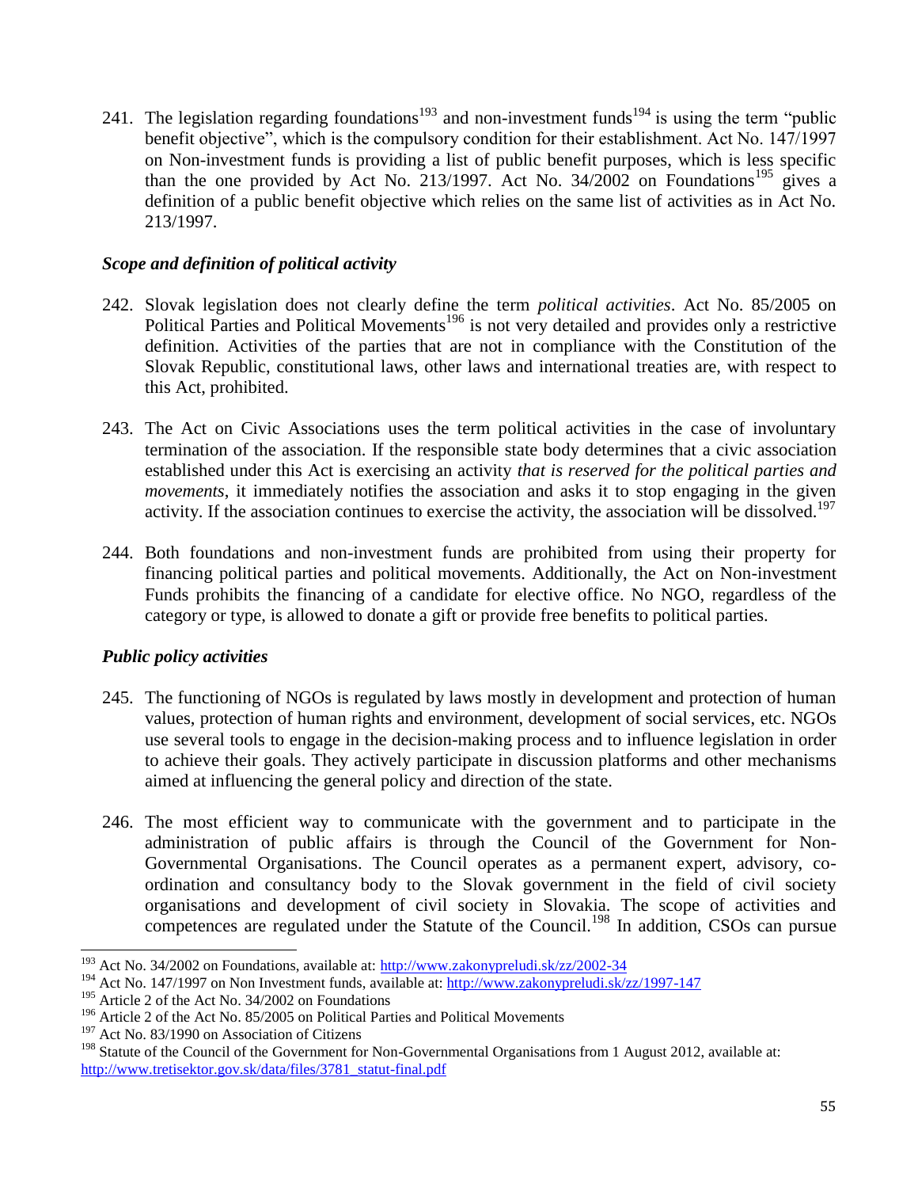241. The legislation regarding foundations[193] and non-investment funds[194] is using the term "public benefit objective", which is the compulsory condition for their establishment. Act No. 147/1997 on Non-investment funds is providing a list of public benefit purposes, which is less specific than the one provided by Act No. 213/1997. Act No. 34/2002 on Foundations[195] gives a definition of a public benefit objective which relies on the same list of activities as in Act No. 213/1997.

### *Scope and definition of political activity*

242. Slovak legislation does not clearly define the term *political activities*. Act No. 85/2005 on Political Parties and Political Movements[196] is not very detailed and provides only a restrictive definition. Activities of the parties that are not in compliance with the Constitution of the Slovak Republic, constitutional laws, other laws and international treaties are, with respect to this Act, prohibited.

243. The Act on Civic Associations uses the term political activities in the case of involuntary termination of the association. If the responsible state body determines that a civic association established under this Act is exercising an activity *that is reserved for the political parties and movements*, it immediately notifies the association and asks it to stop engaging in the given activity. If the association continues to exercise the activity, the association will be dissolved.[197]

244. Both foundations and non-investment funds are prohibited from using their property for financing political parties and political movements. Additionally, the Act on Non-investment Funds prohibits the financing of a candidate for elective office. No NGO, regardless of the category or type, is allowed to donate a gift or provide free benefits to political parties.

### *Public policy activities*

245. The functioning of NGOs is regulated by laws mostly in development and protection of human values, protection of human rights and environment, development of social services, etc. NGOs use several tools to engage in the decision-making process and to influence legislation in order to achieve their goals. They actively participate in discussion platforms and other mechanisms aimed at influencing the general policy and direction of the state.

246. The most efficient way to communicate with the government and to participate in the administration of public affairs is through the Council of the Government for Non-Governmental Organisations. The Council operates as a permanent expert, advisory, co-ordination and consultancy body to the Slovak government in the field of civil society organisations and development of civil society in Slovakia. The scope of activities and competences are regulated under the Statute of the Council.[198] In addition, CSOs can pursue

---

[193] Act No. 34/2002 on Foundations, available at: http://www.zakonypreludi.sk/zz/2002-34

[194] Act No. 147/1997 on Non Investment funds, available at: http://www.zakonypreludi.sk/zz/1997-147

[195] Article 2 of the Act No. 34/2002 on Foundations

[196] Article 2 of the Act No. 85/2005 on Political Parties and Political Movements

[197] Act No. 83/1990 on Association of Citizens

[198] Statute of the Council of the Government for Non-Governmental Organisations from 1 August 2012, available at: http://www.tretisektor.gov.sk/data/files/3781_statut-final.pdf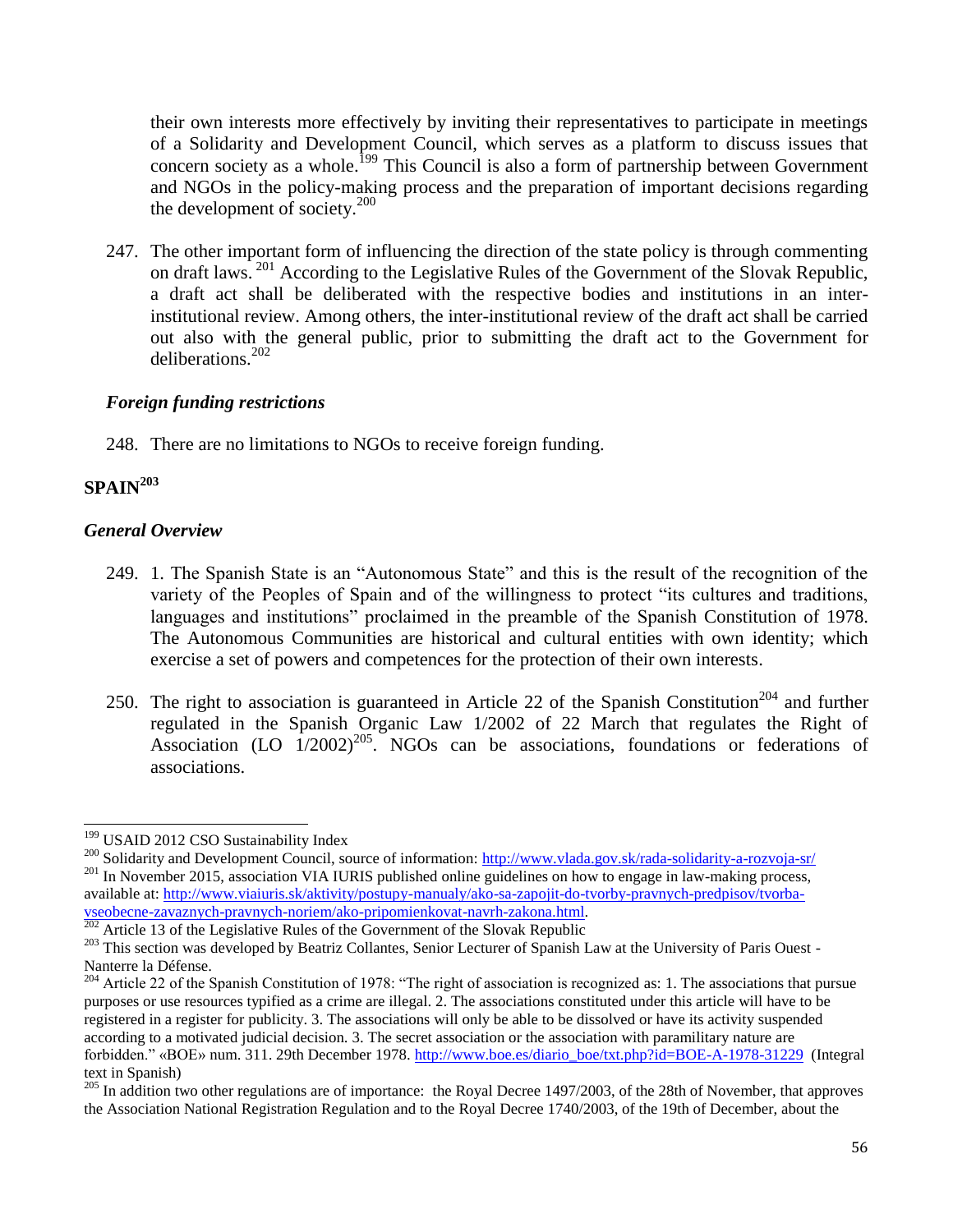their own interests more effectively by inviting their representatives to participate in meetings of a Solidarity and Development Council, which serves as a platform to discuss issues that concern society as a whole.[199] This Council is also a form of partnership between Government and NGOs in the policy-making process and the preparation of important decisions regarding the development of society.[200]

247. The other important form of influencing the direction of the state policy is through commenting on draft laws.[201] According to the Legislative Rules of the Government of the Slovak Republic, a draft act shall be deliberated with the respective bodies and institutions in an inter-institutional review. Among others, the inter-institutional review of the draft act shall be carried out also with the general public, prior to submitting the draft act to the Government for deliberations.[202]

### *Foreign funding restrictions*

248. There are no limitations to NGOs to receive foreign funding.

## SPAIN[203]

### *General Overview*

249. 1. The Spanish State is an "Autonomous State" and this is the result of the recognition of the variety of the Peoples of Spain and of the willingness to protect "its cultures and traditions, languages and institutions" proclaimed in the preamble of the Spanish Constitution of 1978. The Autonomous Communities are historical and cultural entities with own identity; which exercise a set of powers and competences for the protection of their own interests.

250. The right to association is guaranteed in Article 22 of the Spanish Constitution[204] and further regulated in the Spanish Organic Law 1/2002 of 22 March that regulates the Right of Association (LO 1/2002)[205]. NGOs can be associations, foundations or federations of associations.

---

[199] USAID 2012 CSO Sustainability Index

[200] Solidarity and Development Council, source of information: http://www.vlada.gov.sk/rada-solidarity-a-rozvoja-sr/

[201] In November 2015, association VIA IURIS published online guidelines on how to engage in law-making process, available at: http://www.viaiuris.sk/aktivity/postupy-manualy/ako-sa-zapojit-do-tvorby-pravnych-predpisov/tvorba-vseobecne-zavaznych-pravnych-noriem/ako-pripomienkovat-navrh-zakona.html.

[202] Article 13 of the Legislative Rules of the Government of the Slovak Republic

[203] This section was developed by Beatriz Collantes, Senior Lecturer of Spanish Law at the University of Paris Ouest - Nanterre la Défense.

[204] Article 22 of the Spanish Constitution of 1978: "The right of association is recognized as: 1. The associations that pursue purposes or use resources typified as a crime are illegal. 2. The associations constituted under this article will have to be registered in a register for publicity. 3. The associations will only be able to be dissolved or have its activity suspended according to a motivated judicial decision. 3. The secret association or the association with paramilitary nature are forbidden." «BOE» num. 311. 29th December 1978. http://www.boe.es/diario_boe/txt.php?id=BOE-A-1978-31229 (Integral text in Spanish)

[205] In addition two other regulations are of importance: the Royal Decree 1497/2003, of the 28th of November, that approves the Association National Registration Regulation and to the Royal Decree 1740/2003, of the 19th of December, about the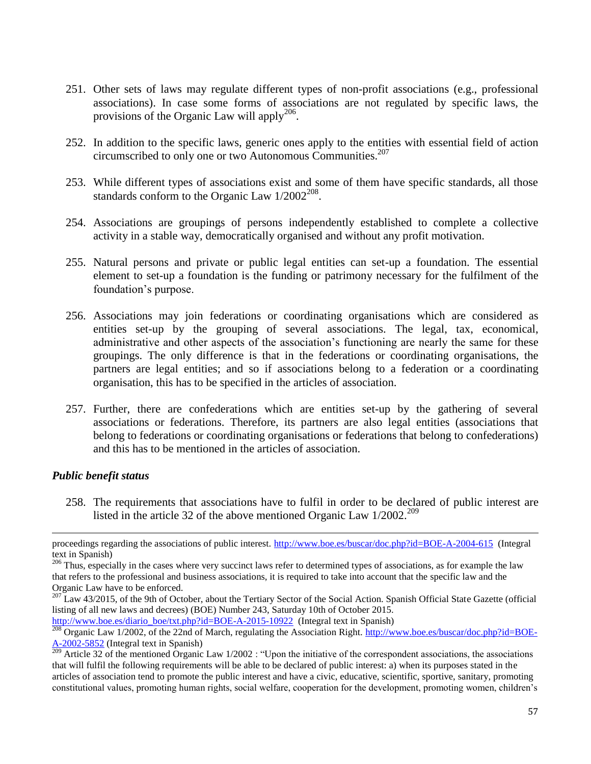251. Other sets of laws may regulate different types of non-profit associations (e.g., professional associations). In case some forms of associations are not regulated by specific laws, the provisions of the Organic Law will apply[206].

252. In addition to the specific laws, generic ones apply to the entities with essential field of action circumscribed to only one or two Autonomous Communities.[207]

253. While different types of associations exist and some of them have specific standards, all those standards conform to the Organic Law 1/2002[208].

254. Associations are groupings of persons independently established to complete a collective activity in a stable way, democratically organised and without any profit motivation.

255. Natural persons and private or public legal entities can set-up a foundation. The essential element to set-up a foundation is the funding or patrimony necessary for the fulfilment of the foundation's purpose.

256. Associations may join federations or coordinating organisations which are considered as entities set-up by the grouping of several associations. The legal, tax, economical, administrative and other aspects of the association's functioning are nearly the same for these groupings. The only difference is that in the federations or coordinating organisations, the partners are legal entities; and so if associations belong to a federation or a coordinating organisation, this has to be specified in the articles of association.

257. Further, there are confederations which are entities set-up by the gathering of several associations or federations. Therefore, its partners are also legal entities (associations that belong to federations or coordinating organisations or federations that belong to confederations) and this has to be mentioned in the articles of association.

***Public benefit status***

258. The requirements that associations have to fulfil in order to be declared of public interest are listed in the article 32 of the above mentioned Organic Law 1/2002.[209]

---

proceedings regarding the associations of public interest. http://www.boe.es/buscar/doc.php?id=BOE-A-2004-615 (Integral text in Spanish)

[206] Thus, especially in the cases where very succinct laws refer to determined types of associations, as for example the law that refers to the professional and business associations, it is required to take into account that the specific law and the Organic Law have to be enforced.

[207] Law 43/2015, of the 9th of October, about the Tertiary Sector of the Social Action. Spanish Official State Gazette (official listing of all new laws and decrees) (BOE) Number 243, Saturday 10th of October 2015. http://www.boe.es/diario_boe/txt.php?id=BOE-A-2015-10922 (Integral text in Spanish)

[208] Organic Law 1/2002, of the 22nd of March, regulating the Association Right. http://www.boe.es/buscar/doc.php?id=BOE-A-2002-5852 (Integral text in Spanish)

[209] Article 32 of the mentioned Organic Law 1/2002 : "Upon the initiative of the correspondent associations, the associations that will fulfil the following requirements will be able to be declared of public interest: a) when its purposes stated in the articles of association tend to promote the public interest and have a civic, educative, scientific, sportive, sanitary, promoting constitutional values, promoting human rights, social welfare, cooperation for the development, promoting women, children's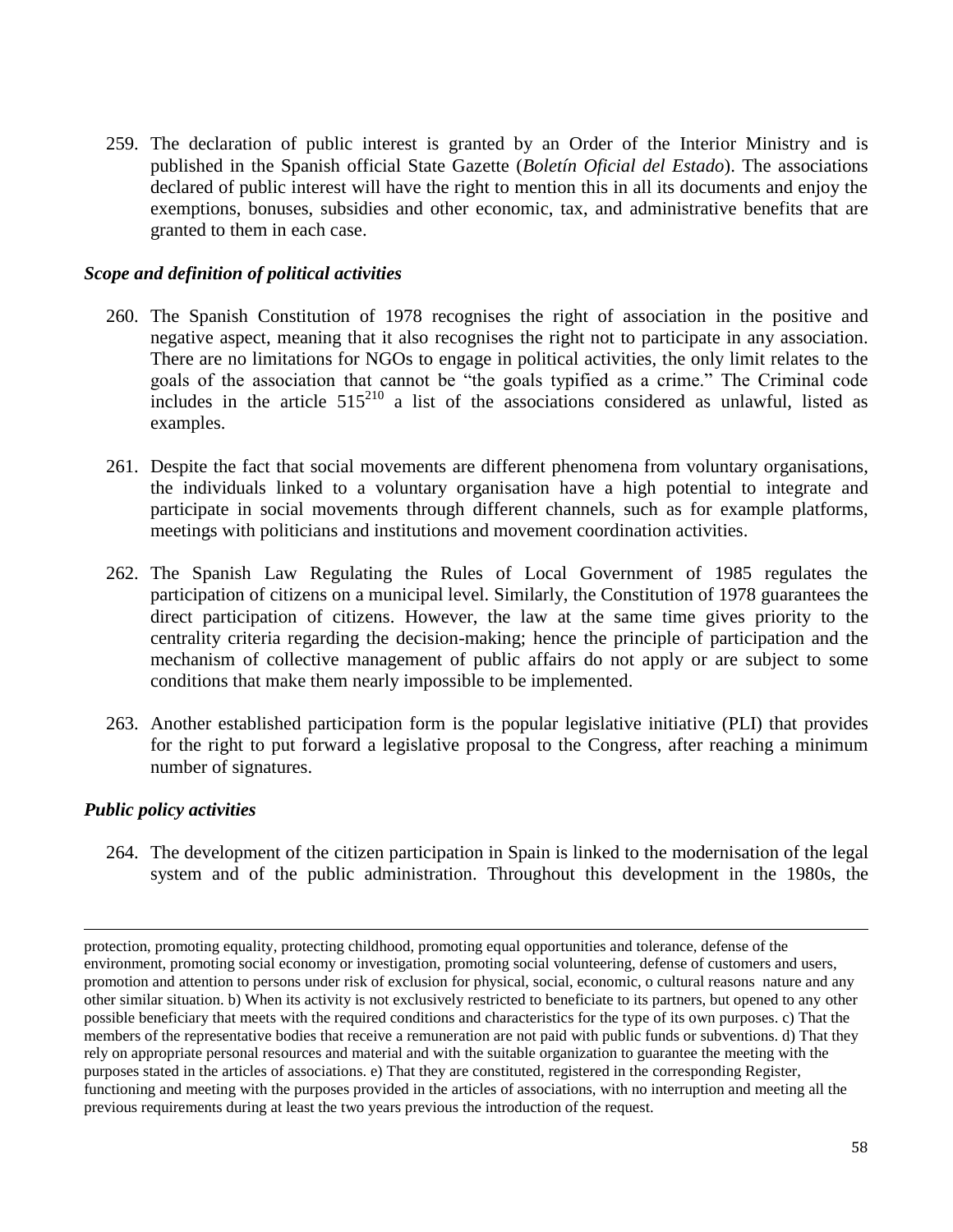259. The declaration of public interest is granted by an Order of the Interior Ministry and is published in the Spanish official State Gazette (*Boletín Oficial del Estado*). The associations declared of public interest will have the right to mention this in all its documents and enjoy the exemptions, bonuses, subsidies and other economic, tax, and administrative benefits that are granted to them in each case.

### *Scope and definition of political activities*

260. The Spanish Constitution of 1978 recognises the right of association in the positive and negative aspect, meaning that it also recognises the right not to participate in any association. There are no limitations for NGOs to engage in political activities, the only limit relates to the goals of the association that cannot be "the goals typified as a crime." The Criminal code includes in the article 515[210] a list of the associations considered as unlawful, listed as examples.

261. Despite the fact that social movements are different phenomena from voluntary organisations, the individuals linked to a voluntary organisation have a high potential to integrate and participate in social movements through different channels, such as for example platforms, meetings with politicians and institutions and movement coordination activities.

262. The Spanish Law Regulating the Rules of Local Government of 1985 regulates the participation of citizens on a municipal level. Similarly, the Constitution of 1978 guarantees the direct participation of citizens. However, the law at the same time gives priority to the centrality criteria regarding the decision-making; hence the principle of participation and the mechanism of collective management of public affairs do not apply or are subject to some conditions that make them nearly impossible to be implemented.

263. Another established participation form is the popular legislative initiative (PLI) that provides for the right to put forward a legislative proposal to the Congress, after reaching a minimum number of signatures.

### *Public policy activities*

264. The development of the citizen participation in Spain is linked to the modernisation of the legal system and of the public administration. Throughout this development in the 1980s, the

---

protection, promoting equality, protecting childhood, promoting equal opportunities and tolerance, defense of the environment, promoting social economy or investigation, promoting social volunteering, defense of customers and users, promotion and attention to persons under risk of exclusion for physical, social, economic, o cultural reasons nature and any other similar situation. b) When its activity is not exclusively restricted to beneficiate to its partners, but opened to any other possible beneficiary that meets with the required conditions and characteristics for the type of its own purposes. c) That the members of the representative bodies that receive a remuneration are not paid with public funds or subventions. d) That they rely on appropriate personal resources and material and with the suitable organization to guarantee the meeting with the purposes stated in the articles of associations. e) That they are constituted, registered in the corresponding Register, functioning and meeting with the purposes provided in the articles of associations, with no interruption and meeting all the previous requirements during at least the two years previous the introduction of the request.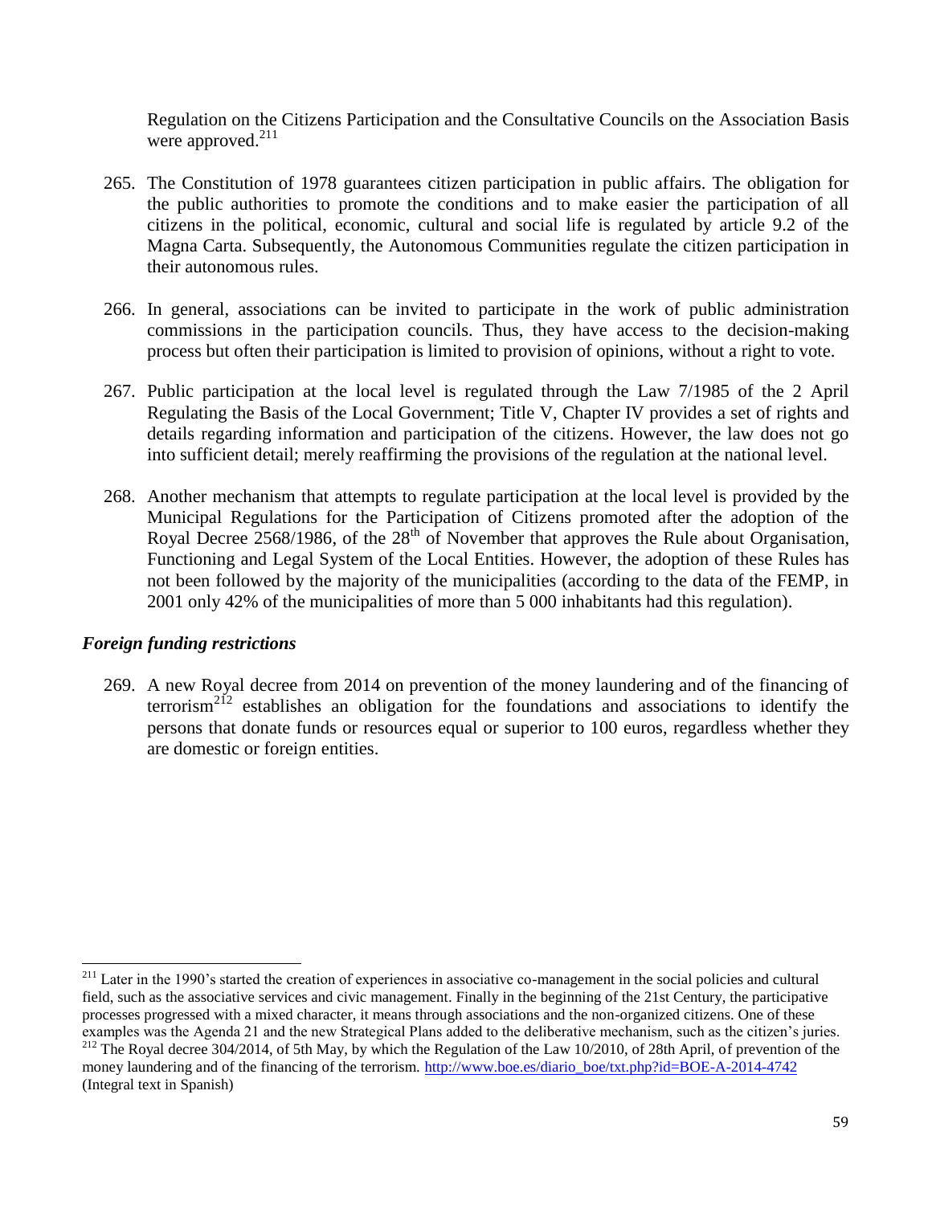Regulation on the Citizens Participation and the Consultative Councils on the Association Basis were approved.[211]

265. The Constitution of 1978 guarantees citizen participation in public affairs. The obligation for the public authorities to promote the conditions and to make easier the participation of all citizens in the political, economic, cultural and social life is regulated by article 9.2 of the Magna Carta. Subsequently, the Autonomous Communities regulate the citizen participation in their autonomous rules.

266. In general, associations can be invited to participate in the work of public administration commissions in the participation councils. Thus, they have access to the decision-making process but often their participation is limited to provision of opinions, without a right to vote.

267. Public participation at the local level is regulated through the Law 7/1985 of the 2 April Regulating the Basis of the Local Government; Title V, Chapter IV provides a set of rights and details regarding information and participation of the citizens. However, the law does not go into sufficient detail; merely reaffirming the provisions of the regulation at the national level.

268. Another mechanism that attempts to regulate participation at the local level is provided by the Municipal Regulations for the Participation of Citizens promoted after the adoption of the Royal Decree 2568/1986, of the 28th of November that approves the Rule about Organisation, Functioning and Legal System of the Local Entities. However, the adoption of these Rules has not been followed by the majority of the municipalities (according to the data of the FEMP, in 2001 only 42% of the municipalities of more than 5 000 inhabitants had this regulation).

### *Foreign funding restrictions*

269. A new Royal decree from 2014 on prevention of the money laundering and of the financing of terrorism[212] establishes an obligation for the foundations and associations to identify the persons that donate funds or resources equal or superior to 100 euros, regardless whether they are domestic or foreign entities.

---

[211] Later in the 1990's started the creation of experiences in associative co-management in the social policies and cultural field, such as the associative services and civic management. Finally in the beginning of the 21st Century, the participative processes progressed with a mixed character, it means through associations and the non-organized citizens. One of these examples was the Agenda 21 and the new Strategical Plans added to the deliberative mechanism, such as the citizen's juries.

[212] The Royal decree 304/2014, of 5th May, by which the Regulation of the Law 10/2010, of 28th April, of prevention of the money laundering and of the financing of the terrorism. http://www.boe.es/diario_boe/txt.php?id=BOE-A-2014-4742 (Integral text in Spanish)